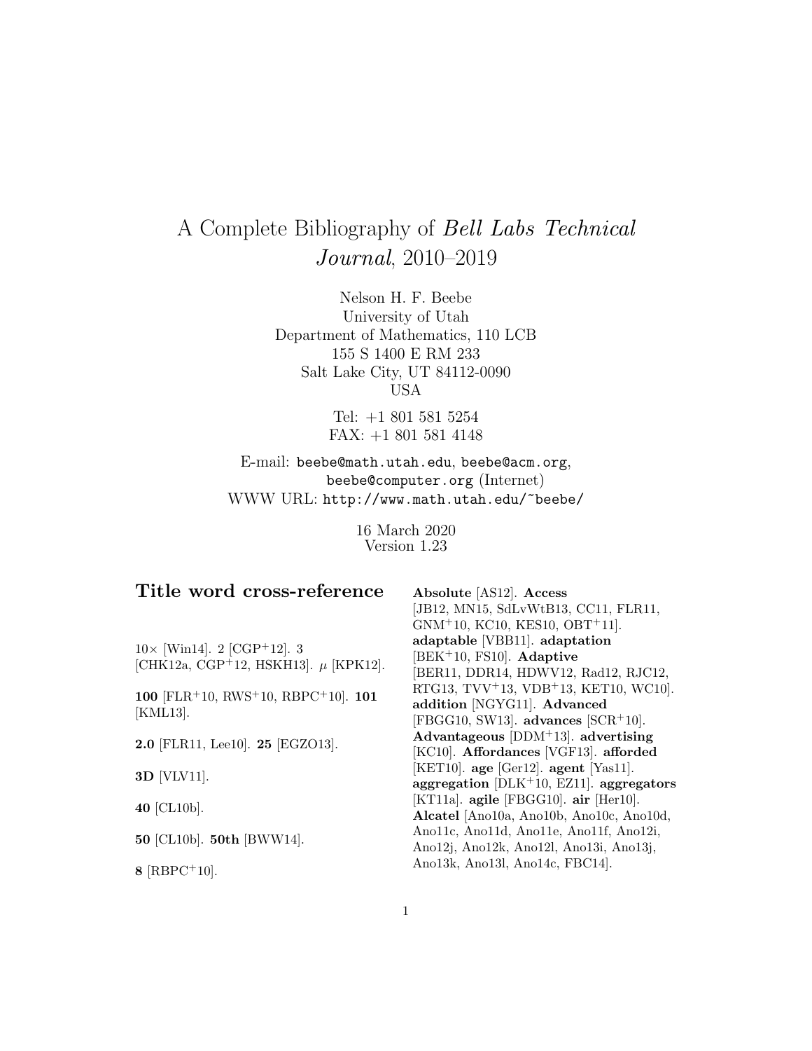# A Complete Bibliography of *Bell Labs Technical Journal*, 2010–2019

Nelson H. F. Beebe
University of Utah
Department of Mathematics, 110 LCB
155 S 1400 E RM 233
Salt Lake City, UT 84112-0090
USA

Tel: +1 801 581 5254
FAX: +1 801 581 4148

E-mail: `beebe@math.utah.edu`, `beebe@acm.org`, `beebe@computer.org` (Internet)
WWW URL: `http://www.math.utah.edu/~beebe/`

16 March 2020
Version 1.23

## Title word cross-reference

$10\times$ [Win14]. 2 [CGP+12]. 3 [CHK12a, CGP+12, HSKH13]. $\mu$ [KPK12].

**100** [FLR+10, RWS+10, RBPC+10]. **101** [KML13].

**2.0** [FLR11, Lee10]. **25** [EGZO13].

**3D** [VLV11].

**40** [CL10b].

**50** [CL10b]. **50th** [BWW14].

**8** [RBPC+10].

**Absolute** [AS12]. **Access** [JB12, MN15, SdLvWtB13, CC11, FLR11, GNM+10, KC10, KES10, OBT+11]. **adaptable** [VBB11]. **adaptation** [BEK+10, FS10]. **Adaptive** [BER11, DDR14, HDWV12, Rad12, RJC12, RTG13, TVV+13, VDB+13, KET10, WC10]. **addition** [NGYG11]. **Advanced** [FBGG10, SW13]. **advances** [SCR+10]. **Advantageous** [DDM+13]. **advertising** [KC10]. **Affordances** [VGF13]. **afforded** [KET10]. **age** [Ger12]. **agent** [Yas11]. **aggregation** [DLK+10, EZ11]. **aggregators** [KT11a]. **agile** [FBGG10]. **air** [Her10]. **Alcatel** [Ano10a, Ano10b, Ano10c, Ano10d, Ano11c, Ano11d, Ano11e, Ano11f, Ano12i, Ano12j, Ano12k, Ano12l, Ano13i, Ano13j, Ano13k, Ano13l, Ano14c, FBC14].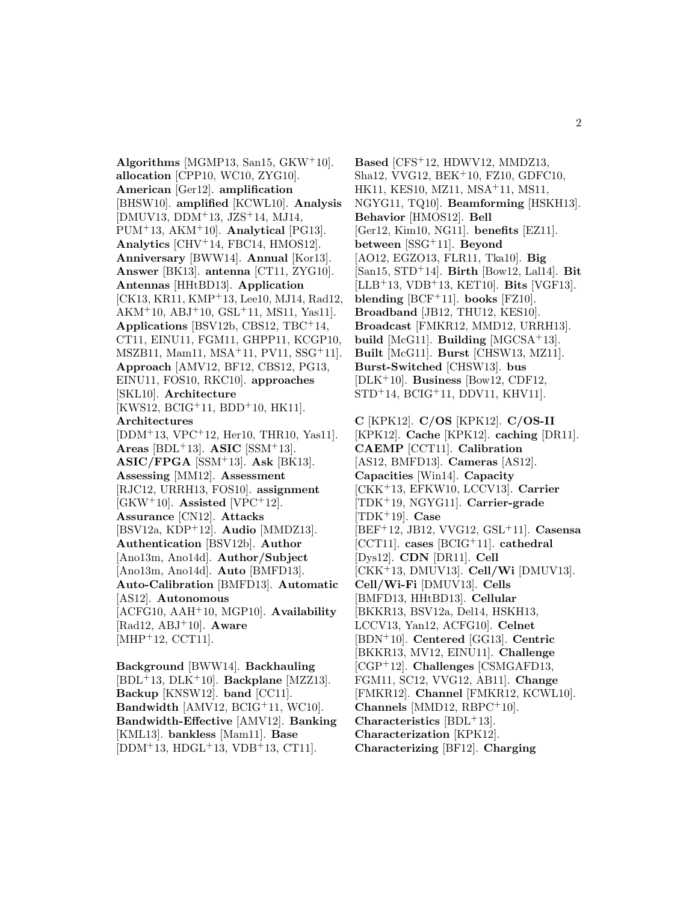**Algorithms** [MGMP13, San15, GKW+10]. **allocation** [CPP10, WC10, ZYG10]. **American** [Ger12]. **amplification** [BHSW10]. **amplified** [KCWL10]. **Analysis** [DMUV13, DDM+13, JZS+14, MJ14, PUM+13, AKM+10]. **Analytical** [PG13]. **Analytics** [CHV+14, FBC14, HMOS12]. **Anniversary** [BWW14]. **Annual** [Kor13]. **Answer** [BK13]. **antenna** [CT11, ZYG10]. **Antennas** [HHtBD13]. **Application** [CK13, KR11, KMP+13, Lee10, MJ14, Rad12, AKM+10, ABJ+10, GSL+11, MS11, Yas11]. **Applications** [BSV12b, CBS12, TBC+14, CT11, EINU11, FGM11, GHPP11, KCGP10, MSZB11, Mam11, MSA+11, PV11, SSG+11]. **Approach** [AMV12, BF12, CBS12, PG13, EINU11, FOS10, RKC10]. **approaches** [SKL10]. **Architecture** [KWS12, BCIG+11, BDD+10, HK11]. **Architectures** [DDM+13, VPC+12, Her10, THR10, Yas11]. **Areas** [BDL+13]. **ASIC** [SSM+13]. **ASIC/FPGA** [SSM+13]. **Ask** [BK13]. **Assessing** [MM12]. **Assessment** [RJC12, URRH13, FOS10]. **assignment** [GKW+10]. **Assisted** [VPC+12]. **Assurance** [CN12]. **Attacks** [BSV12a, KDP+12]. **Audio** [MMDZ13]. **Authentication** [BSV12b]. **Author** [Ano13m, Ano14d]. **Author/Subject** [Ano13m, Ano14d]. **Auto** [BMFD13]. **Auto-Calibration** [BMFD13]. **Automatic** [AS12]. **Autonomous** [ACFG10, AAH+10, MGP10]. **Availability** [Rad12, ABJ+10]. **Aware** [MHP+12, CCT11].

**Background** [BWW14]. **Backhauling** [BDL+13, DLK+10]. **Backplane** [MZZ13]. **Backup** [KNSW12]. **band** [CC11]. **Bandwidth** [AMV12, BCIG+11, WC10]. **Bandwidth-Effective** [AMV12]. **Banking** [KML13]. **bankless** [Mam11]. **Base** [DDM+13, HDGL+13, VDB+13, CT11]. **Based** [CFS+12, HDWV12, MMDZ13, Sha12, VVG12, BEK+10, FZ10, GDFC10, HK11, KES10, MZ11, MSA+11, MS11, NGYG11, TQ10]. **Beamforming** [HSKH13]. **Behavior** [HMOS12]. **Bell** [Ger12, Kim10, NG11]. **benefits** [EZ11]. **between** [SSG+11]. **Beyond** [AO12, EGZO13, FLR11, Tka10]. **Big** [San15, STD+14]. **Birth** [Bow12, Lal14]. **Bit** [LLB+13, VDB+13, KET10]. **Bits** [VGF13]. **blending** [BCF+11]. **books** [FZ10]. **Broadband** [JB12, THU12, KES10]. **Broadcast** [FMKR12, MMD12, URRH13]. **build** [McG11]. **Building** [MGCSA+13]. **Built** [McG11]. **Burst** [CHSW13, MZ11]. **Burst-Switched** [CHSW13]. **bus** [DLK+10]. **Business** [Bow12, CDF12, STD+14, BCIG+11, DDV11, KHV11].

**C** [KPK12]. **C/OS** [KPK12]. **C/OS-II** [KPK12]. **Cache** [KPK12]. **caching** [DR11]. **CAEMP** [CCT11]. **Calibration** [AS12, BMFD13]. **Cameras** [AS12]. **Capacities** [Win14]. **Capacity** [CKK+13, EFKW10, LCCV13]. **Carrier** [TDK+19, NGYG11]. **Carrier-grade** [TDK+19]. **Case** [BEF+12, JB12, VVG12, GSL+11]. **Casensa** [CCT11]. **cases** [BCIG+11]. **cathedral** [Dys12]. **CDN** [DR11]. **Cell** [CKK+13, DMUV13]. **Cell/Wi** [DMUV13]. **Cell/Wi-Fi** [DMUV13]. **Cells** [BMFD13, HHtBD13]. **Cellular** [BKKR13, BSV12a, Del14, HSKH13, LCCV13, Yan12, ACFG10]. **Celnet** [BDN+10]. **Centered** [GG13]. **Centric** [BKKR13, MV12, EINU11]. **Challenge** [CGP+12]. **Challenges** [CSMGAFD13, FGM11, SC12, VVG12, AB11]. **Change** [FMKR12, KCWL10]. **Channel** [FMKR12, KCWL10]. **Channels** [MMD12, RBPC+10]. **Characteristics** [BDL+13]. **Characterization** [KPK12]. **Characterizing** [BF12]. **Charging**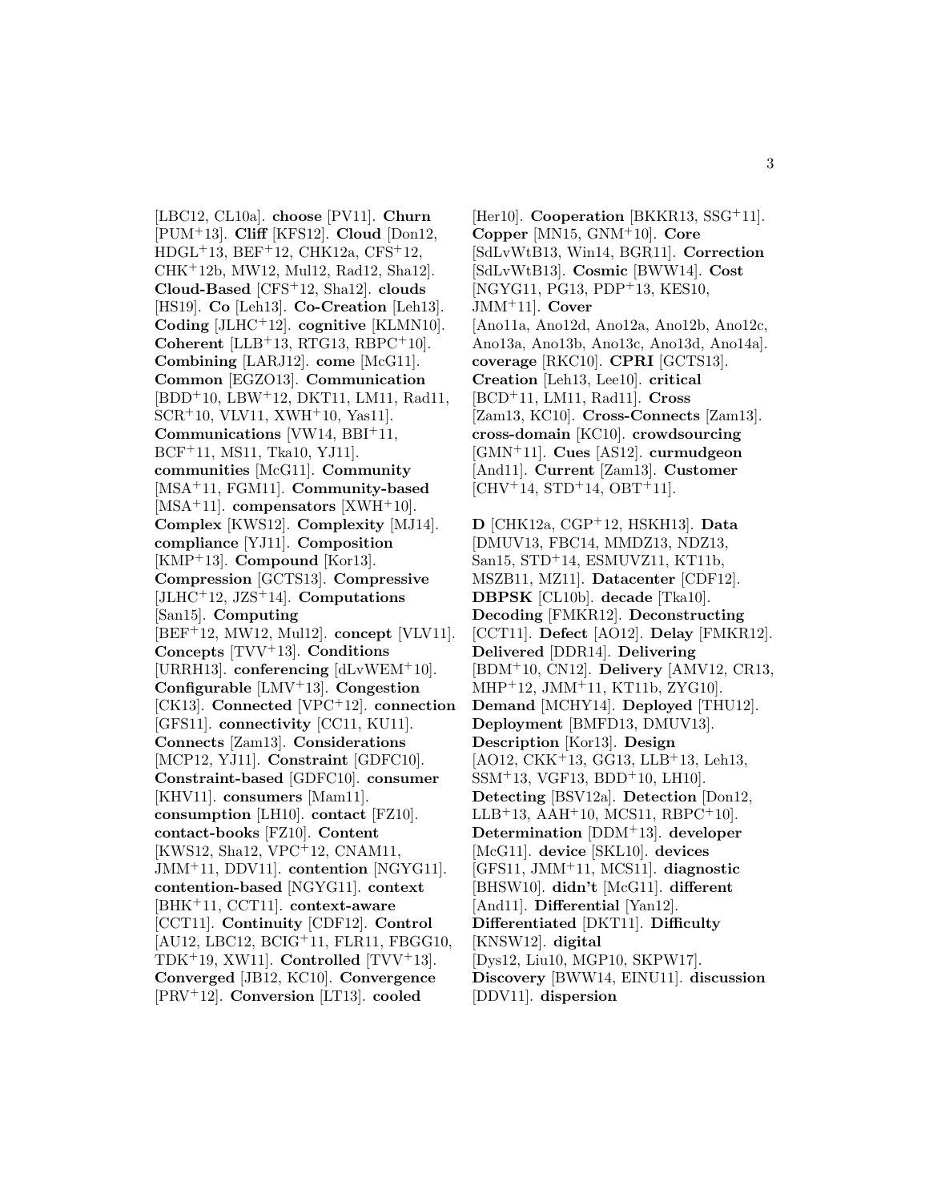[LBC12, CL10a]. **choose** [PV11]. **Churn** [PUM+13]. **Cliff** [KFS12]. **Cloud** [Don12, HDGL+13, BEF+12, CHK12a, CFS+12, CHK+12b, MW12, Mul12, Rad12, Sha12]. **Cloud-Based** [CFS+12, Sha12]. **clouds** [HS19]. **Co** [Leh13]. **Co-Creation** [Leh13]. **Coding** [JLHC+12]. **cognitive** [KLMN10]. **Coherent** [LLB+13, RTG13, RBPC+10]. **Combining** [LARJ12]. **come** [McG11]. **Common** [EGZO13]. **Communication** [BDD+10, LBW+12, DKT11, LM11, Rad11, SCR+10, VLV11, XWH+10, Yas11]. **Communications** [VW14, BBI+11, BCF+11, MS11, Tka10, YJ11]. **communities** [McG11]. **Community** [MSA+11, FGM11]. **Community-based** [MSA+11]. **compensators** [XWH+10]. **Complex** [KWS12]. **Complexity** [MJ14]. **compliance** [YJ11]. **Composition** [KMP+13]. **Compound** [Kor13]. **Compression** [GCTS13]. **Compressive** [JLHC+12, JZS+14]. **Computations** [San15]. **Computing** [BEF+12, MW12, Mul12]. **concept** [VLV11]. **Concepts** [TVV+13]. **Conditions** [URRH13]. **conferencing** [dLvWEM+10]. **Configurable** [LMV+13]. **Congestion** [CK13]. **Connected** [VPC+12]. **connection** [GFS11]. **connectivity** [CC11, KU11]. **Connects** [Zam13]. **Considerations** [MCP12, YJ11]. **Constraint** [GDFC10]. **Constraint-based** [GDFC10]. **consumer** [KHV11]. **consumers** [Mam11]. **consumption** [LH10]. **contact** [FZ10]. **contact-books** [FZ10]. **Content** [KWS12, Sha12, VPC+12, CNAM11, JMM+11, DDV11]. **contention** [NGYG11]. **contention-based** [NGYG11]. **context** [BHK+11, CCT11]. **context-aware** [CCT11]. **Continuity** [CDF12]. **Control** [AU12, LBC12, BCIG+11, FLR11, FBGG10, TDK+19, XW11]. **Controlled** [TVV+13]. **Converged** [JB12, KC10]. **Convergence** [PRV+12]. **Conversion** [LT13]. **cooled** [Her10]. **Cooperation** [BKKR13, SSG+11]. **Copper** [MN15, GNM+10]. **Core** [SdLvWtB13, Win14, BGR11]. **Correction** [SdLvWtB13]. **Cosmic** [BWW14]. **Cost** [NGYG11, PG13, PDP+13, KES10, JMM+11]. **Cover** [Ano11a, Ano12d, Ano12a, Ano12b, Ano12c, Ano13a, Ano13b, Ano13c, Ano13d, Ano14a]. **coverage** [RKC10]. **CPRI** [GCTS13]. **Creation** [Leh13, Lee10]. **critical** [BCD+11, LM11, Rad11]. **Cross** [Zam13, KC10]. **Cross-Connects** [Zam13]. **cross-domain** [KC10]. **crowdsourcing** [GMN+11]. **Cues** [AS12]. **curmudgeon** [And11]. **Current** [Zam13]. **Customer** [CHV+14, STD+14, OBT+11].

**D** [CHK12a, CGP+12, HSKH13]. **Data** [DMUV13, FBC14, MMDZ13, NDZ13, San15, STD+14, ESMUVZ11, KT11b, MSZB11, MZ11]. **Datacenter** [CDF12]. **DBPSK** [CL10b]. **decade** [Tka10]. **Decoding** [FMKR12]. **Deconstructing** [CCT11]. **Defect** [AO12]. **Delay** [FMKR12]. **Delivered** [DDR14]. **Delivering** [BDM+10, CN12]. **Delivery** [AMV12, CR13, MHP+12, JMM+11, KT11b, ZYG10]. **Demand** [MCHY14]. **Deployed** [THU12]. **Deployment** [BMFD13, DMUV13]. **Description** [Kor13]. **Design** [AO12, CKK+13, GG13, LLB+13, Leh13, SSM+13, VGF13, BDD+10, LH10]. **Detecting** [BSV12a]. **Detection** [Don12, LLB+13, AAH+10, MCS11, RBPC+10]. **Determination** [DDM+13]. **developer** [McG11]. **device** [SKL10]. **devices** [GFS11, JMM+11, MCS11]. **diagnostic** [BHSW10]. **didn't** [McG11]. **different** [And11]. **Differential** [Yan12]. **Differentiated** [DKT11]. **Difficulty** [KNSW12]. **digital** [Dys12, Liu10, MGP10, SKPW17]. **Discovery** [BWW14, EINU11]. **discussion** [DDV11]. **dispersion**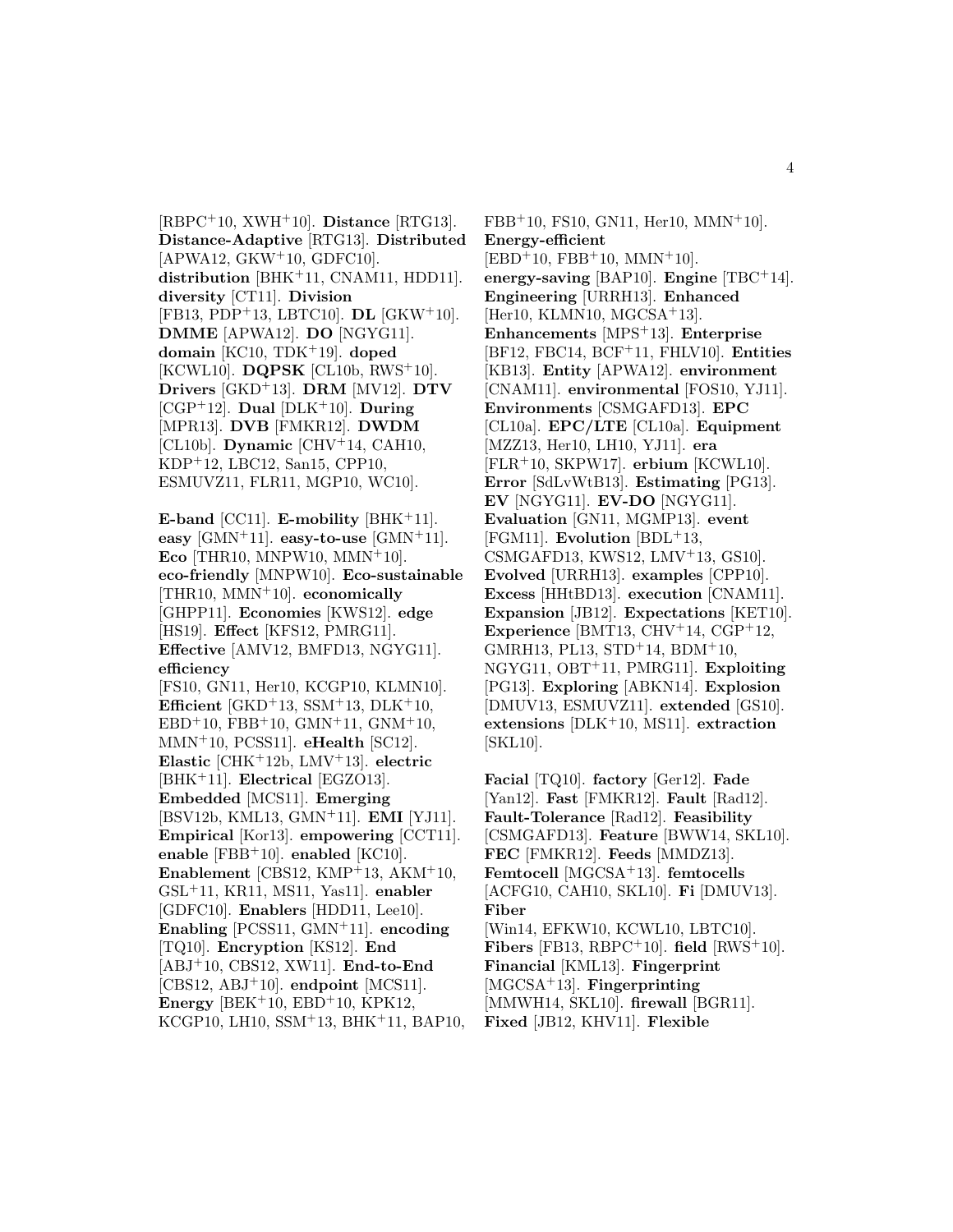[RBPC[+]10, XWH[+]10]. **Distance** [RTG13]. **Distance-Adaptive** [RTG13]. **Distributed** [APWA12, GKW[+]10, GDFC10]. **distribution** [BHK[+]11, CNAM11, HDD11]. **diversity** [CT11]. **Division** [FB13, PDP[+]13, LBTC10]. **DL** [GKW[+]10]. **DMME** [APWA12]. **DO** [NGYG11]. **domain** [KC10, TDK[+]19]. **doped** [KCWL10]. **DQPSK** [CL10b, RWS[+]10]. **Drivers** [GKD[+]13]. **DRM** [MV12]. **DTV** [CGP[+]12]. **Dual** [DLK[+]10]. **During** [MPR13]. **DVB** [FMKR12]. **DWDM** [CL10b]. **Dynamic** [CHV[+]14, CAH10, KDP[+]12, LBC12, San15, CPP10, ESMUVZ11, FLR11, MGP10, WC10].

**E-band** [CC11]. **E-mobility** [BHK[+]11]. **easy** [GMN[+]11]. **easy-to-use** [GMN[+]11]. **Eco** [THR10, MNPW10, MMN[+]10]. **eco-friendly** [MNPW10]. **Eco-sustainable** [THR10, MMN[+]10]. **economically** [GHPP11]. **Economies** [KWS12]. **edge** [HS19]. **Effect** [KFS12, PMRG11]. **Effective** [AMV12, BMFD13, NGYG11]. **efficiency** [FS10, GN11, Her10, KCGP10, KLMN10]. **Efficient** [GKD[+]13, SSM[+]13, DLK[+]10, EBD[+]10, FBB[+]10, GMN[+]11, GNM[+]10, MMN[+]10, PCSS11]. **eHealth** [SC12]. **Elastic** [CHK[+]12b, LMV[+]13]. **electric** [BHK[+]11]. **Electrical** [EGZO13]. **Embedded** [MCS11]. **Emerging** [BSV12b, KML13, GMN[+]11]. **EMI** [YJ11]. **Empirical** [Kor13]. **empowering** [CCT11]. **enable** [FBB[+]10]. **enabled** [KC10]. **Enablement** [CBS12, KMP[+]13, AKM[+]10, GSL[+]11, KR11, MS11, Yas11]. **enabler** [GDFC10]. **Enablers** [HDD11, Lee10]. **Enabling** [PCSS11, GMN[+]11]. **encoding** [TQ10]. **Encryption** [KS12]. **End** [ABJ[+]10, CBS12, XW11]. **End-to-End** [CBS12, ABJ[+]10]. **endpoint** [MCS11]. **Energy** [BEK[+]10, EBD[+]10, KPK12, KCGP10, LH10, SSM[+]13, BHK[+]11, BAP10, FBB[+]10, FS10, GN11, Her10, MMN[+]10]. **Energy-efficient** [EBD[+]10, FBB[+]10, MMN[+]10]. **energy-saving** [BAP10]. **Engine** [TBC[+]14]. **Engineering** [URRH13]. **Enhanced** [Her10, KLMN10, MGCSA[+]13]. **Enhancements** [MPS[+]13]. **Enterprise** [BF12, FBC14, BCF[+]11, FHLV10]. **Entities** [KB13]. **Entity** [APWA12]. **environment** [CNAM11]. **environmental** [FOS10, YJ11]. **Environments** [CSMGAFD13]. **EPC** [CL10a]. **EPC/LTE** [CL10a]. **Equipment** [MZZ13, Her10, LH10, YJ11]. **era** [FLR[+]10, SKPW17]. **erbium** [KCWL10]. **Error** [SdLvWtB13]. **Estimating** [PG13]. **EV** [NGYG11]. **EV-DO** [NGYG11]. **Evaluation** [GN11, MGMP13]. **event** [FGM11]. **Evolution** [BDL[+]13, CSMGAFD13, KWS12, LMV[+]13, GS10]. **Evolved** [URRH13]. **examples** [CPP10]. **Excess** [HHtBD13]. **execution** [CNAM11]. **Expansion** [JB12]. **Expectations** [KET10]. **Experience** [BMT13, CHV[+]14, CGP[+]12, GMRH13, PL13, STD[+]14, BDM[+]10, NGYG11, OBT[+]11, PMRG11]. **Exploiting** [PG13]. **Exploring** [ABKN14]. **Explosion** [DMUV13, ESMUVZ11]. **extended** [GS10]. **extensions** [DLK[+]10, MS11]. **extraction** [SKL10].

**Facial** [TQ10]. **factory** [Ger12]. **Fade** [Yan12]. **Fast** [FMKR12]. **Fault** [Rad12]. **Fault-Tolerance** [Rad12]. **Feasibility** [CSMGAFD13]. **Feature** [BWW14, SKL10]. **FEC** [FMKR12]. **Feeds** [MMDZ13]. **Femtocell** [MGCSA[+]13]. **femtocells** [ACFG10, CAH10, SKL10]. **Fi** [DMUV13]. **Fiber** [Win14, EFKW10, KCWL10, LBTC10]. **Fibers** [FB13, RBPC[+]10]. **field** [RWS[+]10]. **Financial** [KML13]. **Fingerprint** [MGCSA[+]13]. **Fingerprinting** [MMWH14, SKL10]. **firewall** [BGR11]. **Fixed** [JB12, KHV11]. **Flexible**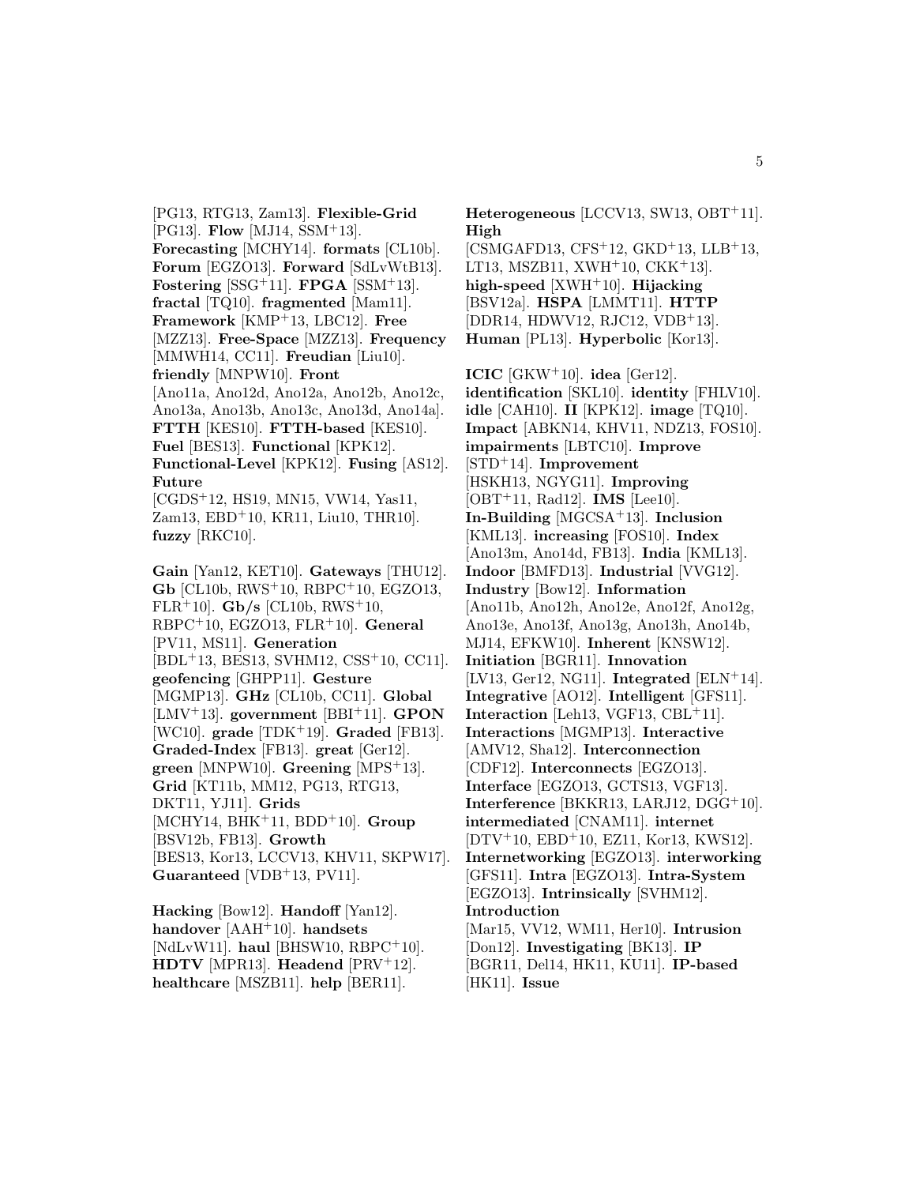[PG13, RTG13, Zam13]. **Flexible-Grid** [PG13]. **Flow** [MJ14, SSM+13]. **Forecasting** [MCHY14]. **formats** [CL10b]. **Forum** [EGZO13]. **Forward** [SdLvWtB13]. **Fostering** [SSG+11]. **FPGA** [SSM+13]. **fractal** [TQ10]. **fragmented** [Mam11]. **Framework** [KMP+13, LBC12]. **Free** [MZZ13]. **Free-Space** [MZZ13]. **Frequency** [MMWH14, CC11]. **Freudian** [Liu10]. **friendly** [MNPW10]. **Front** [Ano11a, Ano12d, Ano12a, Ano12b, Ano12c, Ano13a, Ano13b, Ano13c, Ano13d, Ano14a]. **FTTH** [KES10]. **FTTH-based** [KES10]. **Fuel** [BES13]. **Functional** [KPK12]. **Functional-Level** [KPK12]. **Fusing** [AS12]. **Future** [CGDS+12, HS19, MN15, VW14, Yas11, Zam13, EBD+10, KR11, Liu10, THR10]. **fuzzy** [RKC10].

**Gain** [Yan12, KET10]. **Gateways** [THU12]. **Gb** [CL10b, RWS+10, RBPC+10, EGZO13, FLR+10]. **Gb/s** [CL10b, RWS+10, RBPC+10, EGZO13, FLR+10]. **General** [PV11, MS11]. **Generation** [BDL+13, BES13, SVHM12, CSS+10, CC11]. **geofencing** [GHPP11]. **Gesture** [MGMP13]. **GHz** [CL10b, CC11]. **Global** [LMV+13]. **government** [BBI+11]. **GPON** [WC10]. **grade** [TDK+19]. **Graded** [FB13]. **Graded-Index** [FB13]. **great** [Ger12]. **green** [MNPW10]. **Greening** [MPS+13]. **Grid** [KT11b, MM12, PG13, RTG13, DKT11, YJ11]. **Grids** [MCHY14, BHK+11, BDD+10]. **Group** [BSV12b, FB13]. **Growth** [BES13, Kor13, LCCV13, KHV11, SKPW17]. **Guaranteed** [VDB+13, PV11].

**Hacking** [Bow12]. **Handoff** [Yan12]. **handover** [AAH+10]. **handsets** [NdLvW11]. **haul** [BHSW10, RBPC+10]. **HDTV** [MPR13]. **Headend** [PRV+12]. **healthcare** [MSZB11]. **help** [BER11]. **Heterogeneous** [LCCV13, SW13, OBT+11]. **High** [CSMGAFD13, CFS+12, GKD+13, LLB+13, LT13, MSZB11, XWH+10, CKK+13]. **high-speed** [XWH+10]. **Hijacking** [BSV12a]. **HSPA** [LMMT11]. **HTTP** [DDR14, HDWV12, RJC12, VDB+13]. **Human** [PL13]. **Hyperbolic** [Kor13].

**ICIC** [GKW+10]. **idea** [Ger12]. **identification** [SKL10]. **identity** [FHLV10]. **idle** [CAH10]. **II** [KPK12]. **image** [TQ10]. **Impact** [ABKN14, KHV11, NDZ13, FOS10]. **impairments** [LBTC10]. **Improve** [STD+14]. **Improvement** [HSKH13, NGYG11]. **Improving** [OBT+11, Rad12]. **IMS** [Lee10]. **In-Building** [MGCSA+13]. **Inclusion** [KML13]. **increasing** [FOS10]. **Index** [Ano13m, Ano14d, FB13]. **India** [KML13]. **Indoor** [BMFD13]. **Industrial** [VVG12]. **Industry** [Bow12]. **Information** [Ano11b, Ano12h, Ano12e, Ano12f, Ano12g, Ano13e, Ano13f, Ano13g, Ano13h, Ano14b, MJ14, EFKW10]. **Inherent** [KNSW12]. **Initiation** [BGR11]. **Innovation** [LV13, Ger12, NG11]. **Integrated** [ELN+14]. **Integrative** [AO12]. **Intelligent** [GFS11]. **Interaction** [Leh13, VGF13, CBL+11]. **Interactions** [MGMP13]. **Interactive** [AMV12, Sha12]. **Interconnection** [CDF12]. **Interconnects** [EGZO13]. **Interface** [EGZO13, GCTS13, VGF13]. **Interference** [BKKR13, LARJ12, DGG+10]. **intermediated** [CNAM11]. **internet** [DTV+10, EBD+10, EZ11, Kor13, KWS12]. **Internetworking** [EGZO13]. **interworking** [GFS11]. **Intra** [EGZO13]. **Intra-System** [EGZO13]. **Intrinsically** [SVHM12]. **Introduction** [Mar15, VV12, WM11, Her10]. **Intrusion** [Don12]. **Investigating** [BK13]. **IP** [BGR11, Del14, HK11, KU11]. **IP-based** [HK11]. **Issue**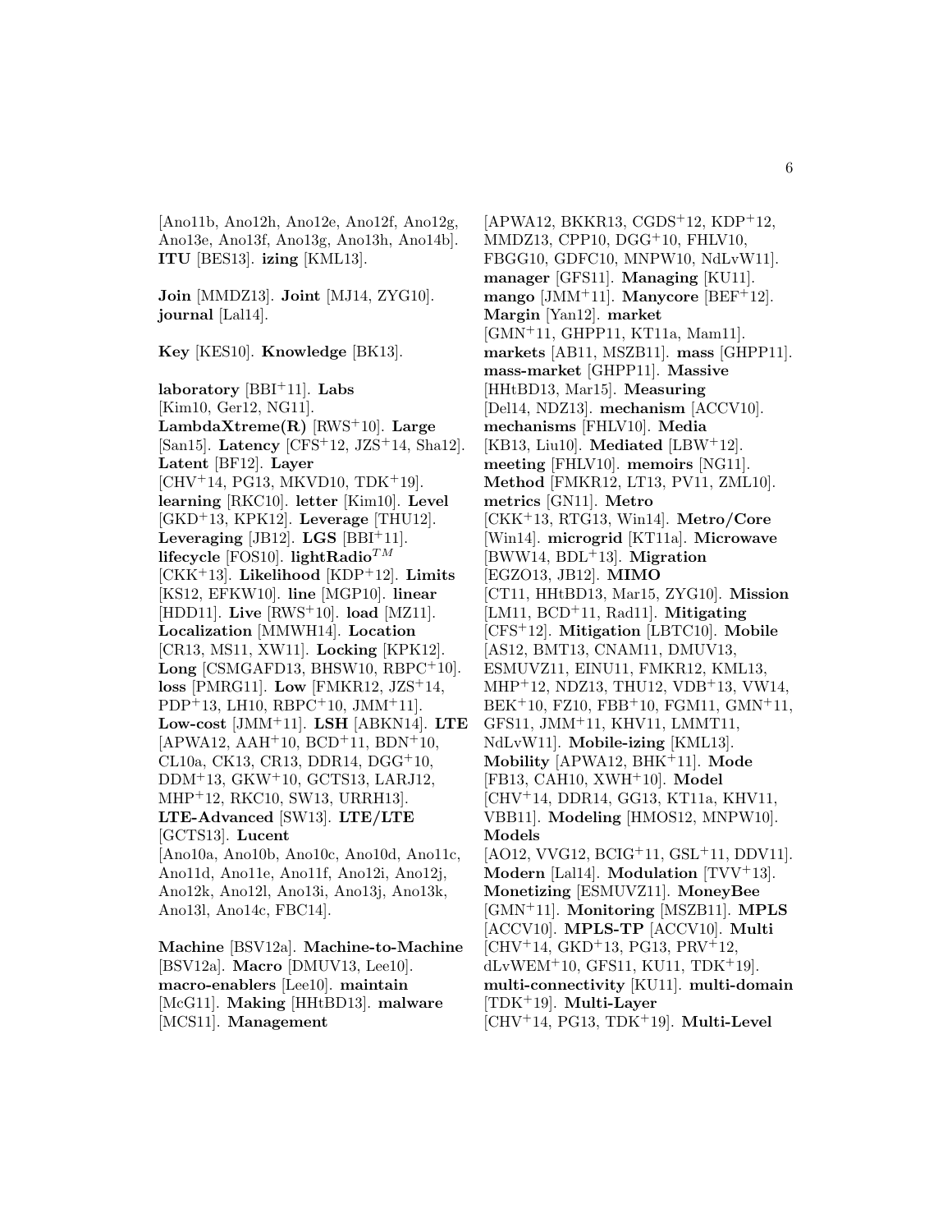[Ano11b, Ano12h, Ano12e, Ano12f, Ano12g, Ano13e, Ano13f, Ano13g, Ano13h, Ano14b]. **ITU** [BES13]. **izing** [KML13].

**Join** [MMDZ13]. **Joint** [MJ14, ZYG10]. **journal** [Lal14].

**Key** [KES10]. **Knowledge** [BK13].

**laboratory** [BBI+11]. **Labs** [Kim10, Ger12, NG11]. **LambdaXtreme(R)** [RWS+10]. **Large** [San15]. **Latency** [CFS+12, JZS+14, Sha12]. **Latent** [BF12]. **Layer** [CHV+14, PG13, MKVD10, TDK+19]. **learning** [RKC10]. **letter** [Kim10]. **Level** [GKD+13, KPK12]. **Leverage** [THU12]. **Leveraging** [JB12]. **LGS** [BBI+11]. **lifecycle** [FOS10]. **lightRadio**$^{TM}$ [CKK+13]. **Likelihood** [KDP+12]. **Limits** [KS12, EFKW10]. **line** [MGP10]. **linear** [HDD11]. **Live** [RWS+10]. **load** [MZ11]. **Localization** [MMWH14]. **Location** [CR13, MS11, XW11]. **Locking** [KPK12]. **Long** [CSMGAFD13, BHSW10, RBPC+10]. **loss** [PMRG11]. **Low** [FMKR12, JZS+14, PDP+13, LH10, RBPC+10, JMM+11]. **Low-cost** [JMM+11]. **LSH** [ABKN14]. **LTE** [APWA12, AAH+10, BCD+11, BDN+10, CL10a, CK13, CR13, DDR14, DGG+10, DDM+13, GKW+10, GCTS13, LARJ12, MHP+12, RKC10, SW13, URRH13]. **LTE-Advanced** [SW13]. **LTE/LTE** [GCTS13]. **Lucent** [Ano10a, Ano10b, Ano10c, Ano10d, Ano11c, Ano11d, Ano11e, Ano11f, Ano12i, Ano12j, Ano12k, Ano12l, Ano13i, Ano13j, Ano13k, Ano13l, Ano14c, FBC14].

**Machine** [BSV12a]. **Machine-to-Machine** [BSV12a]. **Macro** [DMUV13, Lee10]. **macro-enablers** [Lee10]. **maintain** [McG11]. **Making** [HHtBD13]. **malware** [MCS11]. **Management** [APWA12, BKKR13, CGDS+12, KDP+12, MMDZ13, CPP10, DGG+10, FHLV10, FBGG10, GDFC10, MNPW10, NdLvW11]. **manager** [GFS11]. **Managing** [KU11]. **mango** [JMM+11]. **Manycore** [BEF+12]. **Margin** [Yan12]. **market** [GMN+11, GHPP11, KT11a, Mam11]. **markets** [AB11, MSZB11]. **mass** [GHPP11]. **mass-market** [GHPP11]. **Massive** [HHtBD13, Mar15]. **Measuring** [Del14, NDZ13]. **mechanism** [ACCV10]. **mechanisms** [FHLV10]. **Media** [KB13, Liu10]. **Mediated** [LBW+12]. **meeting** [FHLV10]. **memoirs** [NG11]. **Method** [FMKR12, LT13, PV11, ZML10]. **metrics** [GN11]. **Metro** [CKK+13, RTG13, Win14]. **Metro/Core** [Win14]. **microgrid** [KT11a]. **Microwave** [BWW14, BDL+13]. **Migration** [EGZO13, JB12]. **MIMO** [CT11, HHtBD13, Mar15, ZYG10]. **Mission** [LM11, BCD+11, Rad11]. **Mitigating** [CFS+12]. **Mitigation** [LBTC10]. **Mobile** [AS12, BMT13, CNAM11, DMUV13, ESMUVZ11, EINU11, FMKR12, KML13, MHP+12, NDZ13, THU12, VDB+13, VW14, BEK+10, FZ10, FBB+10, FGM11, GMN+11, GFS11, JMM+11, KHV11, LMMT11, NdLvW11]. **Mobile-izing** [KML13]. **Mobility** [APWA12, BHK+11]. **Mode** [FB13, CAH10, XWH+10]. **Model** [CHV+14, DDR14, GG13, KT11a, KHV11, VBB11]. **Modeling** [HMOS12, MNPW10]. **Models** [AO12, VVG12, BCIG+11, GSL+11, DDV11]. **Modern** [Lal14]. **Modulation** [TVV+13]. **Monetizing** [ESMUVZ11]. **MoneyBee** [GMN+11]. **Monitoring** [MSZB11]. **MPLS** [ACCV10]. **MPLS-TP** [ACCV10]. **Multi** [CHV+14, GKD+13, PG13, PRV+12, dLvWEM+10, GFS11, KU11, TDK+19]. **multi-connectivity** [KU11]. **multi-domain** [TDK+19]. **Multi-Layer** [CHV+14, PG13, TDK+19]. **Multi-Level**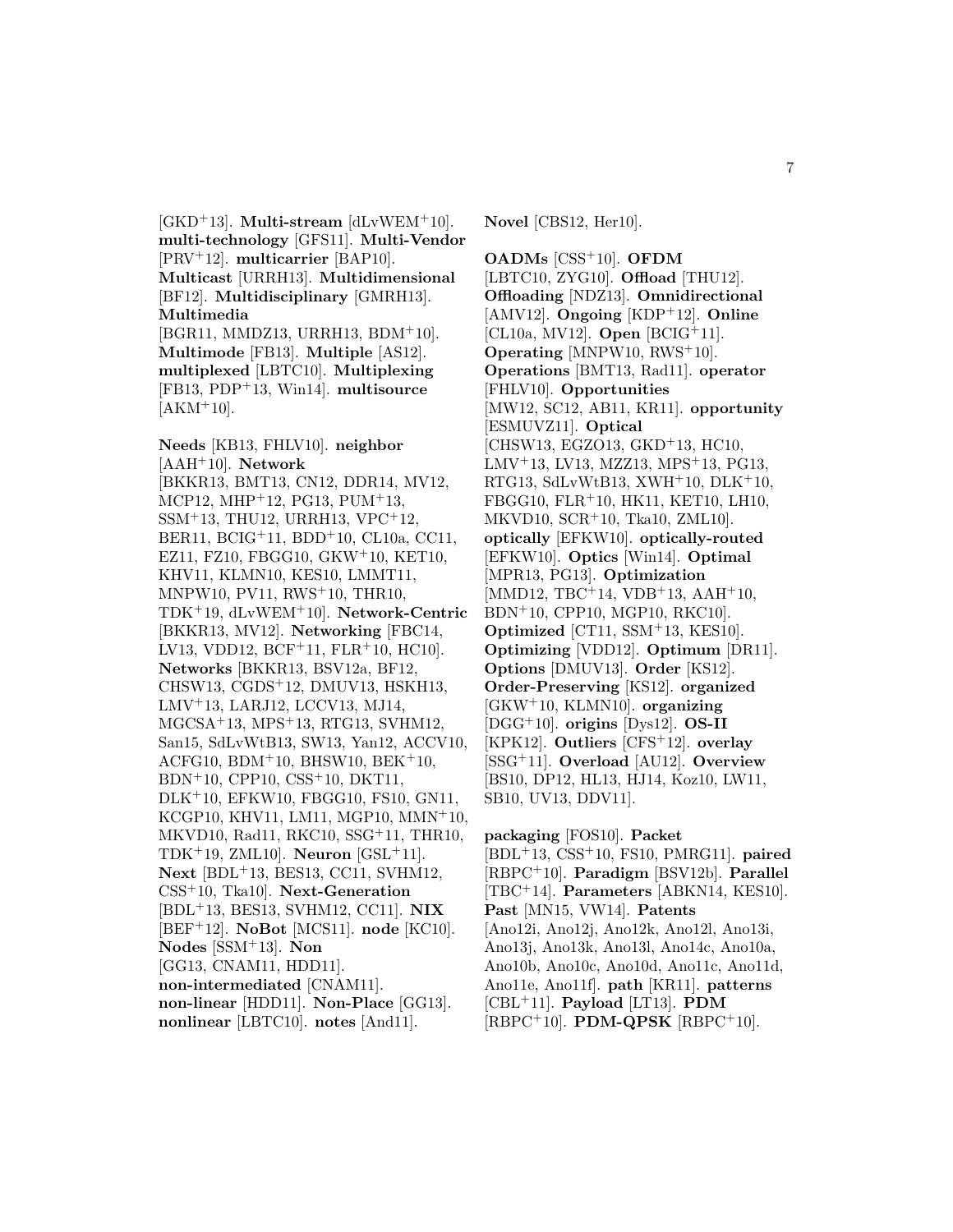[GKD[+]13]. **Multi-stream** [dLvWEM[+]10]. **multi-technology** [GFS11]. **Multi-Vendor** [PRV[+]12]. **multicarrier** [BAP10]. **Multicast** [URRH13]. **Multidimensional** [BF12]. **Multidisciplinary** [GMRH13]. **Multimedia** [BGR11, MMDZ13, URRH13, BDM[+]10]. **Multimode** [FB13]. **Multiple** [AS12]. **multiplexed** [LBTC10]. **Multiplexing** [FB13, PDP[+]13, Win14]. **multisource** [AKM[+]10].

**Needs** [KB13, FHLV10]. **neighbor** [AAH[+]10]. **Network** [BKKR13, BMT13, CN12, DDR14, MV12, MCP12, MHP[+]12, PG13, PUM[+]13, SSM[+]13, THU12, URRH13, VPC[+]12, BER11, BCIG[+]11, BDD[+]10, CL10a, CC11, EZ11, FZ10, FBGG10, GKW[+]10, KET10, KHV11, KLMN10, KES10, LMMT11, MNPW10, PV11, RWS[+]10, THR10, TDK[+]19, dLvWEM[+]10]. **Network-Centric** [BKKR13, MV12]. **Networking** [FBC14, LV13, VDD12, BCF[+]11, FLR[+]10, HC10]. **Networks** [BKKR13, BSV12a, BF12, CHSW13, CGDS[+]12, DMUV13, HSKH13, LMV[+]13, LARJ12, LCCV13, MJ14, MGCSA[+]13, MPS[+]13, RTG13, SVHM12, San15, SdLvWtB13, SW13, Yan12, ACCV10, ACFG10, BDM[+]10, BHSW10, BEK[+]10, BDN[+]10, CPP10, CSS[+]10, DKT11, DLK[+]10, EFKW10, FBGG10, FS10, GN11, KCGP10, KHV11, LM11, MGP10, MMN[+]10, MKVD10, Rad11, RKC10, SSG[+]11, THR10, TDK[+]19, ZML10]. **Neuron** [GSL[+]11]. **Next** [BDL[+]13, BES13, CC11, SVHM12, CSS[+]10, Tka10]. **Next-Generation** [BDL[+]13, BES13, SVHM12, CC11]. **NIX** [BEF[+]12]. **NoBot** [MCS11]. **node** [KC10]. **Nodes** [SSM[+]13]. **Non** [GG13, CNAM11, HDD11]. **non-intermediated** [CNAM11]. **non-linear** [HDD11]. **Non-Place** [GG13]. **nonlinear** [LBTC10]. **notes** [And11]. **Novel** [CBS12, Her10].

**OADMs** [CSS[+]10]. **OFDM** [LBTC10, ZYG10]. **Offload** [THU12]. **Offloading** [NDZ13]. **Omnidirectional** [AMV12]. **Ongoing** [KDP[+]12]. **Online** [CL10a, MV12]. **Open** [BCIG[+]11]. **Operating** [MNPW10, RWS[+]10]. **Operations** [BMT13, Rad11]. **operator** [FHLV10]. **Opportunities** [MW12, SC12, AB11, KR11]. **opportunity** [ESMUVZ11]. **Optical** [CHSW13, EGZO13, GKD[+]13, HC10, LMV[+]13, LV13, MZZ13, MPS[+]13, PG13, RTG13, SdLvWtB13, XWH[+]10, DLK[+]10, FBGG10, FLR[+]10, HK11, KET10, LH10, MKVD10, SCR[+]10, Tka10, ZML10]. **optically** [EFKW10]. **optically-routed** [EFKW10]. **Optics** [Win14]. **Optimal** [MPR13, PG13]. **Optimization** [MMD12, TBC[+]14, VDB[+]13, AAH[+]10, BDN[+]10, CPP10, MGP10, RKC10]. **Optimized** [CT11, SSM[+]13, KES10]. **Optimizing** [VDD12]. **Optimum** [DR11]. **Options** [DMUV13]. **Order** [KS12]. **Order-Preserving** [KS12]. **organized** [GKW[+]10, KLMN10]. **organizing** [DGG[+]10]. **origins** [Dys12]. **OS-II** [KPK12]. **Outliers** [CFS[+]12]. **overlay** [SSG[+]11]. **Overload** [AU12]. **Overview** [BS10, DP12, HL13, HJ14, Koz10, LW11, SB10, UV13, DDV11].

**packaging** [FOS10]. **Packet** [BDL[+]13, CSS[+]10, FS10, PMRG11]. **paired** [RBPC[+]10]. **Paradigm** [BSV12b]. **Parallel** [TBC[+]14]. **Parameters** [ABKN14, KES10]. **Past** [MN15, VW14]. **Patents** [Ano12i, Ano12j, Ano12k, Ano12l, Ano13i, Ano13j, Ano13k, Ano13l, Ano14c, Ano10a, Ano10b, Ano10c, Ano10d, Ano11c, Ano11d, Ano11e, Ano11f]. **path** [KR11]. **patterns** [CBL[+]11]. **Payload** [LT13]. **PDM** [RBPC[+]10]. **PDM-QPSK** [RBPC[+]10].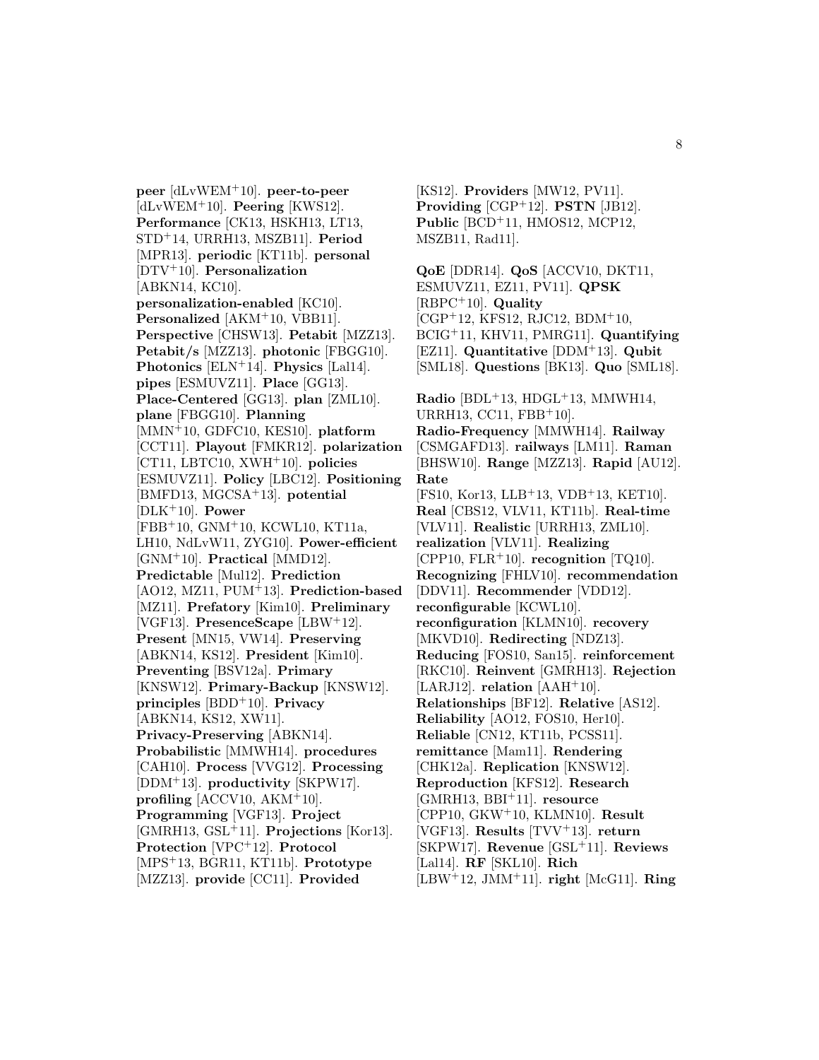**peer** [dLvWEM+10]. **peer-to-peer** [dLvWEM+10]. **Peering** [KWS12]. **Performance** [CK13, HSKH13, LT13, STD+14, URRH13, MSZB11]. **Period** [MPR13]. **periodic** [KT11b]. **personal** [DTV+10]. **Personalization** [ABKN14, KC10]. **personalization-enabled** [KC10]. **Personalized** [AKM+10, VBB11]. **Perspective** [CHSW13]. **Petabit** [MZZ13]. **Petabit/s** [MZZ13]. **photonic** [FBGG10]. **Photonics** [ELN+14]. **Physics** [Lal14]. **pipes** [ESMUVZ11]. **Place** [GG13]. **Place-Centered** [GG13]. **plan** [ZML10]. **plane** [FBGG10]. **Planning** [MMN+10, GDFC10, KES10]. **platform** [CCT11]. **Playout** [FMKR12]. **polarization** [CT11, LBTC10, XWH+10]. **policies** [ESMUVZ11]. **Policy** [LBC12]. **Positioning** [BMFD13, MGCSA+13]. **potential** [DLK+10]. **Power** [FBB+10, GNM+10, KCWL10, KT11a, LH10, NdLvW11, ZYG10]. **Power-efficient** [GNM+10]. **Practical** [MMD12]. **Predictable** [Mul12]. **Prediction** [AO12, MZ11, PUM+13]. **Prediction-based** [MZ11]. **Prefatory** [Kim10]. **Preliminary** [VGF13]. **PresenceScape** [LBW+12]. **Present** [MN15, VW14]. **Preserving** [ABKN14, KS12]. **President** [Kim10]. **Preventing** [BSV12a]. **Primary** [KNSW12]. **Primary-Backup** [KNSW12]. **principles** [BDD+10]. **Privacy** [ABKN14, KS12, XW11]. **Privacy-Preserving** [ABKN14]. **Probabilistic** [MMWH14]. **procedures** [CAH10]. **Process** [VVG12]. **Processing** [DDM+13]. **productivity** [SKPW17]. **profiling** [ACCV10, AKM+10]. **Programming** [VGF13]. **Project** [GMRH13, GSL+11]. **Projections** [Kor13]. **Protection** [VPC+12]. **Protocol** [MPS+13, BGR11, KT11b]. **Prototype** [MZZ13]. **provide** [CC11]. **Provided** [KS12]. **Providers** [MW12, PV11]. **Providing** [CGP+12]. **PSTN** [JB12]. **Public** [BCD+11, HMOS12, MCP12, MSZB11, Rad11].

**QoE** [DDR14]. **QoS** [ACCV10, DKT11, ESMUVZ11, EZ11, PV11]. **QPSK** [RBPC+10]. **Quality** [CGP+12, KFS12, RJC12, BDM+10, BCIG+11, KHV11, PMRG11]. **Quantifying** [EZ11]. **Quantitative** [DDM+13]. **Qubit** [SML18]. **Questions** [BK13]. **Quo** [SML18].

**Radio** [BDL+13, HDGL+13, MMWH14, URRH13, CC11, FBB+10]. **Radio-Frequency** [MMWH14]. **Railway** [CSMGAFD13]. **railways** [LM11]. **Raman** [BHSW10]. **Range** [MZZ13]. **Rapid** [AU12]. **Rate** [FS10, Kor13, LLB+13, VDB+13, KET10]. **Real** [CBS12, VLV11, KT11b]. **Real-time** [VLV11]. **Realistic** [URRH13, ZML10]. **realization** [VLV11]. **Realizing** [CPP10, FLR+10]. **recognition** [TQ10]. **Recognizing** [FHLV10]. **recommendation** [DDV11]. **Recommender** [VDD12]. **reconfigurable** [KCWL10]. **reconfiguration** [KLMN10]. **recovery** [MKVD10]. **Redirecting** [NDZ13]. **Reducing** [FOS10, San15]. **reinforcement** [RKC10]. **Reinvent** [GMRH13]. **Rejection** [LARJ12]. **relation** [AAH+10]. **Relationships** [BF12]. **Relative** [AS12]. **Reliability** [AO12, FOS10, Her10]. **Reliable** [CN12, KT11b, PCSS11]. **remittance** [Mam11]. **Rendering** [CHK12a]. **Replication** [KNSW12]. **Reproduction** [KFS12]. **Research** [GMRH13, BBI+11]. **resource** [CPP10, GKW+10, KLMN10]. **Result** [VGF13]. **Results** [TVV+13]. **return** [SKPW17]. **Revenue** [GSL+11]. **Reviews** [Lal14]. **RF** [SKL10]. **Rich** [LBW+12, JMM+11]. **right** [McG11]. **Ring**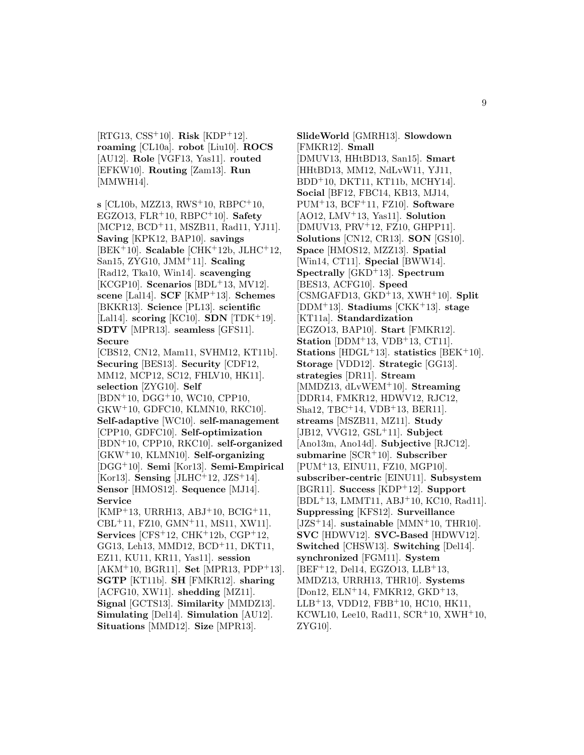[RTG13, CSS[+]10]. **Risk** [KDP[+]12]. **roaming** [CL10a]. **robot** [Liu10]. **ROCS** [AU12]. **Role** [VGF13, Yas11]. **routed** [EFKW10]. **Routing** [Zam13]. **Run** [MMWH14].

**s** [CL10b, MZZ13, RWS[+]10, RBPC[+]10, EGZO13, FLR[+]10, RBPC[+]10]. **Safety** [MCP12, BCD[+]11, MSZB11, Rad11, YJ11]. **Saving** [KPK12, BAP10]. **savings** [BEK[+]10]. **Scalable** [CHK[+]12b, JLHC[+]12, San15, ZYG10, JMM[+]11]. **Scaling** [Rad12, Tka10, Win14]. **scavenging** [KCGP10]. **Scenarios** [BDL[+]13, MV12]. **scene** [Lal14]. **SCF** [KMP[+]13]. **Schemes** [BKKR13]. **Science** [PL13]. **scientific** [Lal14]. **scoring** [KC10]. **SDN** [TDK[+]19]. **SDTV** [MPR13]. **seamless** [GFS11]. **Secure** [CBS12, CN12, Mam11, SVHM12, KT11b]. **Securing** [BES13]. **Security** [CDF12, MM12, MCP12, SC12, FHLV10, HK11]. **selection** [ZYG10]. **Self** [BDN[+]10, DGG[+]10, WC10, CPP10, GKW[+]10, GDFC10, KLMN10, RKC10]. **Self-adaptive** [WC10]. **self-management** [CPP10, GDFC10]. **Self-optimization** [BDN[+]10, CPP10, RKC10]. **self-organized** [GKW[+]10, KLMN10]. **Self-organizing** [DGG[+]10]. **Semi** [Kor13]. **Semi-Empirical** [Kor13]. **Sensing** [JLHC[+]12, JZS[+]14]. **Sensor** [HMOS12]. **Sequence** [MJ14]. **Service** [KMP[+]13, URRH13, ABJ[+]10, BCIG[+]11, CBL[+]11, FZ10, GMN[+]11, MS11, XW11]. **Services** [CFS[+]12, CHK[+]12b, CGP[+]12, GG13, Leh13, MMD12, BCD[+]11, DKT11, EZ11, KU11, KR11, Yas11]. **session** [AKM[+]10, BGR11]. **Set** [MPR13, PDP[+]13]. **SGTP** [KT11b]. **SH** [FMKR12]. **sharing** [ACFG10, XW11]. **shedding** [MZ11]. **Signal** [GCTS13]. **Similarity** [MMDZ13]. **Simulating** [Del14]. **Simulation** [AU12]. **Situations** [MMD12]. **Size** [MPR13].

**SlideWorld** [GMRH13]. **Slowdown** [FMKR12]. **Small** [DMUV13, HHtBD13, San15]. **Smart** [HHtBD13, MM12, NdLvW11, YJ11, BDD[+]10, DKT11, KT11b, MCHY14]. **Social** [BF12, FBC14, KB13, MJ14, PUM[+]13, BCF[+]11, FZ10]. **Software** [AO12, LMV[+]13, Yas11]. **Solution** [DMUV13, PRV[+]12, FZ10, GHPP11]. **Solutions** [CN12, CR13]. **SON** [GS10]. **Space** [HMOS12, MZZ13]. **Spatial** [Win14, CT11]. **Special** [BWW14]. **Spectrally** [GKD[+]13]. **Spectrum** [BES13, ACFG10]. **Speed** [CSMGAFD13, GKD[+]13, XWH[+]10]. **Split** [DDM[+]13]. **Stadiums** [CKK[+]13]. **stage** [KT11a]. **Standardization** [EGZO13, BAP10]. **Start** [FMKR12]. **Station** [DDM[+]13, VDB[+]13, CT11]. **Stations** [HDGL[+]13]. **statistics** [BEK[+]10]. **Storage** [VDD12]. **Strategic** [GG13]. **strategies** [DR11]. **Stream** [MMDZ13, dLvWEM[+]10]. **Streaming** [DDR14, FMKR12, HDWV12, RJC12, Sha12, TBC[+]14, VDB[+]13, BER11]. **streams** [MSZB11, MZ11]. **Study** [JB12, VVG12, GSL[+]11]. **Subject** [Ano13m, Ano14d]. **Subjective** [RJC12]. **submarine** [SCR[+]10]. **Subscriber** [PUM[+]13, EINU11, FZ10, MGP10]. **subscriber-centric** [EINU11]. **Subsystem** [BGR11]. **Success** [KDP[+]12]. **Support** [BDL[+]13, LMMT11, ABJ[+]10, KC10, Rad11]. **Suppressing** [KFS12]. **Surveillance** [JZS[+]14]. **sustainable** [MMN[+]10, THR10]. **SVC** [HDWV12]. **SVC-Based** [HDWV12]. **Switched** [CHSW13]. **Switching** [Del14]. **synchronized** [FGM11]. **System** [BEF[+]12, Del14, EGZO13, LLB[+]13, MMDZ13, URRH13, THR10]. **Systems** [Don12, ELN[+]14, FMKR12, GKD[+]13, LLB[+]13, VDD12, FBB[+]10, HC10, HK11, KCWL10, Lee10, Rad11, SCR[+]10, XWH[+]10, ZYG10].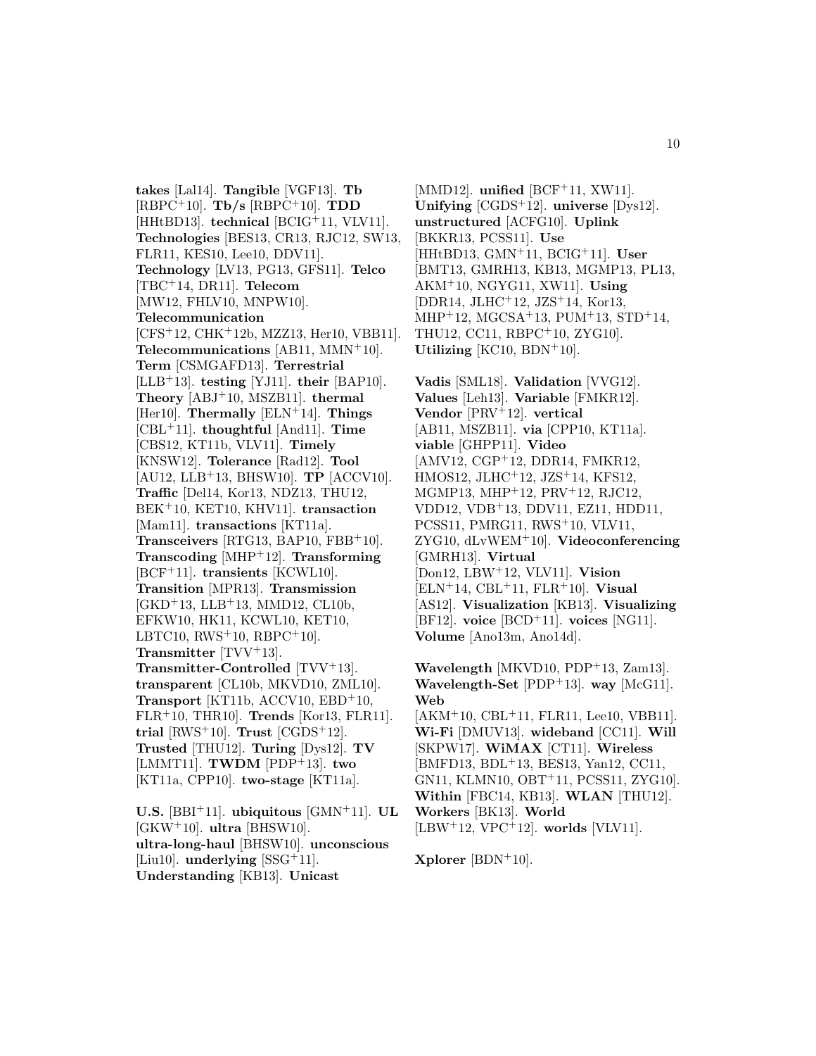**takes** [Lal14]. **Tangible** [VGF13]. **Tb** [RBPC+10]. **Tb/s** [RBPC+10]. **TDD** [HHtBD13]. **technical** [BCIG+11, VLV11]. **Technologies** [BES13, CR13, RJC12, SW13, FLR11, KES10, Lee10, DDV11]. **Technology** [LV13, PG13, GFS11]. **Telco** [TBC+14, DR11]. **Telecom** [MW12, FHLV10, MNPW10]. **Telecommunication** [CFS+12, CHK+12b, MZZ13, Her10, VBB11]. **Telecommunications** [AB11, MMN+10]. **Term** [CSMGAFD13]. **Terrestrial** [LLB+13]. **testing** [YJ11]. **their** [BAP10]. **Theory** [ABJ+10, MSZB11]. **thermal** [Her10]. **Thermally** [ELN+14]. **Things** [CBL+11]. **thoughtful** [And11]. **Time** [CBS12, KT11b, VLV11]. **Timely** [KNSW12]. **Tolerance** [Rad12]. **Tool** [AU12, LLB+13, BHSW10]. **TP** [ACCV10]. **Traffic** [Del14, Kor13, NDZ13, THU12, BEK+10, KET10, KHV11]. **transaction** [Mam11]. **transactions** [KT11a]. **Transceivers** [RTG13, BAP10, FBB+10]. **Transcoding** [MHP+12]. **Transforming** [BCF+11]. **transients** [KCWL10]. **Transition** [MPR13]. **Transmission** [GKD+13, LLB+13, MMD12, CL10b, EFKW10, HK11, KCWL10, KET10, LBTC10, RWS+10, RBPC+10]. **Transmitter** [TVV+13]. **Transmitter-Controlled** [TVV+13]. **transparent** [CL10b, MKVD10, ZML10]. **Transport** [KT11b, ACCV10, EBD+10, FLR+10, THR10]. **Trends** [Kor13, FLR11]. **trial** [RWS+10]. **Trust** [CGDS+12]. **Trusted** [THU12]. **Turing** [Dys12]. **TV** [LMMT11]. **TWDM** [PDP+13]. **two** [KT11a, CPP10]. **two-stage** [KT11a].

**U.S.** [BBI+11]. **ubiquitous** [GMN+11]. **UL** [GKW+10]. **ultra** [BHSW10]. **ultra-long-haul** [BHSW10]. **unconscious** [Liu10]. **underlying** [SSG+11]. **Understanding** [KB13]. **Unicast** [MMD12]. **unified** [BCF+11, XW11]. **Unifying** [CGDS+12]. **universe** [Dys12]. **unstructured** [ACFG10]. **Uplink** [BKKR13, PCSS11]. **Use** [HHtBD13, GMN+11, BCIG+11]. **User** [BMT13, GMRH13, KB13, MGMP13, PL13, AKM+10, NGYG11, XW11]. **Using** [DDR14, JLHC+12, JZS+14, Kor13, MHP+12, MGCSA+13, PUM+13, STD+14, THU12, CC11, RBPC+10, ZYG10]. **Utilizing** [KC10, BDN+10].

**Vadis** [SML18]. **Validation** [VVG12]. **Values** [Leh13]. **Variable** [FMKR12]. **Vendor** [PRV+12]. **vertical** [AB11, MSZB11]. **via** [CPP10, KT11a]. **viable** [GHPP11]. **Video** [AMV12, CGP+12, DDR14, FMKR12, HMOS12, JLHC+12, JZS+14, KFS12, MGMP13, MHP+12, PRV+12, RJC12, VDD12, VDB+13, DDV11, EZ11, HDD11, PCSS11, PMRG11, RWS+10, VLV11, ZYG10, dLvWEM+10]. **Videoconferencing** [GMRH13]. **Virtual** [Don12, LBW+12, VLV11]. **Vision** [ELN+14, CBL+11, FLR+10]. **Visual** [AS12]. **Visualization** [KB13]. **Visualizing** [BF12]. **voice** [BCD+11]. **voices** [NG11]. **Volume** [Ano13m, Ano14d].

**Wavelength** [MKVD10, PDP+13, Zam13]. **Wavelength-Set** [PDP+13]. **way** [McG11]. **Web** [AKM+10, CBL+11, FLR11, Lee10, VBB11]. **Wi-Fi** [DMUV13]. **wideband** [CC11]. **Will** [SKPW17]. **WiMAX** [CT11]. **Wireless** [BMFD13, BDL+13, BES13, Yan12, CC11, GN11, KLMN10, OBT+11, PCSS11, ZYG10]. **Within** [FBC14, KB13]. **WLAN** [THU12]. **Workers** [BK13]. **World** [LBW+12, VPC+12]. **worlds** [VLV11].

**Xplorer** [BDN+10].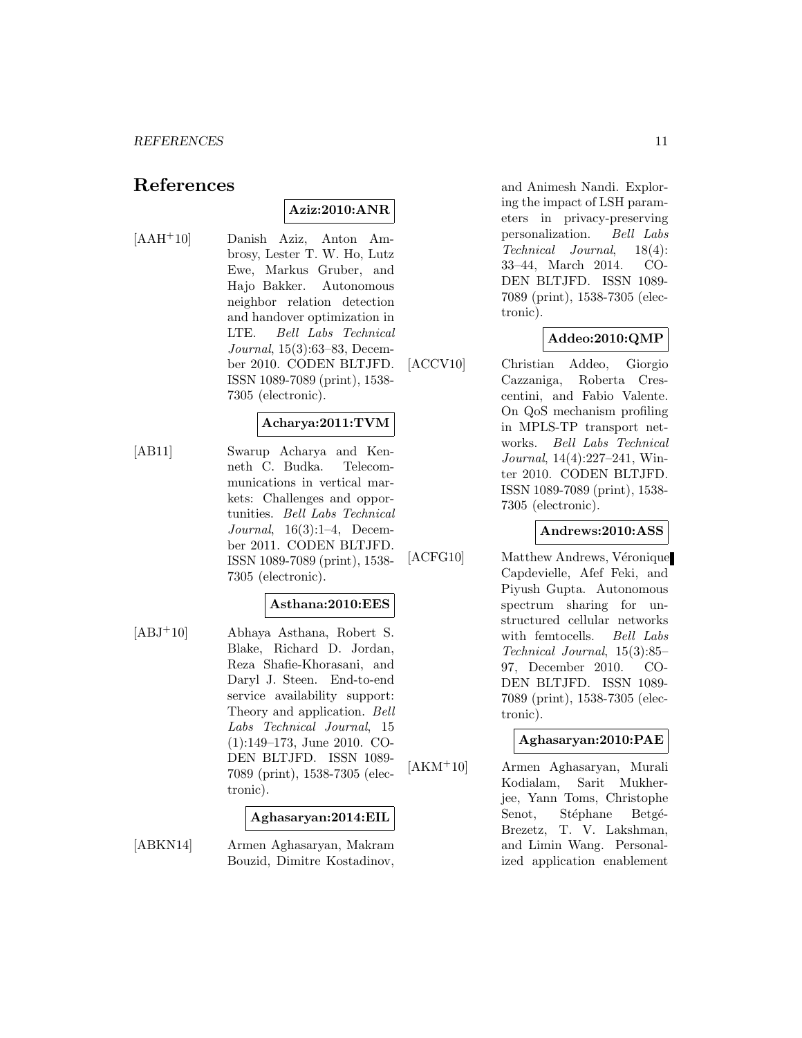# References

**Aziz:2010:ANR**

[AAH+10] Danish Aziz, Anton Ambrosy, Lester T. W. Ho, Lutz Ewe, Markus Gruber, and Hajo Bakker. Autonomous neighbor relation detection and handover optimization in LTE. *Bell Labs Technical Journal*, 15(3):63–83, December 2010. CODEN BLTJFD. ISSN 1089-7089 (print), 1538-7305 (electronic).

**Acharya:2011:TVM**

[AB11] Swarup Acharya and Kenneth C. Budka. Telecommunications in vertical markets: Challenges and opportunities. *Bell Labs Technical Journal*, 16(3):1–4, December 2011. CODEN BLTJFD. ISSN 1089-7089 (print), 1538-7305 (electronic).

**Asthana:2010:EES**

[ABJ+10] Abhaya Asthana, Robert S. Blake, Richard D. Jordan, Reza Shafie-Khorasani, and Daryl J. Steen. End-to-end service availability support: Theory and application. *Bell Labs Technical Journal*, 15 (1):149–173, June 2010. CODEN BLTJFD. ISSN 1089-7089 (print), 1538-7305 (electronic).

**Aghasaryan:2014:EIL**

[ABKN14] Armen Aghasaryan, Makram Bouzid, Dimitre Kostadinov, and Animesh Nandi. Exploring the impact of LSH parameters in privacy-preserving personalization. *Bell Labs Technical Journal*, 18(4): 33–44, March 2014. CODEN BLTJFD. ISSN 1089-7089 (print), 1538-7305 (electronic).

**Addeo:2010:QMP**

[ACCV10] Christian Addeo, Giorgio Cazzaniga, Roberta Crescentini, and Fabio Valente. On QoS mechanism profiling in MPLS-TP transport networks. *Bell Labs Technical Journal*, 14(4):227–241, Winter 2010. CODEN BLTJFD. ISSN 1089-7089 (print), 1538-7305 (electronic).

**Andrews:2010:ASS**

[ACFG10] Matthew Andrews, Véronique Capdevielle, Afef Feki, and Piyush Gupta. Autonomous spectrum sharing for unstructured cellular networks with femtocells. *Bell Labs Technical Journal*, 15(3):85–97, December 2010. CODEN BLTJFD. ISSN 1089-7089 (print), 1538-7305 (electronic).

**Aghasaryan:2010:PAE**

[AKM+10] Armen Aghasaryan, Murali Kodialam, Sarit Mukherjee, Yann Toms, Christophe Senot, Stéphane Betgé-Brezetz, T. V. Lakshman, and Limin Wang. Personalized application enablement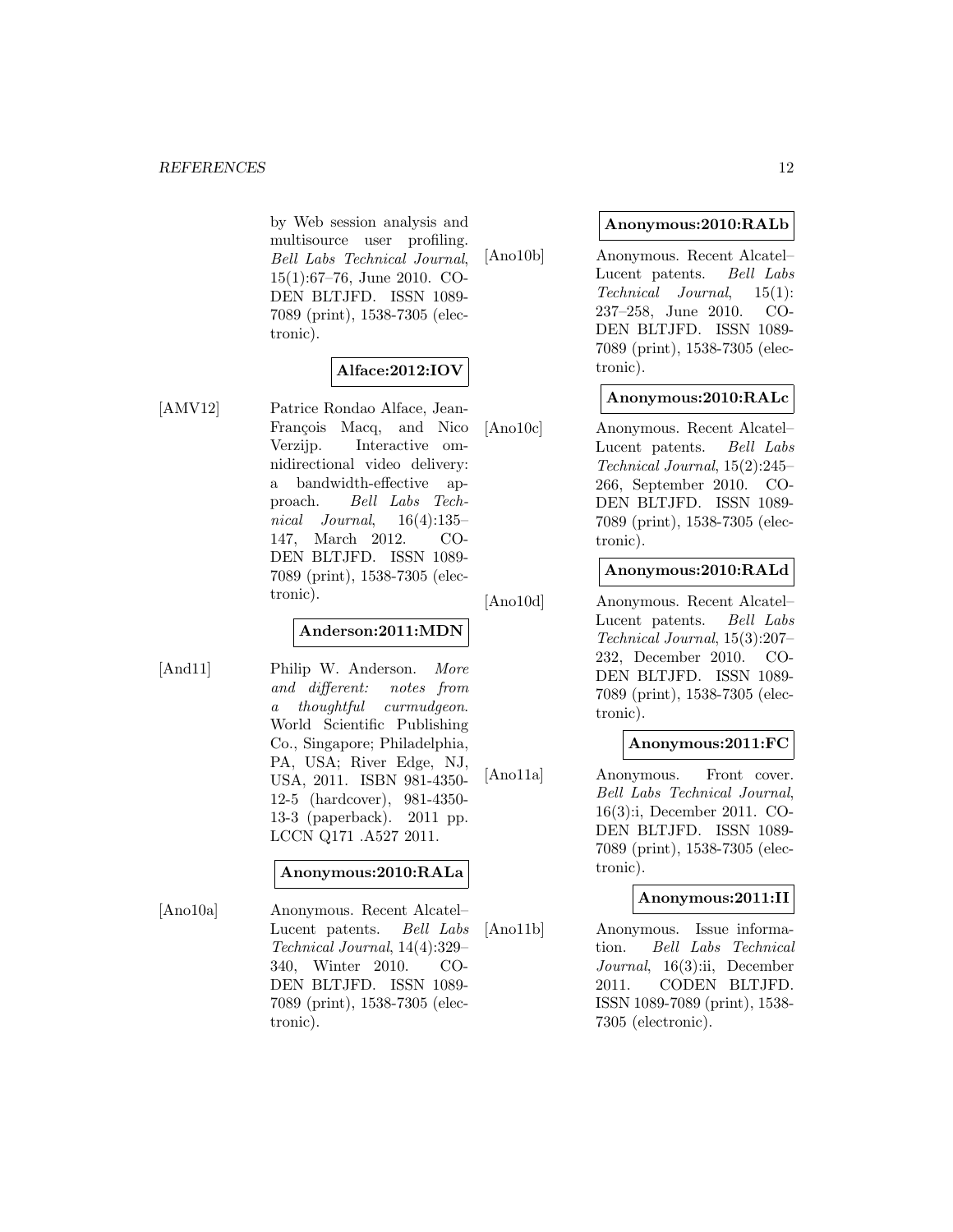by Web session analysis and multisource user profiling. *Bell Labs Technical Journal*, 15(1):67–76, June 2010. CODEN BLTJFD. ISSN 1089-7089 (print), 1538-7305 (electronic).

**Alface:2012:IOV**

[AMV12] Patrice Rondao Alface, Jean-François Macq, and Nico Verzijp. Interactive omnidirectional video delivery: a bandwidth-effective approach. *Bell Labs Technical Journal*, 16(4):135–147, March 2012. CODEN BLTJFD. ISSN 1089-7089 (print), 1538-7305 (electronic).

**Anderson:2011:MDN**

[And11] Philip W. Anderson. *More and different: notes from a thoughtful curmudgeon*. World Scientific Publishing Co., Singapore; Philadelphia, PA, USA; River Edge, NJ, USA, 2011. ISBN 981-4350-12-5 (hardcover), 981-4350-13-3 (paperback). 2011 pp. LCCN Q171 .A527 2011.

**Anonymous:2010:RALa**

[Ano10a] Anonymous. Recent Alcatel–Lucent patents. *Bell Labs Technical Journal*, 14(4):329–340, Winter 2010. CODEN BLTJFD. ISSN 1089-7089 (print), 1538-7305 (electronic).

**Anonymous:2010:RALb**

[Ano10b] Anonymous. Recent Alcatel–Lucent patents. *Bell Labs Technical Journal*, 15(1):237–258, June 2010. CODEN BLTJFD. ISSN 1089-7089 (print), 1538-7305 (electronic).

**Anonymous:2010:RALc**

[Ano10c] Anonymous. Recent Alcatel–Lucent patents. *Bell Labs Technical Journal*, 15(2):245–266, September 2010. CODEN BLTJFD. ISSN 1089-7089 (print), 1538-7305 (electronic).

**Anonymous:2010:RALd**

[Ano10d] Anonymous. Recent Alcatel–Lucent patents. *Bell Labs Technical Journal*, 15(3):207–232, December 2010. CODEN BLTJFD. ISSN 1089-7089 (print), 1538-7305 (electronic).

**Anonymous:2011:FC**

[Ano11a] Anonymous. Front cover. *Bell Labs Technical Journal*, 16(3):i, December 2011. CODEN BLTJFD. ISSN 1089-7089 (print), 1538-7305 (electronic).

**Anonymous:2011:II**

[Ano11b] Anonymous. Issue information. *Bell Labs Technical Journal*, 16(3):ii, December 2011. CODEN BLTJFD. ISSN 1089-7089 (print), 1538-7305 (electronic).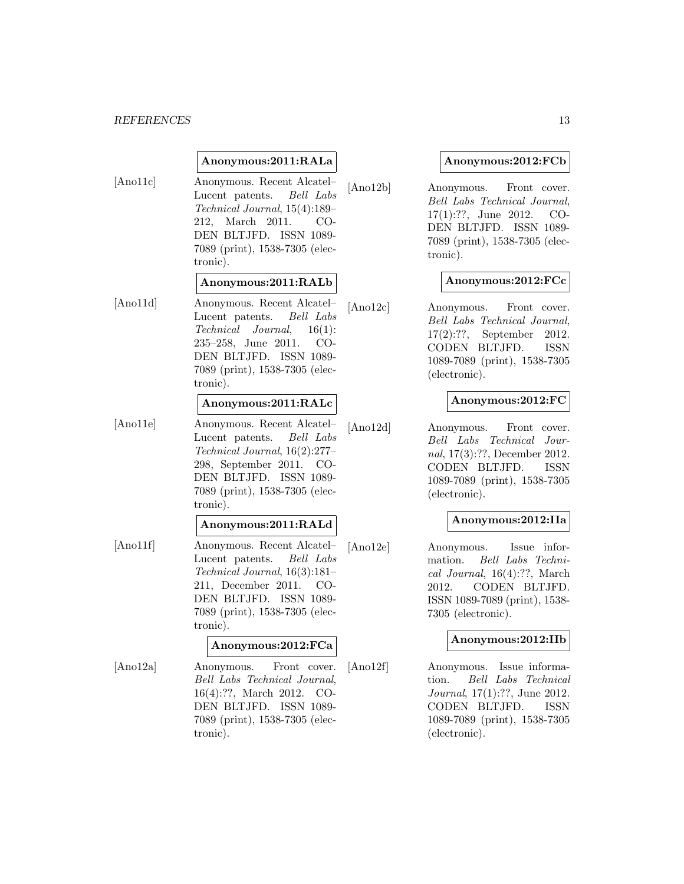**Anonymous:2011:RALa**

[Ano11c] Anonymous. Recent Alcatel–Lucent patents. *Bell Labs Technical Journal*, 15(4):189–212, March 2011. CODEN BLTJFD. ISSN 1089-7089 (print), 1538-7305 (electronic).

**Anonymous:2011:RALb**

[Ano11d] Anonymous. Recent Alcatel–Lucent patents. *Bell Labs Technical Journal*, 16(1): 235–258, June 2011. CODEN BLTJFD. ISSN 1089-7089 (print), 1538-7305 (electronic).

**Anonymous:2011:RALc**

[Ano11e] Anonymous. Recent Alcatel–Lucent patents. *Bell Labs Technical Journal*, 16(2):277–298, September 2011. CODEN BLTJFD. ISSN 1089-7089 (print), 1538-7305 (electronic).

**Anonymous:2011:RALd**

[Ano11f] Anonymous. Recent Alcatel–Lucent patents. *Bell Labs Technical Journal*, 16(3):181–211, December 2011. CODEN BLTJFD. ISSN 1089-7089 (print), 1538-7305 (electronic).

**Anonymous:2012:FCa**

[Ano12a] Anonymous. Front cover. *Bell Labs Technical Journal*, 16(4):??, March 2012. CODEN BLTJFD. ISSN 1089-7089 (print), 1538-7305 (electronic).

**Anonymous:2012:FCb**

[Ano12b] Anonymous. Front cover. *Bell Labs Technical Journal*, 17(1):??, June 2012. CODEN BLTJFD. ISSN 1089-7089 (print), 1538-7305 (electronic).

**Anonymous:2012:FCc**

[Ano12c] Anonymous. Front cover. *Bell Labs Technical Journal*, 17(2):??, September 2012. CODEN BLTJFD. ISSN 1089-7089 (print), 1538-7305 (electronic).

**Anonymous:2012:FC**

[Ano12d] Anonymous. Front cover. *Bell Labs Technical Journal*, 17(3):??, December 2012. CODEN BLTJFD. ISSN 1089-7089 (print), 1538-7305 (electronic).

**Anonymous:2012:IIa**

[Ano12e] Anonymous. Issue information. *Bell Labs Technical Journal*, 16(4):??, March 2012. CODEN BLTJFD. ISSN 1089-7089 (print), 1538-7305 (electronic).

**Anonymous:2012:IIb**

[Ano12f] Anonymous. Issue information. *Bell Labs Technical Journal*, 17(1):??, June 2012. CODEN BLTJFD. ISSN 1089-7089 (print), 1538-7305 (electronic).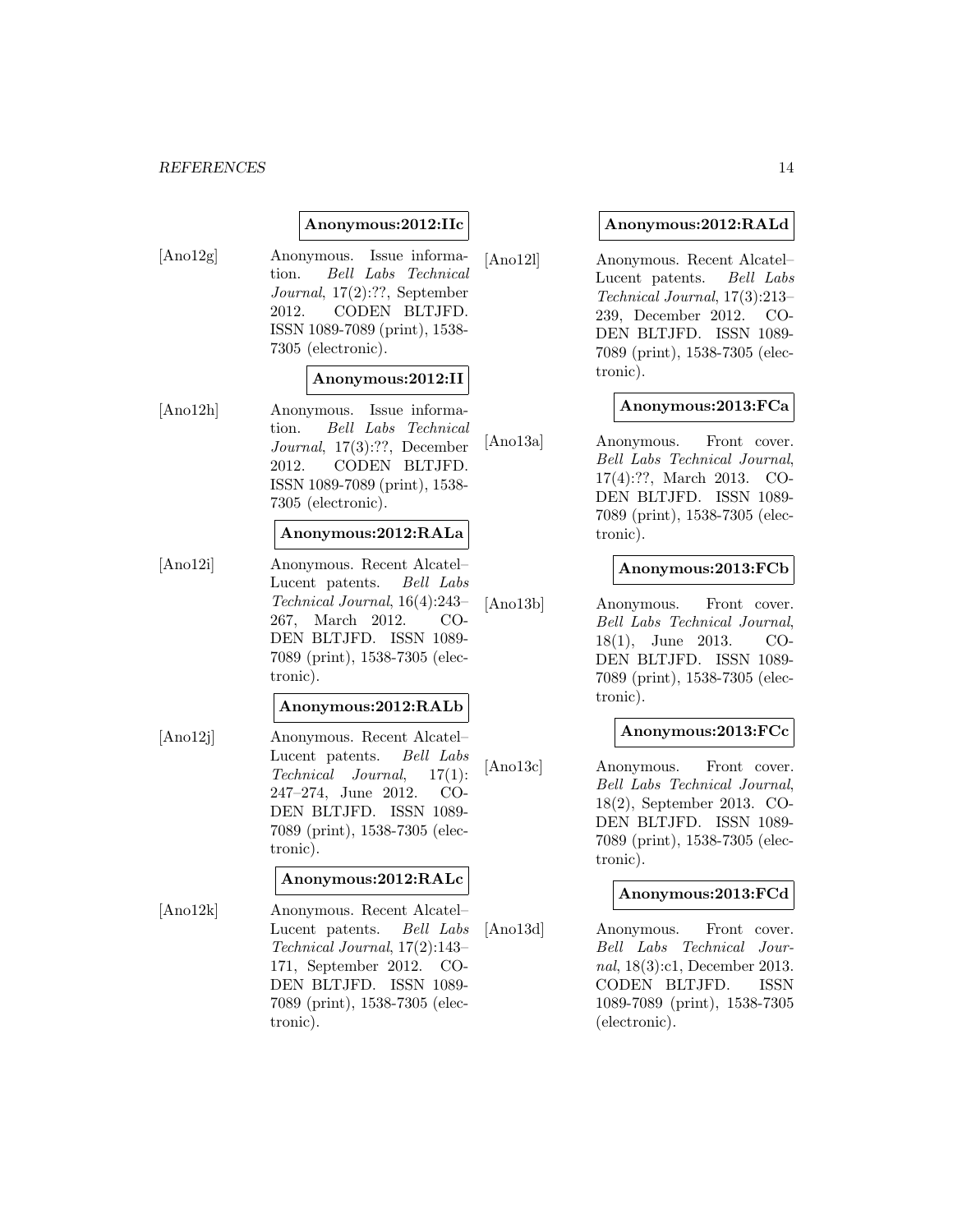**Anonymous:2012:IIc**

[Ano12g] Anonymous. Issue information. *Bell Labs Technical Journal*, 17(2):??, September 2012. CODEN BLTJFD. ISSN 1089-7089 (print), 1538-7305 (electronic).

**Anonymous:2012:II**

[Ano12h] Anonymous. Issue information. *Bell Labs Technical Journal*, 17(3):??, December 2012. CODEN BLTJFD. ISSN 1089-7089 (print), 1538-7305 (electronic).

**Anonymous:2012:RALa**

[Ano12i] Anonymous. Recent Alcatel–Lucent patents. *Bell Labs Technical Journal*, 16(4):243–267, March 2012. CODEN BLTJFD. ISSN 1089-7089 (print), 1538-7305 (electronic).

**Anonymous:2012:RALb**

[Ano12j] Anonymous. Recent Alcatel–Lucent patents. *Bell Labs Technical Journal*, 17(1): 247–274, June 2012. CODEN BLTJFD. ISSN 1089-7089 (print), 1538-7305 (electronic).

**Anonymous:2012:RALc**

[Ano12k] Anonymous. Recent Alcatel–Lucent patents. *Bell Labs Technical Journal*, 17(2):143–171, September 2012. CODEN BLTJFD. ISSN 1089-7089 (print), 1538-7305 (electronic).

**Anonymous:2012:RALd**

[Ano12l] Anonymous. Recent Alcatel–Lucent patents. *Bell Labs Technical Journal*, 17(3):213–239, December 2012. CODEN BLTJFD. ISSN 1089-7089 (print), 1538-7305 (electronic).

**Anonymous:2013:FCa**

[Ano13a] Anonymous. Front cover. *Bell Labs Technical Journal*, 17(4):??, March 2013. CODEN BLTJFD. ISSN 1089-7089 (print), 1538-7305 (electronic).

**Anonymous:2013:FCb**

[Ano13b] Anonymous. Front cover. *Bell Labs Technical Journal*, 18(1), June 2013. CODEN BLTJFD. ISSN 1089-7089 (print), 1538-7305 (electronic).

**Anonymous:2013:FCc**

[Ano13c] Anonymous. Front cover. *Bell Labs Technical Journal*, 18(2), September 2013. CODEN BLTJFD. ISSN 1089-7089 (print), 1538-7305 (electronic).

**Anonymous:2013:FCd**

[Ano13d] Anonymous. Front cover. *Bell Labs Technical Journal*, 18(3):c1, December 2013. CODEN BLTJFD. ISSN 1089-7089 (print), 1538-7305 (electronic).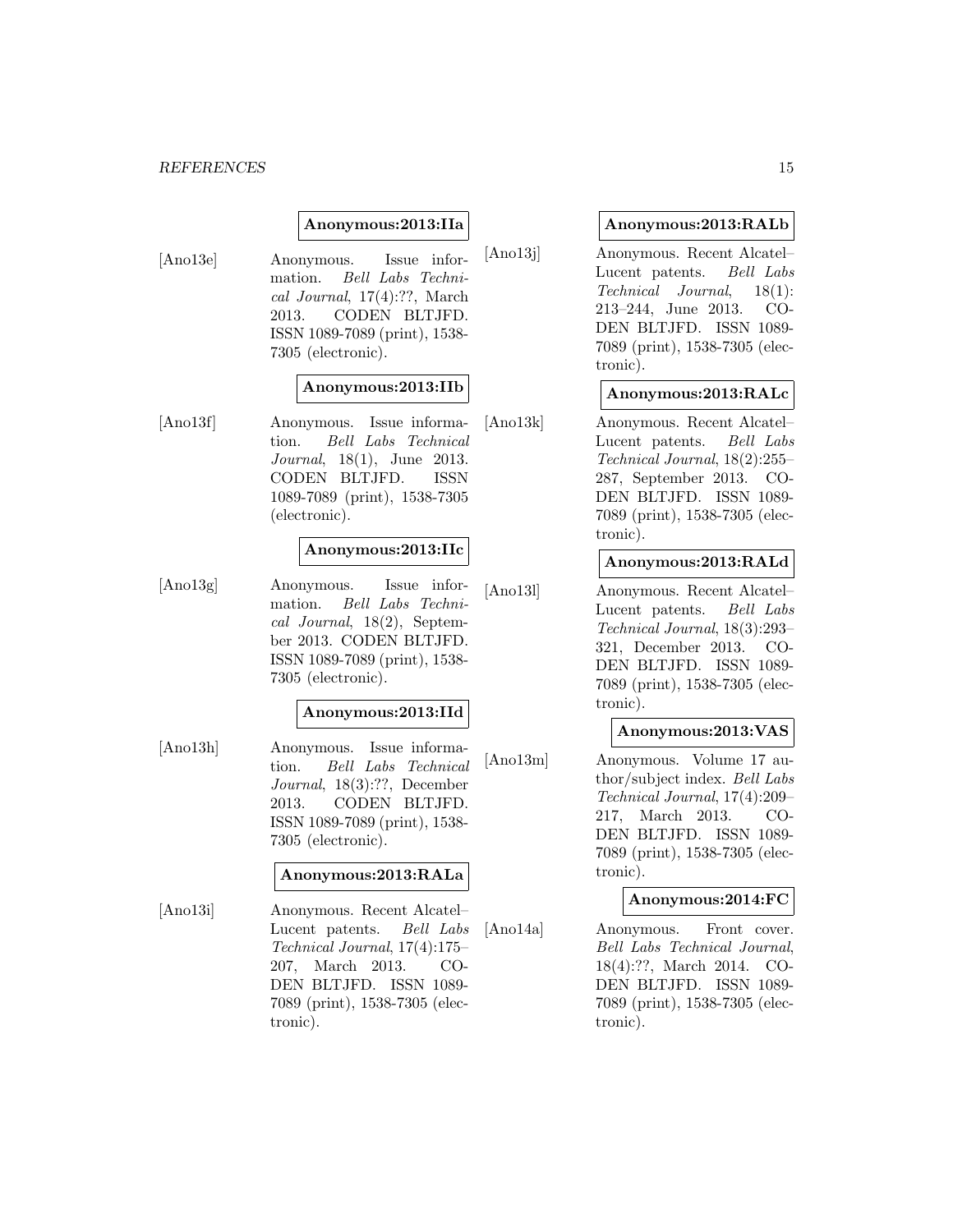**Anonymous:2013:IIa**

[Ano13e] Anonymous. Issue information. *Bell Labs Technical Journal*, 17(4):??, March 2013. CODEN BLTJFD. ISSN 1089-7089 (print), 1538-7305 (electronic).

**Anonymous:2013:IIb**

[Ano13f] Anonymous. Issue information. *Bell Labs Technical Journal*, 18(1), June 2013. CODEN BLTJFD. ISSN 1089-7089 (print), 1538-7305 (electronic).

**Anonymous:2013:IIc**

[Ano13g] Anonymous. Issue information. *Bell Labs Technical Journal*, 18(2), September 2013. CODEN BLTJFD. ISSN 1089-7089 (print), 1538-7305 (electronic).

**Anonymous:2013:IId**

[Ano13h] Anonymous. Issue information. *Bell Labs Technical Journal*, 18(3):??, December 2013. CODEN BLTJFD. ISSN 1089-7089 (print), 1538-7305 (electronic).

**Anonymous:2013:RALa**

[Ano13i] Anonymous. Recent Alcatel–Lucent patents. *Bell Labs Technical Journal*, 17(4):175–207, March 2013. CODEN BLTJFD. ISSN 1089-7089 (print), 1538-7305 (electronic).

**Anonymous:2013:RALb**

[Ano13j] Anonymous. Recent Alcatel–Lucent patents. *Bell Labs Technical Journal*, 18(1):213–244, June 2013. CODEN BLTJFD. ISSN 1089-7089 (print), 1538-7305 (electronic).

**Anonymous:2013:RALc**

[Ano13k] Anonymous. Recent Alcatel–Lucent patents. *Bell Labs Technical Journal*, 18(2):255–287, September 2013. CODEN BLTJFD. ISSN 1089-7089 (print), 1538-7305 (electronic).

**Anonymous:2013:RALd**

[Ano13l] Anonymous. Recent Alcatel–Lucent patents. *Bell Labs Technical Journal*, 18(3):293–321, December 2013. CODEN BLTJFD. ISSN 1089-7089 (print), 1538-7305 (electronic).

**Anonymous:2013:VAS**

[Ano13m] Anonymous. Volume 17 author/subject index. *Bell Labs Technical Journal*, 17(4):209–217, March 2013. CODEN BLTJFD. ISSN 1089-7089 (print), 1538-7305 (electronic).

**Anonymous:2014:FC**

[Ano14a] Anonymous. Front cover. *Bell Labs Technical Journal*, 18(4):??, March 2014. CODEN BLTJFD. ISSN 1089-7089 (print), 1538-7305 (electronic).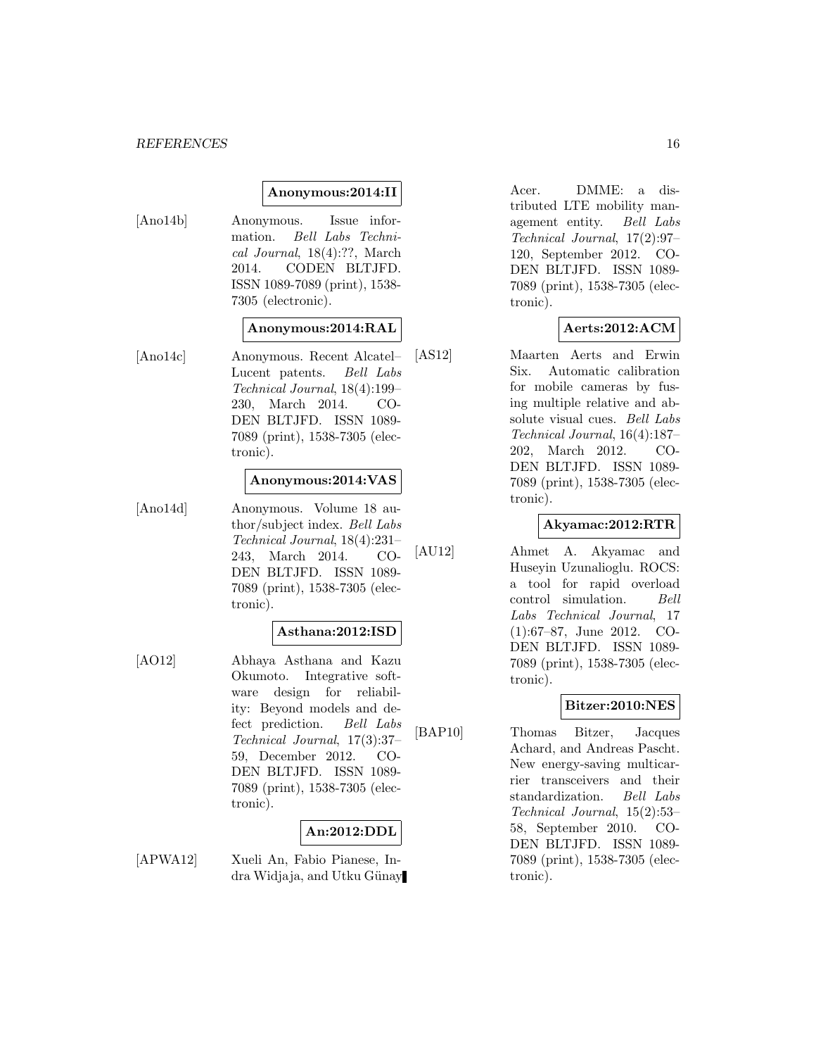**Anonymous:2014:II**

[Ano14b] Anonymous. Issue information. *Bell Labs Technical Journal*, 18(4):??, March 2014. CODEN BLTJFD. ISSN 1089-7089 (print), 1538-7305 (electronic).

**Anonymous:2014:RAL**

[Ano14c] Anonymous. Recent Alcatel–Lucent patents. *Bell Labs Technical Journal*, 18(4):199–230, March 2014. CODEN BLTJFD. ISSN 1089-7089 (print), 1538-7305 (electronic).

**Anonymous:2014:VAS**

[Ano14d] Anonymous. Volume 18 author/subject index. *Bell Labs Technical Journal*, 18(4):231–243, March 2014. CODEN BLTJFD. ISSN 1089-7089 (print), 1538-7305 (electronic).

**Asthana:2012:ISD**

[AO12] Abhaya Asthana and Kazu Okumoto. Integrative software design for reliability: Beyond models and defect prediction. *Bell Labs Technical Journal*, 17(3):37–59, December 2012. CODEN BLTJFD. ISSN 1089-7089 (print), 1538-7305 (electronic).

**An:2012:DDL**

[APWA12] Xueli An, Fabio Pianese, Indra Widjaja, and Utku Günay Acer. DMME: a distributed LTE mobility management entity. *Bell Labs Technical Journal*, 17(2):97–120, September 2012. CODEN BLTJFD. ISSN 1089-7089 (print), 1538-7305 (electronic).

**Aerts:2012:ACM**

[AS12] Maarten Aerts and Erwin Six. Automatic calibration for mobile cameras by fusing multiple relative and absolute visual cues. *Bell Labs Technical Journal*, 16(4):187–202, March 2012. CODEN BLTJFD. ISSN 1089-7089 (print), 1538-7305 (electronic).

**Akyamac:2012:RTR**

[AU12] Ahmet A. Akyamac and Huseyin Uzunalioglu. ROCS: a tool for rapid overload control simulation. *Bell Labs Technical Journal*, 17 (1):67–87, June 2012. CODEN BLTJFD. ISSN 1089-7089 (print), 1538-7305 (electronic).

**Bitzer:2010:NES**

[BAP10] Thomas Bitzer, Jacques Achard, and Andreas Pascht. New energy-saving multicarrier transceivers and their standardization. *Bell Labs Technical Journal*, 15(2):53–58, September 2010. CODEN BLTJFD. ISSN 1089-7089 (print), 1538-7305 (electronic).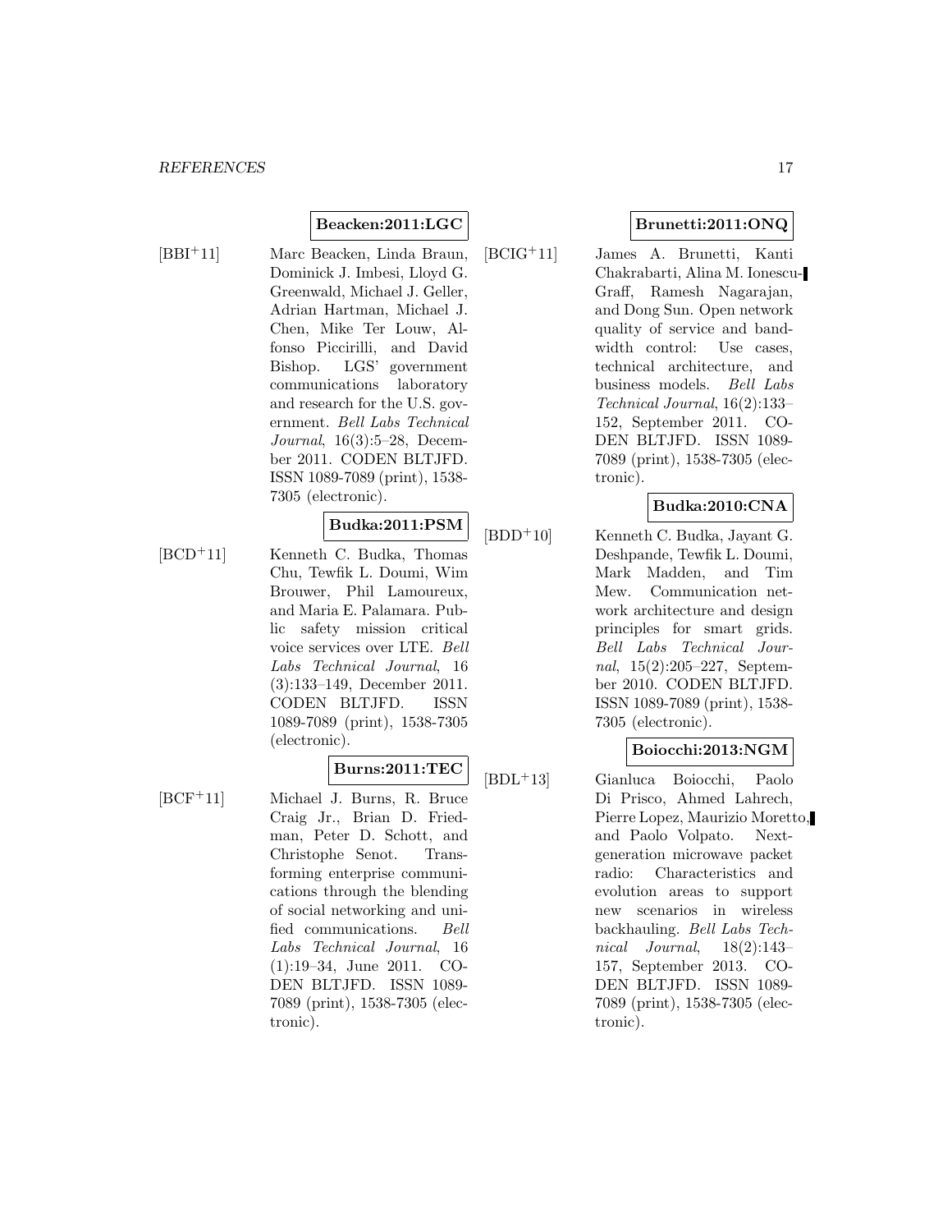**Beacken:2011:LGC**

[BBI+11] Marc Beacken, Linda Braun, Dominick J. Imbesi, Lloyd G. Greenwald, Michael J. Geller, Adrian Hartman, Michael J. Chen, Mike Ter Louw, Alfonso Piccirilli, and David Bishop. LGS' government communications laboratory and research for the U.S. government. *Bell Labs Technical Journal*, 16(3):5–28, December 2011. CODEN BLTJFD. ISSN 1089-7089 (print), 1538-7305 (electronic).

**Budka:2011:PSM**

[BCD+11] Kenneth C. Budka, Thomas Chu, Tewfik L. Doumi, Wim Brouwer, Phil Lamoureux, and Maria E. Palamara. Public safety mission critical voice services over LTE. *Bell Labs Technical Journal*, 16 (3):133–149, December 2011. CODEN BLTJFD. ISSN 1089-7089 (print), 1538-7305 (electronic).

**Burns:2011:TEC**

[BCF+11] Michael J. Burns, R. Bruce Craig Jr., Brian D. Friedman, Peter D. Schott, and Christophe Senot. Transforming enterprise communications through the blending of social networking and unified communications. *Bell Labs Technical Journal*, 16 (1):19–34, June 2011. CODEN BLTJFD. ISSN 1089-7089 (print), 1538-7305 (electronic).

**Brunetti:2011:ONQ**

[BCIG+11] James A. Brunetti, Kanti Chakrabarti, Alina M. Ionescu-Graff, Ramesh Nagarajan, and Dong Sun. Open network quality of service and bandwidth control: Use cases, technical architecture, and business models. *Bell Labs Technical Journal*, 16(2):133–152, September 2011. CODEN BLTJFD. ISSN 1089-7089 (print), 1538-7305 (electronic).

**Budka:2010:CNA**

[BDD+10] Kenneth C. Budka, Jayant G. Deshpande, Tewfik L. Doumi, Mark Madden, and Tim Mew. Communication network architecture and design principles for smart grids. *Bell Labs Technical Journal*, 15(2):205–227, September 2010. CODEN BLTJFD. ISSN 1089-7089 (print), 1538-7305 (electronic).

**Boiocchi:2013:NGM**

[BDL+13] Gianluca Boiocchi, Paolo Di Prisco, Ahmed Lahrech, Pierre Lopez, Maurizio Moretto, and Paolo Volpato. Next-generation microwave packet radio: Characteristics and evolution areas to support new scenarios in wireless backhauling. *Bell Labs Technical Journal*, 18(2):143–157, September 2013. CODEN BLTJFD. ISSN 1089-7089 (print), 1538-7305 (electronic).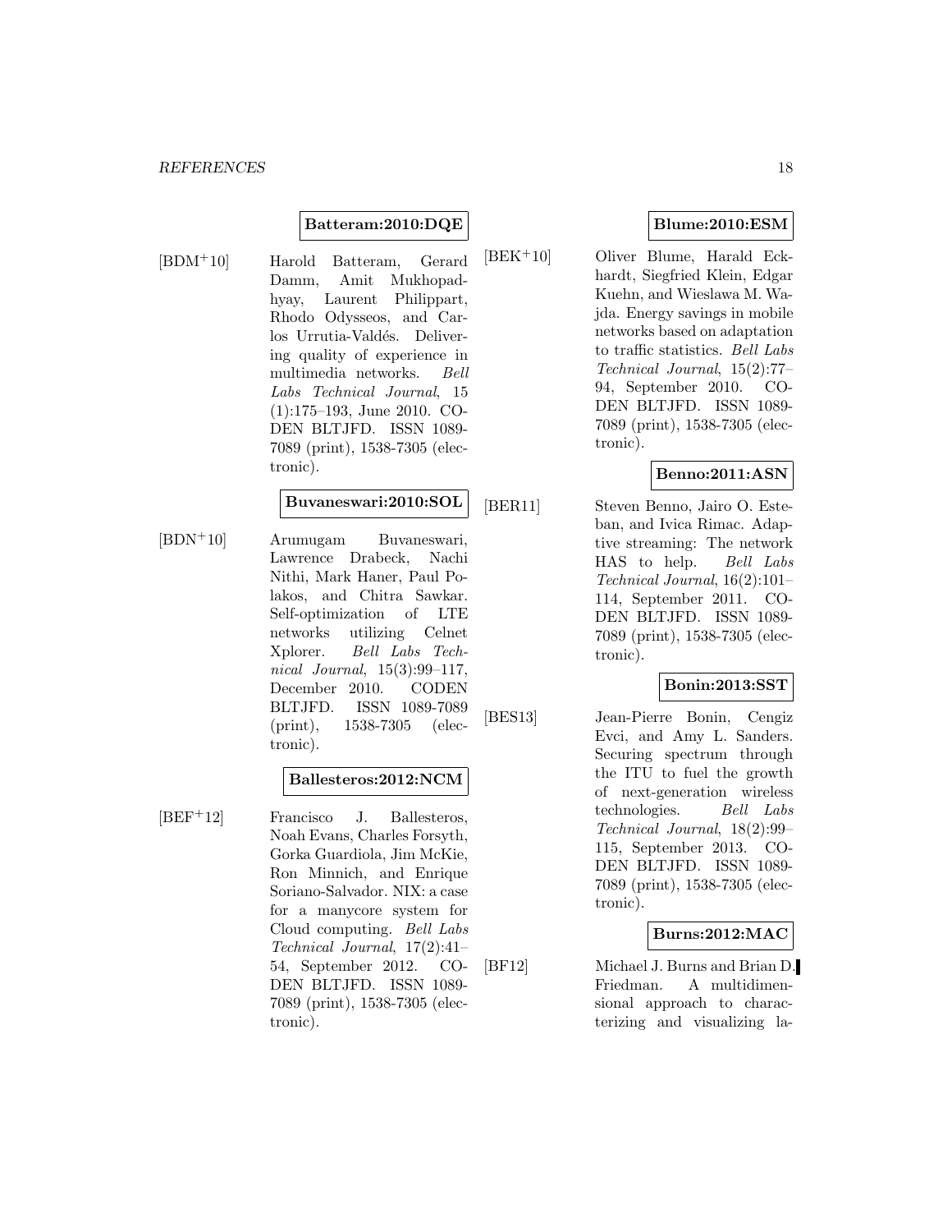**Batteram:2010:DQE**

[BDM+10] Harold Batteram, Gerard Damm, Amit Mukhopadhyay, Laurent Philippart, Rhodo Odysseos, and Carlos Urrutia-Valdés. Delivering quality of experience in multimedia networks. *Bell Labs Technical Journal*, 15 (1):175–193, June 2010. CODEN BLTJFD. ISSN 1089-7089 (print), 1538-7305 (electronic).

**Buvaneswari:2010:SOL**

[BDN+10] Arumugam Buvaneswari, Lawrence Drabeck, Nachi Nithi, Mark Haner, Paul Polakos, and Chitra Sawkar. Self-optimization of LTE networks utilizing Celnet Xplorer. *Bell Labs Technical Journal*, 15(3):99–117, December 2010. CODEN BLTJFD. ISSN 1089-7089 (print), 1538-7305 (electronic).

**Ballesteros:2012:NCM**

[BEF+12] Francisco J. Ballesteros, Noah Evans, Charles Forsyth, Gorka Guardiola, Jim McKie, Ron Minnich, and Enrique Soriano-Salvador. NIX: a case for a manycore system for Cloud computing. *Bell Labs Technical Journal*, 17(2):41–54, September 2012. CODEN BLTJFD. ISSN 1089-7089 (print), 1538-7305 (electronic).

**Blume:2010:ESM**

[BEK+10] Oliver Blume, Harald Eckhardt, Siegfried Klein, Edgar Kuehn, and Wieslawa M. Wajda. Energy savings in mobile networks based on adaptation to traffic statistics. *Bell Labs Technical Journal*, 15(2):77–94, September 2010. CODEN BLTJFD. ISSN 1089-7089 (print), 1538-7305 (electronic).

**Benno:2011:ASN**

[BER11] Steven Benno, Jairo O. Esteban, and Ivica Rimac. Adaptive streaming: The network HAS to help. *Bell Labs Technical Journal*, 16(2):101–114, September 2011. CODEN BLTJFD. ISSN 1089-7089 (print), 1538-7305 (electronic).

**Bonin:2013:SST**

[BES13] Jean-Pierre Bonin, Cengiz Evci, and Amy L. Sanders. Securing spectrum through the ITU to fuel the growth of next-generation wireless technologies. *Bell Labs Technical Journal*, 18(2):99–115, September 2013. CODEN BLTJFD. ISSN 1089-7089 (print), 1538-7305 (electronic).

**Burns:2012:MAC**

[BF12] Michael J. Burns and Brian D. Friedman. A multidimensional approach to characterizing and visualizing la-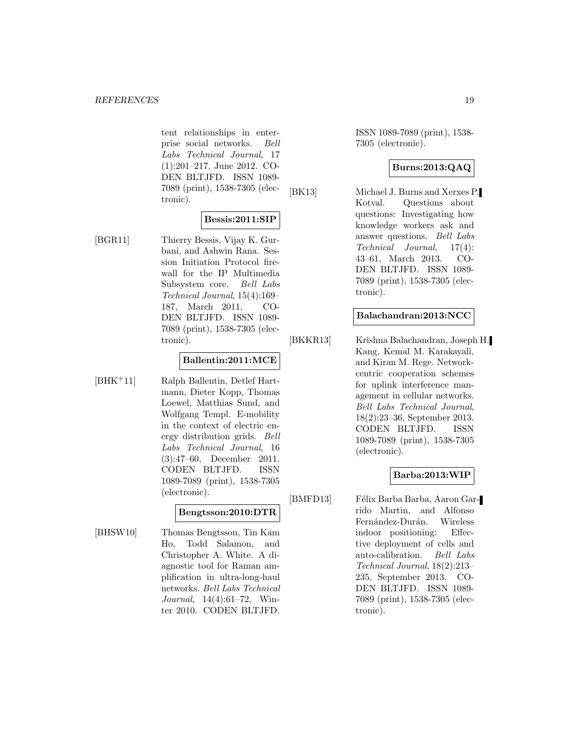tent relationships in enterprise social networks. *Bell Labs Technical Journal*, 17 (1):201–217, June 2012. CODEN BLTJFD. ISSN 1089-7089 (print), 1538-7305 (electronic).

**Bessis:2011:SIP**

[BGR11] Thierry Bessis, Vijay K. Gurbani, and Ashwin Rana. Session Initiation Protocol firewall for the IP Multimedia Subsystem core. *Bell Labs Technical Journal*, 15(4):169–187, March 2011. CODEN BLTJFD. ISSN 1089-7089 (print), 1538-7305 (electronic).

**Ballentin:2011:MCE**

[BHK+11] Ralph Ballentin, Detlef Hartmann, Dieter Kopp, Thomas Loewel, Matthias Sund, and Wolfgang Templ. E-mobility in the context of electric energy distribution grids. *Bell Labs Technical Journal*, 16 (3):47–60, December 2011. CODEN BLTJFD. ISSN 1089-7089 (print), 1538-7305 (electronic).

**Bengtsson:2010:DTR**

[BHSW10] Thomas Bengtsson, Tin Kam Ho, Todd Salamon, and Christopher A. White. A diagnostic tool for Raman amplification in ultra-long-haul networks. *Bell Labs Technical Journal*, 14(4):61–72, Winter 2010. CODEN BLTJFD. ISSN 1089-7089 (print), 1538-7305 (electronic).

**Burns:2013:QAQ**

[BK13] Michael J. Burns and Xerxes P. Kotval. Questions about questions: Investigating how knowledge workers ask and answer questions. *Bell Labs Technical Journal*, 17(4): 43–61, March 2013. CODEN BLTJFD. ISSN 1089-7089 (print), 1538-7305 (electronic).

**Balachandran:2013:NCC**

[BKKR13] Krishna Balachandran, Joseph H. Kang, Kemal M. Karakayali, and Kiran M. Rege. Network-centric cooperation schemes for uplink interference management in cellular networks. *Bell Labs Technical Journal*, 18(2):23–36, September 2013. CODEN BLTJFD. ISSN 1089-7089 (print), 1538-7305 (electronic).

**Barba:2013:WIP**

[BMFD13] Félix Barba Barba, Aaron Garrido Martin, and Alfonso Fernández-Durán. Wireless indoor positioning: Effective deployment of cells and auto-calibration. *Bell Labs Technical Journal*, 18(2):213–235, September 2013. CODEN BLTJFD. ISSN 1089-7089 (print), 1538-7305 (electronic).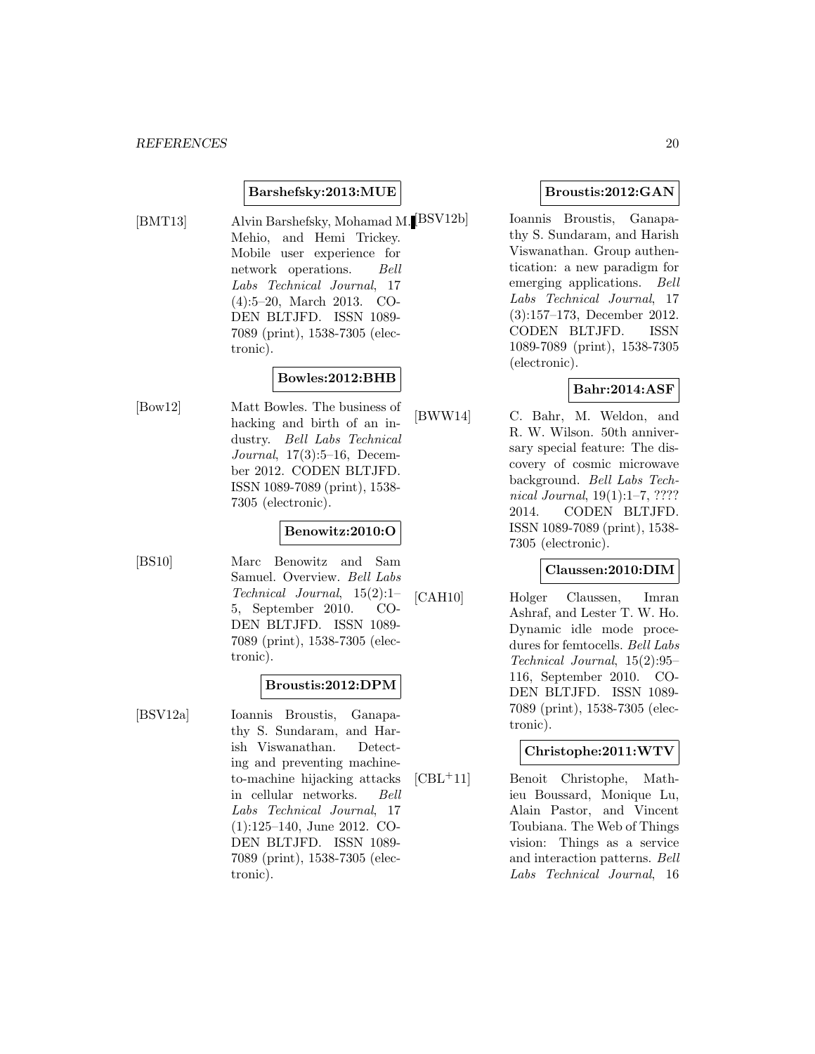**Barshefsky:2013:MUE**

[BMT13] Alvin Barshefsky, Mohamad M. Mehio, and Hemi Trickey. Mobile user experience for network operations. *Bell Labs Technical Journal*, 17 (4):5–20, March 2013. CODEN BLTJFD. ISSN 1089-7089 (print), 1538-7305 (electronic).

**Bowles:2012:BHB**

[Bow12] Matt Bowles. The business of hacking and birth of an industry. *Bell Labs Technical Journal*, 17(3):5–16, December 2012. CODEN BLTJFD. ISSN 1089-7089 (print), 1538-7305 (electronic).

**Benowitz:2010:O**

[BS10] Marc Benowitz and Sam Samuel. Overview. *Bell Labs Technical Journal*, 15(2):1–5, September 2010. CODEN BLTJFD. ISSN 1089-7089 (print), 1538-7305 (electronic).

**Broustis:2012:DPM**

[BSV12a] Ioannis Broustis, Ganapathy S. Sundaram, and Harish Viswanathan. Detecting and preventing machine-to-machine hijacking attacks in cellular networks. *Bell Labs Technical Journal*, 17 (1):125–140, June 2012. CODEN BLTJFD. ISSN 1089-7089 (print), 1538-7305 (electronic).

**Broustis:2012:GAN**

[BSV12b] Ioannis Broustis, Ganapathy S. Sundaram, and Harish Viswanathan. Group authentication: a new paradigm for emerging applications. *Bell Labs Technical Journal*, 17 (3):157–173, December 2012. CODEN BLTJFD. ISSN 1089-7089 (print), 1538-7305 (electronic).

**Bahr:2014:ASF**

[BWW14] C. Bahr, M. Weldon, and R. W. Wilson. 50th anniversary special feature: The discovery of cosmic microwave background. *Bell Labs Technical Journal*, 19(1):1–7, ???? 2014. CODEN BLTJFD. ISSN 1089-7089 (print), 1538-7305 (electronic).

**Claussen:2010:DIM**

[CAH10] Holger Claussen, Imran Ashraf, and Lester T. W. Ho. Dynamic idle mode procedures for femtocells. *Bell Labs Technical Journal*, 15(2):95–116, September 2010. CODEN BLTJFD. ISSN 1089-7089 (print), 1538-7305 (electronic).

**Christophe:2011:WTV**

[CBL+11] Benoit Christophe, Mathieu Boussard, Monique Lu, Alain Pastor, and Vincent Toubiana. The Web of Things vision: Things as a service and interaction patterns. *Bell Labs Technical Journal*, 16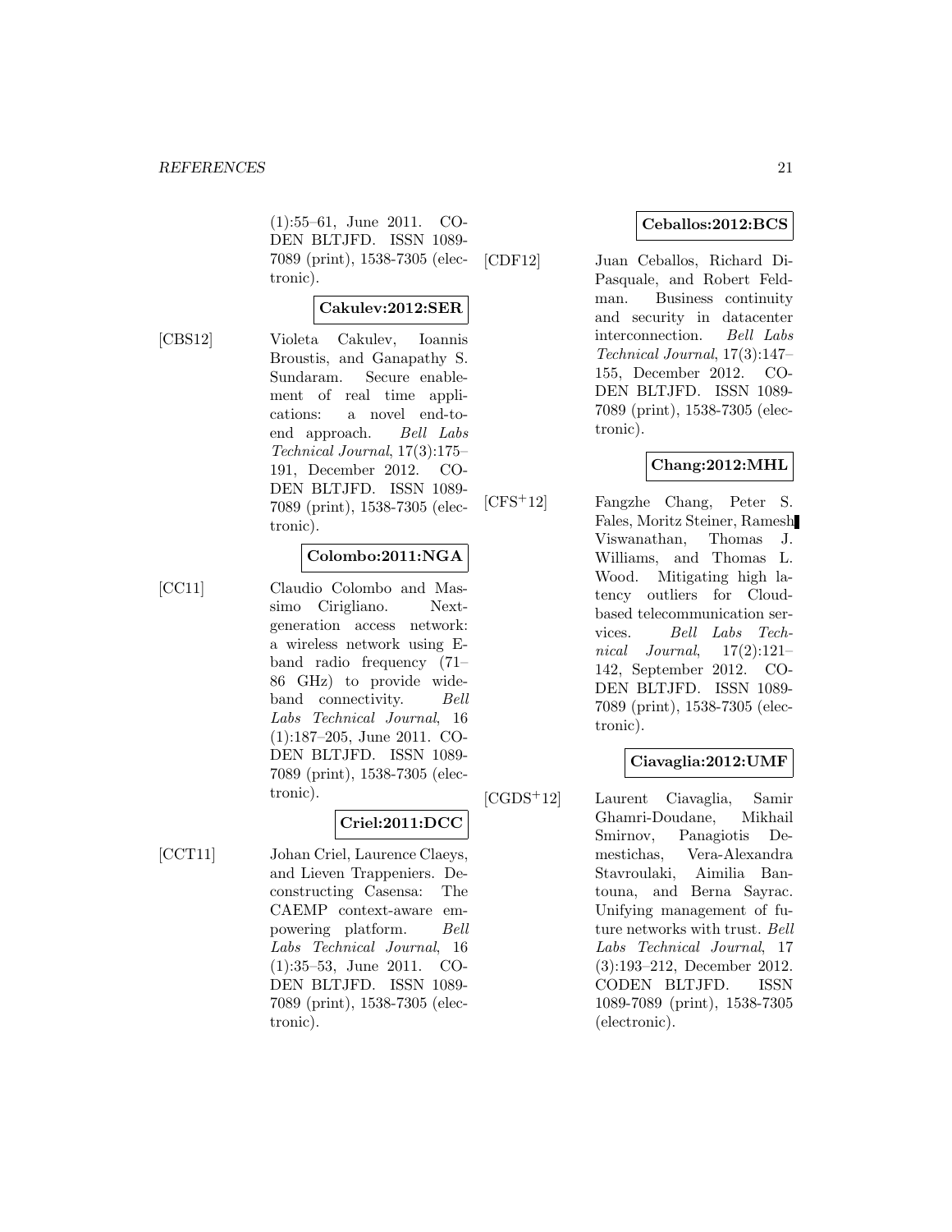(1):55–61, June 2011. CODEN BLTJFD. ISSN 1089-7089 (print), 1538-7305 (electronic).

**Cakulev:2012:SER**

[CBS12] Violeta Cakulev, Ioannis Broustis, and Ganapathy S. Sundaram. Secure enablement of real time applications: a novel end-to-end approach. *Bell Labs Technical Journal*, 17(3):175–191, December 2012. CODEN BLTJFD. ISSN 1089-7089 (print), 1538-7305 (electronic).

**Colombo:2011:NGA**

[CC11] Claudio Colombo and Massimo Cirigliano. Next-generation access network: a wireless network using E-band radio frequency (71–86 GHz) to provide wideband connectivity. *Bell Labs Technical Journal*, 16 (1):187–205, June 2011. CODEN BLTJFD. ISSN 1089-7089 (print), 1538-7305 (electronic).

**Criel:2011:DCC**

[CCT11] Johan Criel, Laurence Claeys, and Lieven Trappeniers. Deconstructing Casensa: The CAEMP context-aware empowering platform. *Bell Labs Technical Journal*, 16 (1):35–53, June 2011. CODEN BLTJFD. ISSN 1089-7089 (print), 1538-7305 (electronic).

**Ceballos:2012:BCS**

[CDF12] Juan Ceballos, Richard DiPasquale, and Robert Feldman. Business continuity and security in datacenter interconnection. *Bell Labs Technical Journal*, 17(3):147–155, December 2012. CODEN BLTJFD. ISSN 1089-7089 (print), 1538-7305 (electronic).

**Chang:2012:MHL**

[CFS+12] Fangzhe Chang, Peter S. Fales, Moritz Steiner, Ramesh Viswanathan, Thomas J. Williams, and Thomas L. Wood. Mitigating high latency outliers for Cloud-based telecommunication services. *Bell Labs Technical Journal*, 17(2):121–142, September 2012. CODEN BLTJFD. ISSN 1089-7089 (print), 1538-7305 (electronic).

**Ciavaglia:2012:UMF**

[CGDS+12] Laurent Ciavaglia, Samir Ghamri-Doudane, Mikhail Smirnov, Panagiotis Demestichas, Vera-Alexandra Stavroulaki, Aimilia Bantouna, and Berna Sayrac. Unifying management of future networks with trust. *Bell Labs Technical Journal*, 17 (3):193–212, December 2012. CODEN BLTJFD. ISSN 1089-7089 (print), 1538-7305 (electronic).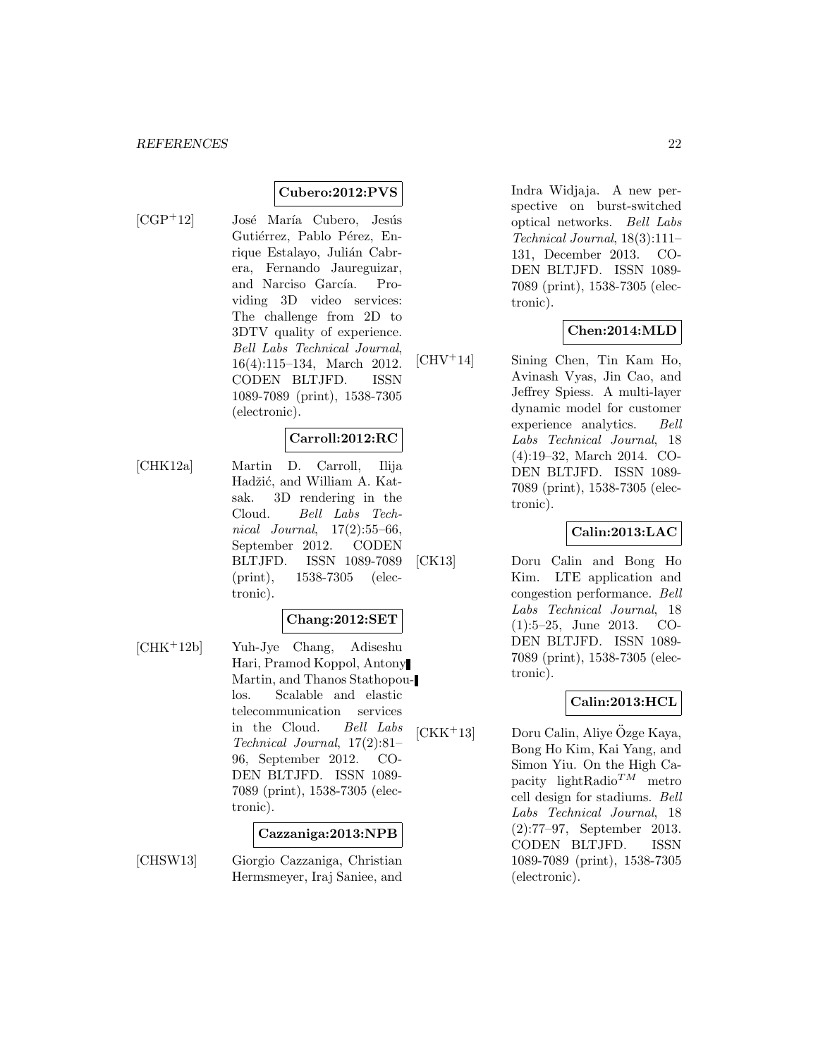**Cubero:2012:PVS**

[CGP+12] José María Cubero, Jesús Gutiérrez, Pablo Pérez, Enrique Estalayo, Julián Cabrera, Fernando Jaureguizar, and Narciso García. Providing 3D video services: The challenge from 2D to 3DTV quality of experience. *Bell Labs Technical Journal*, 16(4):115–134, March 2012. CODEN BLTJFD. ISSN 1089-7089 (print), 1538-7305 (electronic).

**Carroll:2012:RC**

[CHK12a] Martin D. Carroll, Ilija Hadžić, and William A. Katsak. 3D rendering in the Cloud. *Bell Labs Technical Journal*, 17(2):55–66, September 2012. CODEN BLTJFD. ISSN 1089-7089 (print), 1538-7305 (electronic).

**Chang:2012:SET**

[CHK+12b] Yuh-Jye Chang, Adiseshu Hari, Pramod Koppol, Antony Martin, and Thanos Stathopoulos. Scalable and elastic telecommunication services in the Cloud. *Bell Labs Technical Journal*, 17(2):81–96, September 2012. CODEN BLTJFD. ISSN 1089-7089 (print), 1538-7305 (electronic).

**Cazzaniga:2013:NPB**

[CHSW13] Giorgio Cazzaniga, Christian Hermsmeyer, Iraj Saniee, and Indra Widjaja. A new perspective on burst-switched optical networks. *Bell Labs Technical Journal*, 18(3):111–131, December 2013. CODEN BLTJFD. ISSN 1089-7089 (print), 1538-7305 (electronic).

**Chen:2014:MLD**

[CHV+14] Sining Chen, Tin Kam Ho, Avinash Vyas, Jin Cao, and Jeffrey Spiess. A multi-layer dynamic model for customer experience analytics. *Bell Labs Technical Journal*, 18 (4):19–32, March 2014. CODEN BLTJFD. ISSN 1089-7089 (print), 1538-7305 (electronic).

**Calin:2013:LAC**

[CK13] Doru Calin and Bong Ho Kim. LTE application and congestion performance. *Bell Labs Technical Journal*, 18 (1):5–25, June 2013. CODEN BLTJFD. ISSN 1089-7089 (print), 1538-7305 (electronic).

**Calin:2013:HCL**

[CKK+13] Doru Calin, Aliye Özge Kaya, Bong Ho Kim, Kai Yang, and Simon Yiu. On the High Capacity lightRadio$^{TM}$ metro cell design for stadiums. *Bell Labs Technical Journal*, 18 (2):77–97, September 2013. CODEN BLTJFD. ISSN 1089-7089 (print), 1538-7305 (electronic).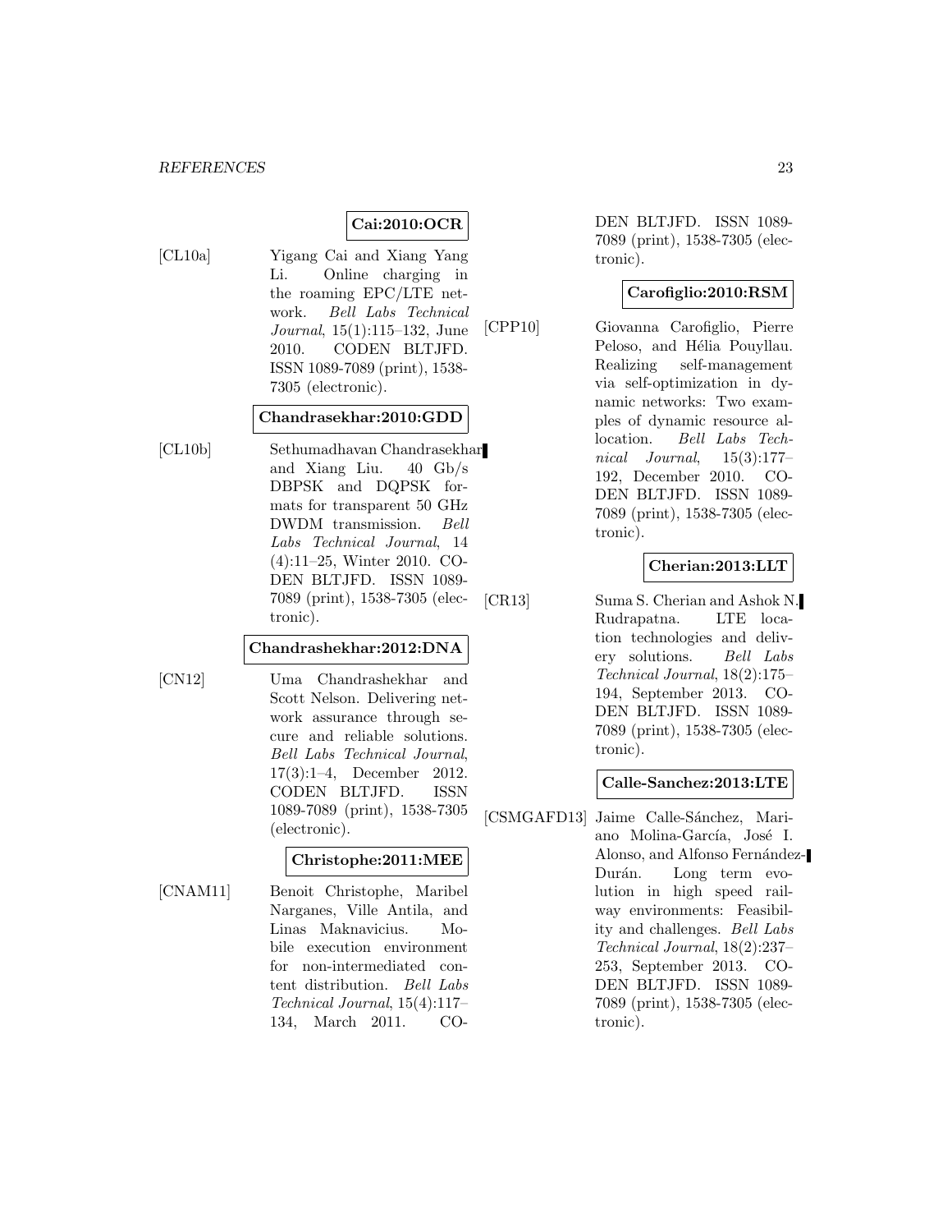**Cai:2010:OCR**

[CL10a] Yigang Cai and Xiang Yang Li. Online charging in the roaming EPC/LTE network. *Bell Labs Technical Journal*, 15(1):115–132, June 2010. CODEN BLTJFD. ISSN 1089-7089 (print), 1538-7305 (electronic).

**Chandrasekhar:2010:GDD**

[CL10b] Sethumadhavan Chandrasekhar and Xiang Liu. 40 Gb/s DBPSK and DQPSK formats for transparent 50 GHz DWDM transmission. *Bell Labs Technical Journal*, 14 (4):11–25, Winter 2010. CODEN BLTJFD. ISSN 1089-7089 (print), 1538-7305 (electronic).

**Chandrashekhar:2012:DNA**

[CN12] Uma Chandrashekhar and Scott Nelson. Delivering network assurance through secure and reliable solutions. *Bell Labs Technical Journal*, 17(3):1–4, December 2012. CODEN BLTJFD. ISSN 1089-7089 (print), 1538-7305 (electronic).

**Christophe:2011:MEE**

[CNAM11] Benoit Christophe, Maribel Narganes, Ville Antila, and Linas Maknavicius. Mobile execution environment for non-intermediated content distribution. *Bell Labs Technical Journal*, 15(4):117–134, March 2011. CODEN BLTJFD. ISSN 1089-7089 (print), 1538-7305 (electronic).

**Carofiglio:2010:RSM**

[CPP10] Giovanna Carofiglio, Pierre Peloso, and Hélia Pouyllau. Realizing self-management via self-optimization in dynamic networks: Two examples of dynamic resource allocation. *Bell Labs Technical Journal*, 15(3):177–192, December 2010. CODEN BLTJFD. ISSN 1089-7089 (print), 1538-7305 (electronic).

**Cherian:2013:LLT**

[CR13] Suma S. Cherian and Ashok N. Rudrapatna. LTE location technologies and delivery solutions. *Bell Labs Technical Journal*, 18(2):175–194, September 2013. CODEN BLTJFD. ISSN 1089-7089 (print), 1538-7305 (electronic).

**Calle-Sanchez:2013:LTE**

[CSMGAFD13] Jaime Calle-Sánchez, Mariano Molina-García, José I. Alonso, and Alfonso Fernández-Durán. Long term evolution in high speed railway environments: Feasibility and challenges. *Bell Labs Technical Journal*, 18(2):237–253, September 2013. CODEN BLTJFD. ISSN 1089-7089 (print), 1538-7305 (electronic).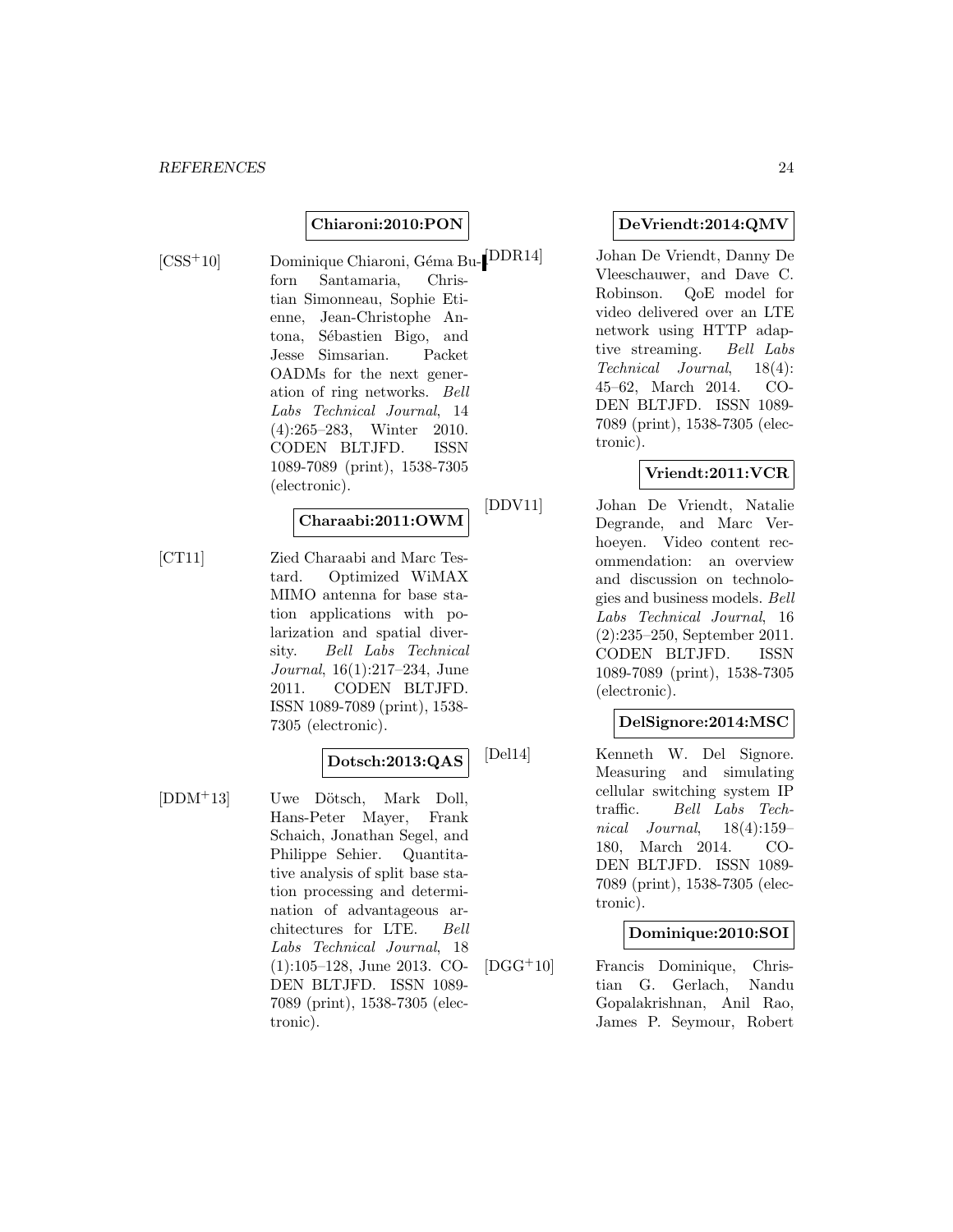**Chiaroni:2010:PON**

[CSS+10] Dominique Chiaroni, Géma Buforn Santamaria, Christian Simonneau, Sophie Etienne, Jean-Christophe Antona, Sébastien Bigo, and Jesse Simsarian. Packet OADMs for the next generation of ring networks. *Bell Labs Technical Journal*, 14 (4):265–283, Winter 2010. CODEN BLTJFD. ISSN 1089-7089 (print), 1538-7305 (electronic).

**Charaabi:2011:OWM**

[CT11] Zied Charaabi and Marc Testard. Optimized WiMAX MIMO antenna for base station applications with polarization and spatial diversity. *Bell Labs Technical Journal*, 16(1):217–234, June 2011. CODEN BLTJFD. ISSN 1089-7089 (print), 1538-7305 (electronic).

**Dotsch:2013:QAS**

[DDM+13] Uwe Dötsch, Mark Doll, Hans-Peter Mayer, Frank Schaich, Jonathan Segel, and Philippe Sehier. Quantitative analysis of split base station processing and determination of advantageous architectures for LTE. *Bell Labs Technical Journal*, 18 (1):105–128, June 2013. CODEN BLTJFD. ISSN 1089-7089 (print), 1538-7305 (electronic).

**DeVriendt:2014:QMV**

[DDR14] Johan De Vriendt, Danny De Vleeschauwer, and Dave C. Robinson. QoE model for video delivered over an LTE network using HTTP adaptive streaming. *Bell Labs Technical Journal*, 18(4): 45–62, March 2014. CODEN BLTJFD. ISSN 1089-7089 (print), 1538-7305 (electronic).

**Vriendt:2011:VCR**

[DDV11] Johan De Vriendt, Natalie Degrande, and Marc Verhoeyen. Video content recommendation: an overview and discussion on technologies and business models. *Bell Labs Technical Journal*, 16 (2):235–250, September 2011. CODEN BLTJFD. ISSN 1089-7089 (print), 1538-7305 (electronic).

**DelSignore:2014:MSC**

[Del14] Kenneth W. Del Signore. Measuring and simulating cellular switching system IP traffic. *Bell Labs Technical Journal*, 18(4):159–180, March 2014. CODEN BLTJFD. ISSN 1089-7089 (print), 1538-7305 (electronic).

**Dominique:2010:SOI**

[DGG+10] Francis Dominique, Christian G. Gerlach, Nandu Gopalakrishnan, Anil Rao, James P. Seymour, Robert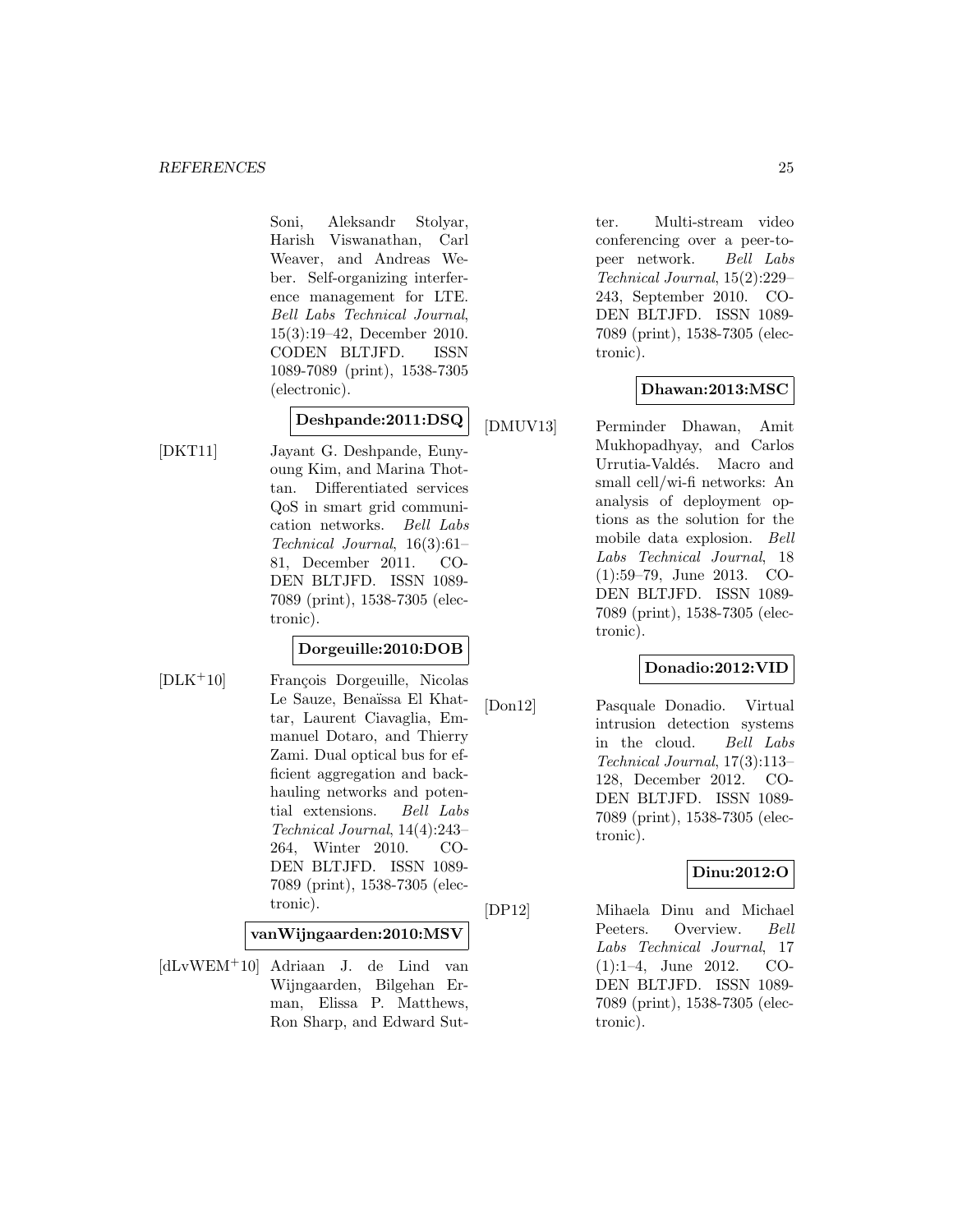Soni, Aleksandr Stolyar, Harish Viswanathan, Carl Weaver, and Andreas Weber. Self-organizing interference management for LTE. *Bell Labs Technical Journal*, 15(3):19–42, December 2010. CODEN BLTJFD. ISSN 1089-7089 (print), 1538-7305 (electronic).

**Deshpande:2011:DSQ**

[DKT11] Jayant G. Deshpande, Eunyoung Kim, and Marina Thottan. Differentiated services QoS in smart grid communication networks. *Bell Labs Technical Journal*, 16(3):61–81, December 2011. CODEN BLTJFD. ISSN 1089-7089 (print), 1538-7305 (electronic).

**Dorgeuille:2010:DOB**

[DLK+10] François Dorgeuille, Nicolas Le Sauze, Benaïssa El Khattar, Laurent Ciavaglia, Emmanuel Dotaro, and Thierry Zami. Dual optical bus for efficient aggregation and backhauling networks and potential extensions. *Bell Labs Technical Journal*, 14(4):243–264, Winter 2010. CODEN BLTJFD. ISSN 1089-7089 (print), 1538-7305 (electronic).

**vanWijngaarden:2010:MSV**

[dLvWEM+10] Adriaan J. de Lind van Wijngaarden, Bilgehan Erman, Elissa P. Matthews, Ron Sharp, and Edward Sutter. Multi-stream video conferencing over a peer-to-peer network. *Bell Labs Technical Journal*, 15(2):229–243, September 2010. CODEN BLTJFD. ISSN 1089-7089 (print), 1538-7305 (electronic).

**Dhawan:2013:MSC**

[DMUV13] Perminder Dhawan, Amit Mukhopadhyay, and Carlos Urrutia-Valdés. Macro and small cell/wi-fi networks: An analysis of deployment options as the solution for the mobile data explosion. *Bell Labs Technical Journal*, 18 (1):59–79, June 2013. CODEN BLTJFD. ISSN 1089-7089 (print), 1538-7305 (electronic).

**Donadio:2012:VID**

[Don12] Pasquale Donadio. Virtual intrusion detection systems in the cloud. *Bell Labs Technical Journal*, 17(3):113–128, December 2012. CODEN BLTJFD. ISSN 1089-7089 (print), 1538-7305 (electronic).

**Dinu:2012:O**

[DP12] Mihaela Dinu and Michael Peeters. Overview. *Bell Labs Technical Journal*, 17 (1):1–4, June 2012. CODEN BLTJFD. ISSN 1089-7089 (print), 1538-7305 (electronic).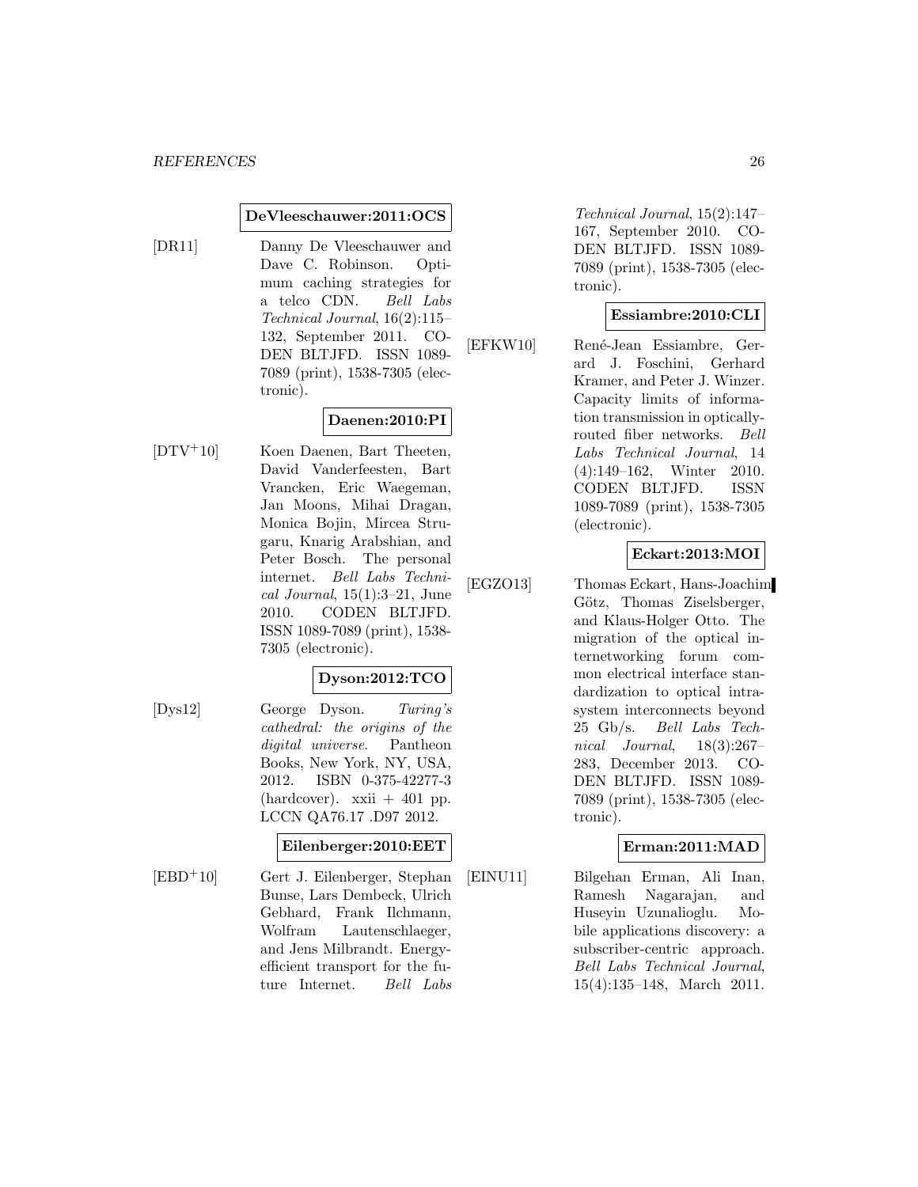**DeVleeschauwer:2011:OCS**

[DR11] Danny De Vleeschauwer and Dave C. Robinson. Optimum caching strategies for a telco CDN. *Bell Labs Technical Journal*, 16(2):115–132, September 2011. CODEN BLTJFD. ISSN 1089-7089 (print), 1538-7305 (electronic).

**Daenen:2010:PI**

[DTV+10] Koen Daenen, Bart Theeten, David Vanderfeesten, Bart Vrancken, Eric Waegeman, Jan Moons, Mihai Dragan, Monica Bojin, Mircea Strugaru, Knarig Arabshian, and Peter Bosch. The personal internet. *Bell Labs Technical Journal*, 15(1):3–21, June 2010. CODEN BLTJFD. ISSN 1089-7089 (print), 1538-7305 (electronic).

**Dyson:2012:TCO**

[Dys12] George Dyson. *Turing's cathedral: the origins of the digital universe*. Pantheon Books, New York, NY, USA, 2012. ISBN 0-375-42277-3 (hardcover). xxii + 401 pp. LCCN QA76.17 .D97 2012.

**Eilenberger:2010:EET**

[EBD+10] Gert J. Eilenberger, Stephan Bunse, Lars Dembeck, Ulrich Gebhard, Frank Ilchmann, Wolfram Lautenschlaeger, and Jens Milbrandt. Energy-efficient transport for the future Internet. *Bell Labs Technical Journal*, 15(2):147–167, September 2010. CODEN BLTJFD. ISSN 1089-7089 (print), 1538-7305 (electronic).

**Essiambre:2010:CLI**

[EFKW10] René-Jean Essiambre, Gerard J. Foschini, Gerhard Kramer, and Peter J. Winzer. Capacity limits of information transmission in optically-routed fiber networks. *Bell Labs Technical Journal*, 14 (4):149–162, Winter 2010. CODEN BLTJFD. ISSN 1089-7089 (print), 1538-7305 (electronic).

**Eckart:2013:MOI**

[EGZO13] Thomas Eckart, Hans-Joachim Götz, Thomas Ziselsberger, and Klaus-Holger Otto. The migration of the optical internetworking forum common electrical interface standardization to optical intra-system interconnects beyond 25 Gb/s. *Bell Labs Technical Journal*, 18(3):267–283, December 2013. CODEN BLTJFD. ISSN 1089-7089 (print), 1538-7305 (electronic).

**Erman:2011:MAD**

[EINU11] Bilgehan Erman, Ali Inan, Ramesh Nagarajan, and Huseyin Uzunalioglu. Mobile applications discovery: a subscriber-centric approach. *Bell Labs Technical Journal*, 15(4):135–148, March 2011.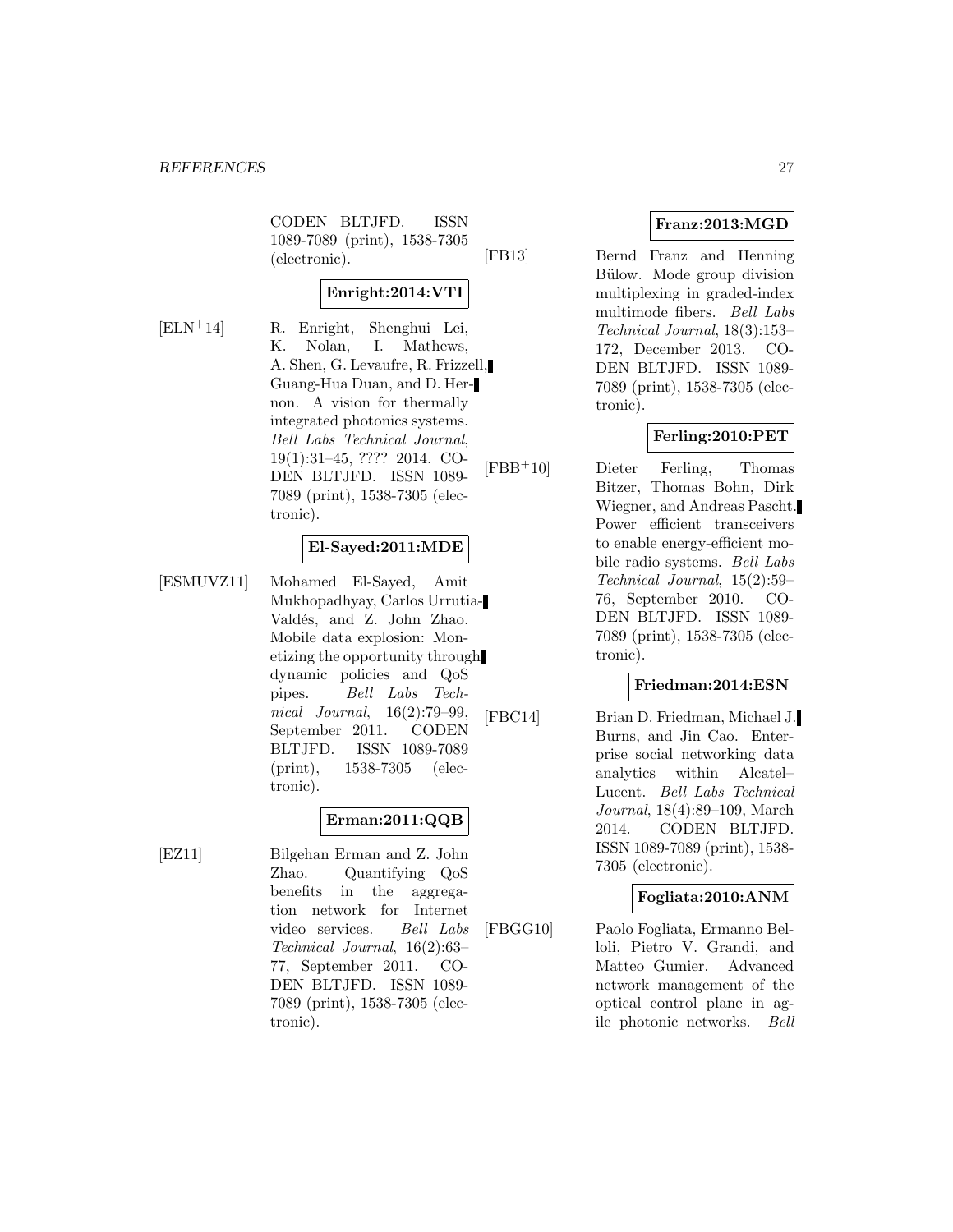CODEN BLTJFD. ISSN 1089-7089 (print), 1538-7305 (electronic).

**Enright:2014:VTI**

[ELN+14] R. Enright, Shenghui Lei, K. Nolan, I. Mathews, A. Shen, G. Levaufre, R. Frizzell, Guang-Hua Duan, and D. Hernon. A vision for thermally integrated photonics systems. *Bell Labs Technical Journal*, 19(1):31–45, ???? 2014. CODEN BLTJFD. ISSN 1089-7089 (print), 1538-7305 (electronic).

**El-Sayed:2011:MDE**

[ESMUVZ11] Mohamed El-Sayed, Amit Mukhopadhyay, Carlos Urrutia-Valdés, and Z. John Zhao. Mobile data explosion: Monetizing the opportunity through dynamic policies and QoS pipes. *Bell Labs Technical Journal*, 16(2):79–99, September 2011. CODEN BLTJFD. ISSN 1089-7089 (print), 1538-7305 (electronic).

**Erman:2011:QQB**

[EZ11] Bilgehan Erman and Z. John Zhao. Quantifying QoS benefits in the aggregation network for Internet video services. *Bell Labs Technical Journal*, 16(2):63–77, September 2011. CODEN BLTJFD. ISSN 1089-7089 (print), 1538-7305 (electronic).

**Franz:2013:MGD**

[FB13] Bernd Franz and Henning Bülow. Mode group division multiplexing in graded-index multimode fibers. *Bell Labs Technical Journal*, 18(3):153–172, December 2013. CODEN BLTJFD. ISSN 1089-7089 (print), 1538-7305 (electronic).

**Ferling:2010:PET**

[FBB+10] Dieter Ferling, Thomas Bitzer, Thomas Bohn, Dirk Wiegner, and Andreas Pascht. Power efficient transceivers to enable energy-efficient mobile radio systems. *Bell Labs Technical Journal*, 15(2):59–76, September 2010. CODEN BLTJFD. ISSN 1089-7089 (print), 1538-7305 (electronic).

**Friedman:2014:ESN**

[FBC14] Brian D. Friedman, Michael J. Burns, and Jin Cao. Enterprise social networking data analytics within Alcatel–Lucent. *Bell Labs Technical Journal*, 18(4):89–109, March 2014. CODEN BLTJFD. ISSN 1089-7089 (print), 1538-7305 (electronic).

**Fogliata:2010:ANM**

[FBGG10] Paolo Fogliata, Ermanno Belloli, Pietro V. Grandi, and Matteo Gumier. Advanced network management of the optical control plane in agile photonic networks. *Bell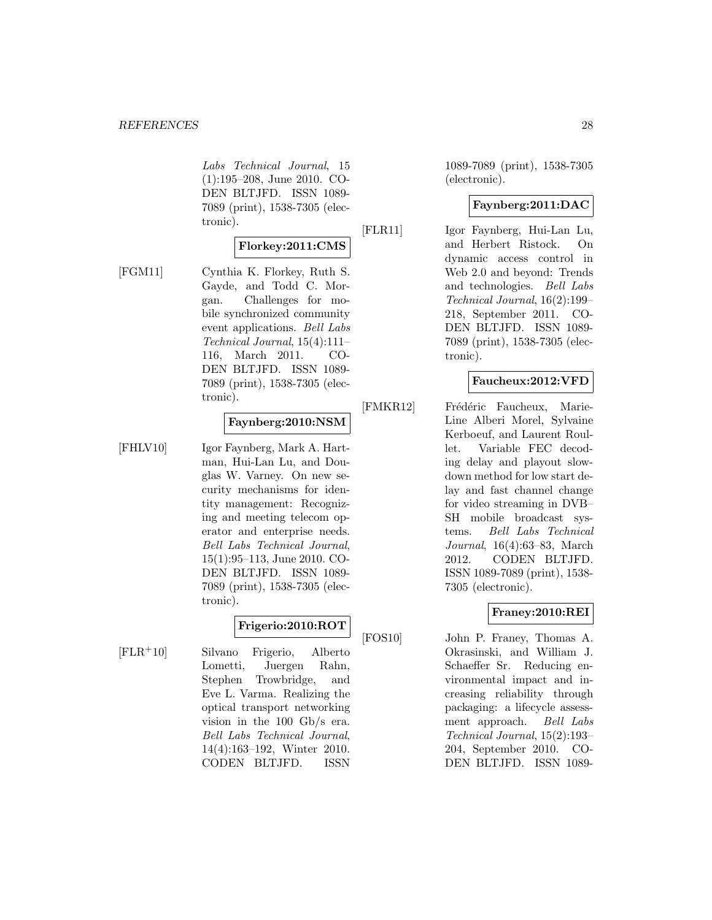Labs Technical Journal*, 15 (1):195–208, June 2010. CODEN BLTJFD. ISSN 1089-7089 (print), 1538-7305 (electronic).

**Florkey:2011:CMS**

[FGM11] Cynthia K. Florkey, Ruth S. Gayde, and Todd C. Morgan. Challenges for mobile synchronized community event applications. *Bell Labs Technical Journal*, 15(4):111–116, March 2011. CODEN BLTJFD. ISSN 1089-7089 (print), 1538-7305 (electronic).

**Faynberg:2010:NSM**

[FHLV10] Igor Faynberg, Mark A. Hartman, Hui-Lan Lu, and Douglas W. Varney. On new security mechanisms for identity management: Recognizing and meeting telecom operator and enterprise needs. *Bell Labs Technical Journal*, 15(1):95–113, June 2010. CODEN BLTJFD. ISSN 1089-7089 (print), 1538-7305 (electronic).

**Frigerio:2010:ROT**

[FLR+10] Silvano Frigerio, Alberto Lometti, Juergen Rahn, Stephen Trowbridge, and Eve L. Varma. Realizing the optical transport networking vision in the 100 Gb/s era. *Bell Labs Technical Journal*, 14(4):163–192, Winter 2010. CODEN BLTJFD. ISSN 1089-7089 (print), 1538-7305 (electronic).

**Faynberg:2011:DAC**

[FLR11] Igor Faynberg, Hui-Lan Lu, and Herbert Ristock. On dynamic access control in Web 2.0 and beyond: Trends and technologies. *Bell Labs Technical Journal*, 16(2):199–218, September 2011. CODEN BLTJFD. ISSN 1089-7089 (print), 1538-7305 (electronic).

**Faucheux:2012:VFD**

[FMKR12] Frédéric Faucheux, Marie-Line Alberi Morel, Sylvaine Kerboeuf, and Laurent Roullet. Variable FEC decoding delay and playout slowdown method for low start delay and fast channel change for video streaming in DVB–SH mobile broadcast systems. *Bell Labs Technical Journal*, 16(4):63–83, March 2012. CODEN BLTJFD. ISSN 1089-7089 (print), 1538-7305 (electronic).

**Franey:2010:REI**

[FOS10] John P. Franey, Thomas A. Okrasinski, and William J. Schaeffer Sr. Reducing environmental impact and increasing reliability through packaging: a lifecycle assessment approach. *Bell Labs Technical Journal*, 15(2):193–204, September 2010. CODEN BLTJFD. ISSN 1089-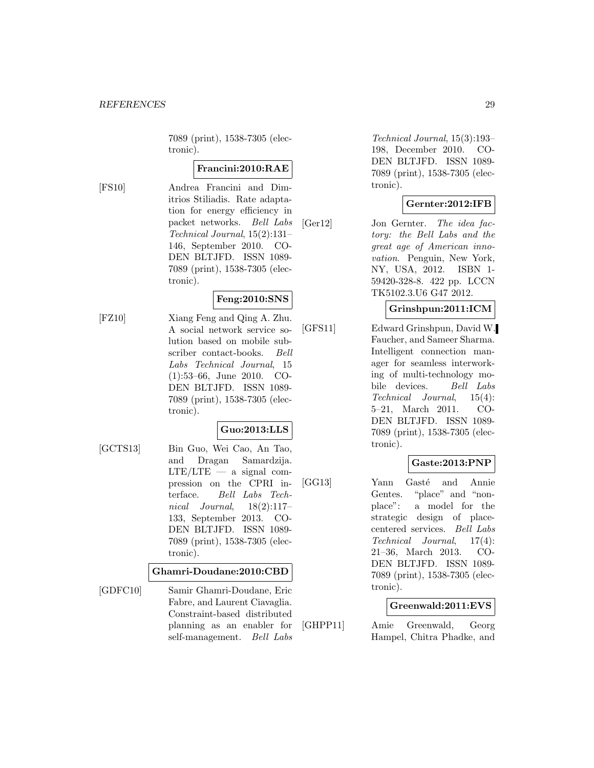7089 (print), 1538-7305 (electronic).

**Francini:2010:RAE**

[FS10] Andrea Francini and Dimitrios Stiliadis. Rate adaptation for energy efficiency in packet networks. *Bell Labs Technical Journal*, 15(2):131–146, September 2010. CODEN BLTJFD. ISSN 1089-7089 (print), 1538-7305 (electronic).

**Feng:2010:SNS**

[FZ10] Xiang Feng and Qing A. Zhu. A social network service solution based on mobile subscriber contact-books. *Bell Labs Technical Journal*, 15 (1):53–66, June 2010. CODEN BLTJFD. ISSN 1089-7089 (print), 1538-7305 (electronic).

**Guo:2013:LLS**

[GCTS13] Bin Guo, Wei Cao, An Tao, and Dragan Samardzija. LTE/LTE — a signal compression on the CPRI interface. *Bell Labs Technical Journal*, 18(2):117–133, September 2013. CODEN BLTJFD. ISSN 1089-7089 (print), 1538-7305 (electronic).

**Ghamri-Doudane:2010:CBD**

[GDFC10] Samir Ghamri-Doudane, Eric Fabre, and Laurent Ciavaglia. Constraint-based distributed planning as an enabler for self-management. *Bell Labs Technical Journal*, 15(3):193–198, December 2010. CODEN BLTJFD. ISSN 1089-7089 (print), 1538-7305 (electronic).

**Gernter:2012:IFB**

[Ger12] Jon Gernter. *The idea factory: the Bell Labs and the great age of American innovation*. Penguin, New York, NY, USA, 2012. ISBN 1-59420-328-8. 422 pp. LCCN TK5102.3.U6 G47 2012.

**Grinshpun:2011:ICM**

[GFS11] Edward Grinshpun, David W. Faucher, and Sameer Sharma. Intelligent connection manager for seamless interworking of multi-technology mobile devices. *Bell Labs Technical Journal*, 15(4): 5–21, March 2011. CODEN BLTJFD. ISSN 1089-7089 (print), 1538-7305 (electronic).

**Gaste:2013:PNP**

[GG13] Yann Gasté and Annie Gentes. "place" and "nonplace": a model for the strategic design of place-centered services. *Bell Labs Technical Journal*, 17(4): 21–36, March 2013. CODEN BLTJFD. ISSN 1089-7089 (print), 1538-7305 (electronic).

**Greenwald:2011:EVS**

[GHPP11] Amie Greenwald, Georg Hampel, Chitra Phadke, and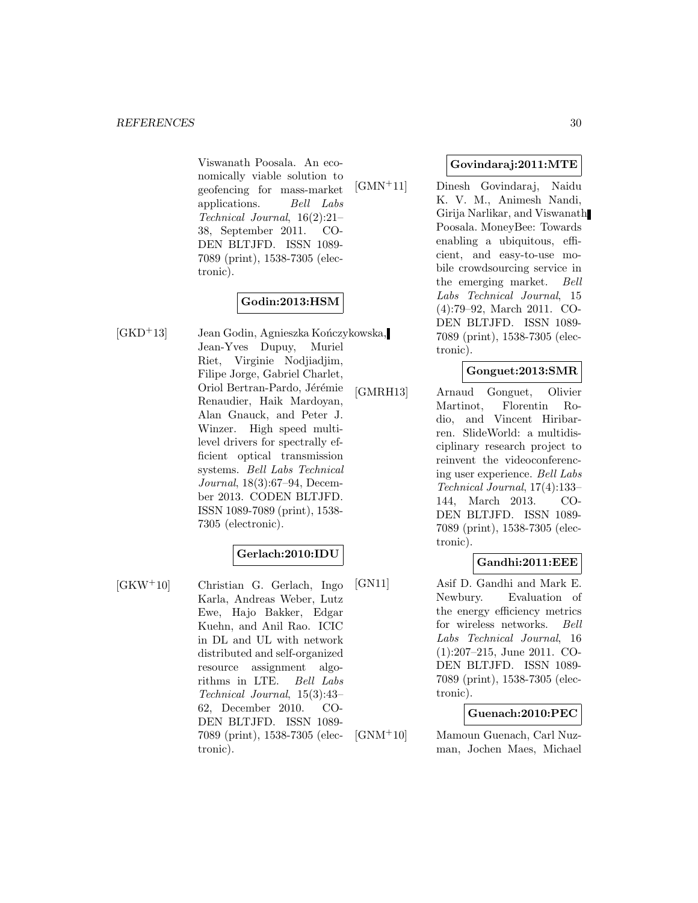Viswanath Poosala. An economically viable solution to geofencing for mass-market applications. *Bell Labs Technical Journal*, 16(2):21–38, September 2011. CODEN BLTJFD. ISSN 1089-7089 (print), 1538-7305 (electronic).

**Godin:2013:HSM**

[GKD+13] Jean Godin, Agnieszka Kończykowska, Jean-Yves Dupuy, Muriel Riet, Virginie Nodjiadjim, Filipe Jorge, Gabriel Charlet, Oriol Bertran-Pardo, Jérémie Renaudier, Haik Mardoyan, Alan Gnauck, and Peter J. Winzer. High speed multilevel drivers for spectrally efficient optical transmission systems. *Bell Labs Technical Journal*, 18(3):67–94, December 2013. CODEN BLTJFD. ISSN 1089-7089 (print), 1538-7305 (electronic).

**Gerlach:2010:IDU**

[GKW+10] Christian G. Gerlach, Ingo Karla, Andreas Weber, Lutz Ewe, Hajo Bakker, Edgar Kuehn, and Anil Rao. ICIC in DL and UL with network distributed and self-organized resource assignment algorithms in LTE. *Bell Labs Technical Journal*, 15(3):43–62, December 2010. CODEN BLTJFD. ISSN 1089-7089 (print), 1538-7305 (electronic).

**Govindaraj:2011:MTE**

[GMN+11] Dinesh Govindaraj, Naidu K. V. M., Animesh Nandi, Girija Narlikar, and Viswanath Poosala. MoneyBee: Towards enabling a ubiquitous, efficient, and easy-to-use mobile crowdsourcing service in the emerging market. *Bell Labs Technical Journal*, 15 (4):79–92, March 2011. CODEN BLTJFD. ISSN 1089-7089 (print), 1538-7305 (electronic).

**Gonguet:2013:SMR**

[GMRH13] Arnaud Gonguet, Olivier Martinot, Florentin Rodio, and Vincent Hiribarren. SlideWorld: a multidisciplinary research project to reinvent the videoconferencing user experience. *Bell Labs Technical Journal*, 17(4):133–144, March 2013. CODEN BLTJFD. ISSN 1089-7089 (print), 1538-7305 (electronic).

**Gandhi:2011:EEE**

[GN11] Asif D. Gandhi and Mark E. Newbury. Evaluation of the energy efficiency metrics for wireless networks. *Bell Labs Technical Journal*, 16 (1):207–215, June 2011. CODEN BLTJFD. ISSN 1089-7089 (print), 1538-7305 (electronic).

**Guenach:2010:PEC**

[GNM+10] Mamoun Guenach, Carl Nuzman, Jochen Maes, Michael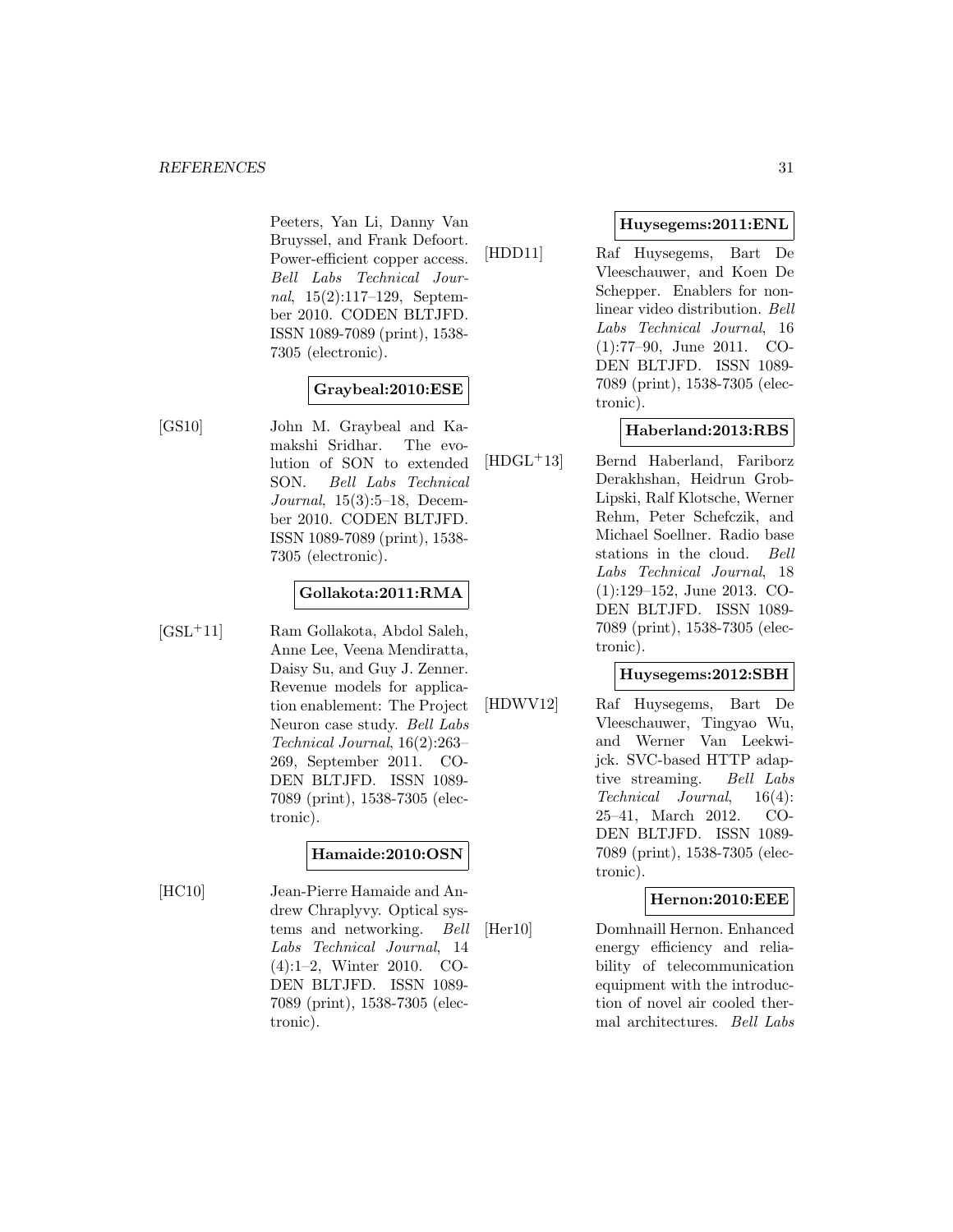Peeters, Yan Li, Danny Van Bruyssel, and Frank Defoort. Power-efficient copper access. *Bell Labs Technical Journal*, 15(2):117–129, September 2010. CODEN BLTJFD. ISSN 1089-7089 (print), 1538-7305 (electronic).

**Graybeal:2010:ESE**

[GS10] John M. Graybeal and Kamakshi Sridhar. The evolution of SON to extended SON. *Bell Labs Technical Journal*, 15(3):5–18, December 2010. CODEN BLTJFD. ISSN 1089-7089 (print), 1538-7305 (electronic).

**Gollakota:2011:RMA**

[GSL+11] Ram Gollakota, Abdol Saleh, Anne Lee, Veena Mendiratta, Daisy Su, and Guy J. Zenner. Revenue models for application enablement: The Project Neuron case study. *Bell Labs Technical Journal*, 16(2):263–269, September 2011. CODEN BLTJFD. ISSN 1089-7089 (print), 1538-7305 (electronic).

**Hamaide:2010:OSN**

[HC10] Jean-Pierre Hamaide and Andrew Chraplyvy. Optical systems and networking. *Bell Labs Technical Journal*, 14 (4):1–2, Winter 2010. CODEN BLTJFD. ISSN 1089-7089 (print), 1538-7305 (electronic).

**Huysegems:2011:ENL**

[HDD11] Raf Huysegems, Bart De Vleeschauwer, and Koen De Schepper. Enablers for non-linear video distribution. *Bell Labs Technical Journal*, 16 (1):77–90, June 2011. CODEN BLTJFD. ISSN 1089-7089 (print), 1538-7305 (electronic).

**Haberland:2013:RBS**

[HDGL+13] Bernd Haberland, Fariborz Derakhshan, Heidrun Grob-Lipski, Ralf Klotsche, Werner Rehm, Peter Schefczik, and Michael Soellner. Radio base stations in the cloud. *Bell Labs Technical Journal*, 18 (1):129–152, June 2013. CODEN BLTJFD. ISSN 1089-7089 (print), 1538-7305 (electronic).

**Huysegems:2012:SBH**

[HDWV12] Raf Huysegems, Bart De Vleeschauwer, Tingyao Wu, and Werner Van Leekwijck. SVC-based HTTP adaptive streaming. *Bell Labs Technical Journal*, 16(4): 25–41, March 2012. CODEN BLTJFD. ISSN 1089-7089 (print), 1538-7305 (electronic).

**Hernon:2010:EEE**

[Her10] Domhnaill Hernon. Enhanced energy efficiency and reliability of telecommunication equipment with the introduction of novel air cooled thermal architectures. *Bell Labs*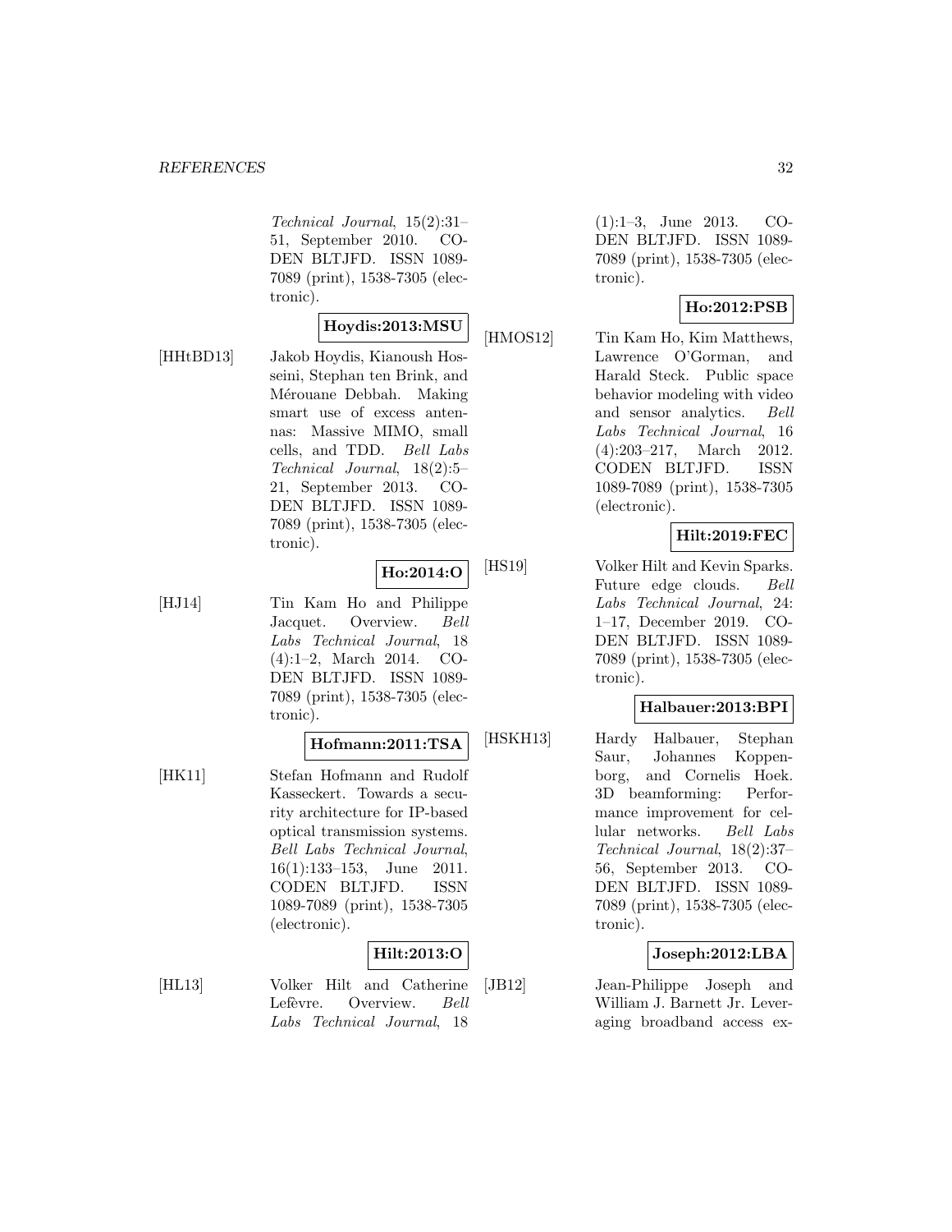*Technical Journal*, 15(2):31–51, September 2010. CODEN BLTJFD. ISSN 1089-7089 (print), 1538-7305 (electronic).

**Hoydis:2013:MSU**

[HHtBD13] Jakob Hoydis, Kianoush Hosseini, Stephan ten Brink, and Mérouane Debbah. Making smart use of excess antennas: Massive MIMO, small cells, and TDD. *Bell Labs Technical Journal*, 18(2):5–21, September 2013. CODEN BLTJFD. ISSN 1089-7089 (print), 1538-7305 (electronic).

**Ho:2014:O**

[HJ14] Tin Kam Ho and Philippe Jacquet. Overview. *Bell Labs Technical Journal*, 18 (4):1–2, March 2014. CODEN BLTJFD. ISSN 1089-7089 (print), 1538-7305 (electronic).

**Hofmann:2011:TSA**

[HK11] Stefan Hofmann and Rudolf Kasseckert. Towards a security architecture for IP-based optical transmission systems. *Bell Labs Technical Journal*, 16(1):133–153, June 2011. CODEN BLTJFD. ISSN 1089-7089 (print), 1538-7305 (electronic).

**Hilt:2013:O**

[HL13] Volker Hilt and Catherine Lefèvre. Overview. *Bell Labs Technical Journal*, 18 (1):1–3, June 2013. CODEN BLTJFD. ISSN 1089-7089 (print), 1538-7305 (electronic).

**Ho:2012:PSB**

[HMOS12] Tin Kam Ho, Kim Matthews, Lawrence O'Gorman, and Harald Steck. Public space behavior modeling with video and sensor analytics. *Bell Labs Technical Journal*, 16 (4):203–217, March 2012. CODEN BLTJFD. ISSN 1089-7089 (print), 1538-7305 (electronic).

**Hilt:2019:FEC**

[HS19] Volker Hilt and Kevin Sparks. Future edge clouds. *Bell Labs Technical Journal*, 24: 1–17, December 2019. CODEN BLTJFD. ISSN 1089-7089 (print), 1538-7305 (electronic).

**Halbauer:2013:BPI**

[HSKH13] Hardy Halbauer, Stephan Saur, Johannes Koppenborg, and Cornelis Hoek. 3D beamforming: Performance improvement for cellular networks. *Bell Labs Technical Journal*, 18(2):37–56, September 2013. CODEN BLTJFD. ISSN 1089-7089 (print), 1538-7305 (electronic).

**Joseph:2012:LBA**

[JB12] Jean-Philippe Joseph and William J. Barnett Jr. Leveraging broadband access ex-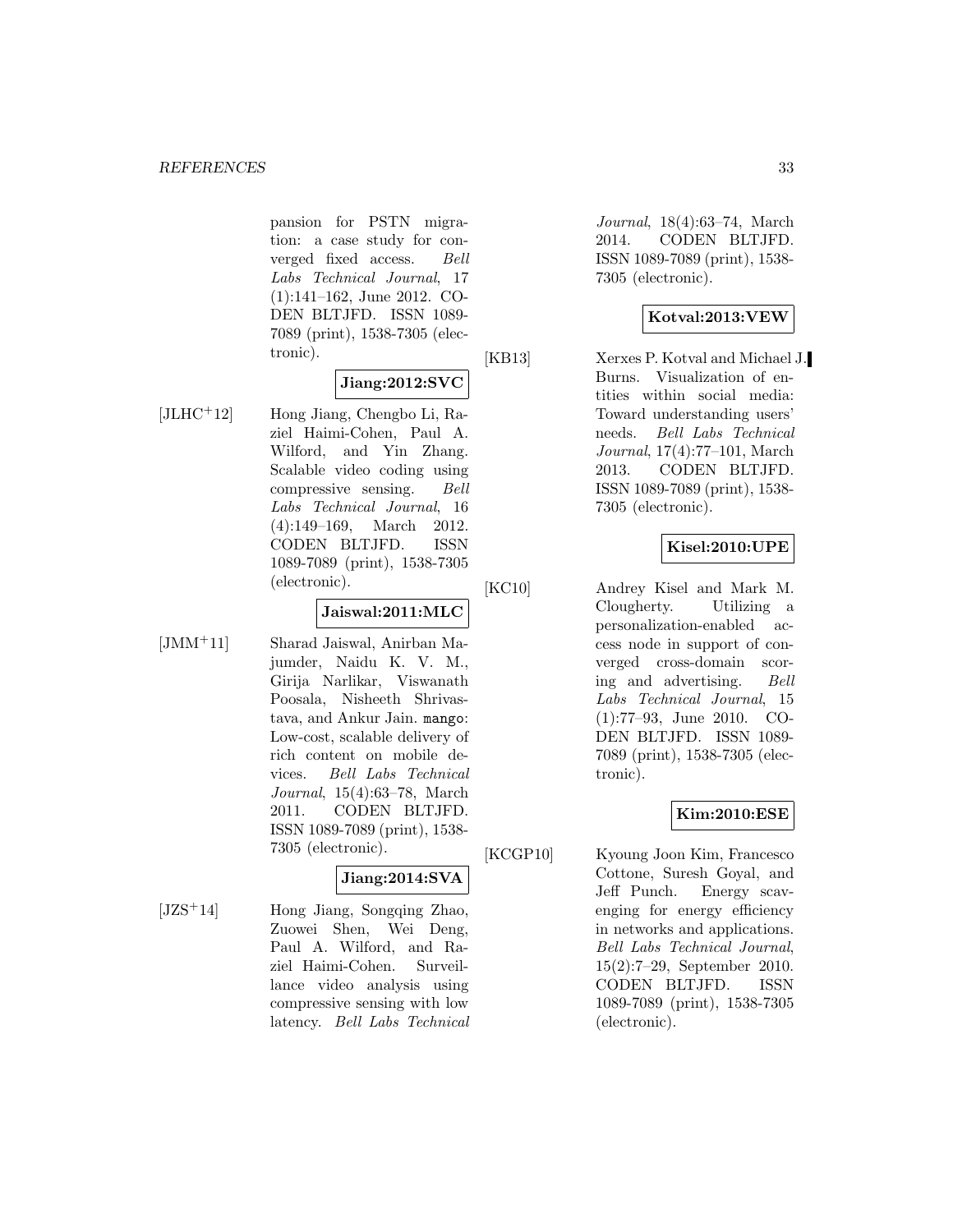pansion for PSTN migration: a case study for converged fixed access. *Bell Labs Technical Journal*, 17 (1):141–162, June 2012. CODEN BLTJFD. ISSN 1089-7089 (print), 1538-7305 (electronic).

**Jiang:2012:SVC**

[JLHC+12] Hong Jiang, Chengbo Li, Raziel Haimi-Cohen, Paul A. Wilford, and Yin Zhang. Scalable video coding using compressive sensing. *Bell Labs Technical Journal*, 16 (4):149–169, March 2012. CODEN BLTJFD. ISSN 1089-7089 (print), 1538-7305 (electronic).

**Jaiswal:2011:MLC**

[JMM+11] Sharad Jaiswal, Anirban Majumder, Naidu K. V. M., Girija Narlikar, Viswanath Poosala, Nisheeth Shrivastava, and Ankur Jain. `mango`: Low-cost, scalable delivery of rich content on mobile devices. *Bell Labs Technical Journal*, 15(4):63–78, March 2011. CODEN BLTJFD. ISSN 1089-7089 (print), 1538-7305 (electronic).

**Jiang:2014:SVA**

[JZS+14] Hong Jiang, Songqing Zhao, Zuowei Shen, Wei Deng, Paul A. Wilford, and Raziel Haimi-Cohen. Surveillance video analysis using compressive sensing with low latency. *Bell Labs Technical Journal*, 18(4):63–74, March 2014. CODEN BLTJFD. ISSN 1089-7089 (print), 1538-7305 (electronic).

**Kotval:2013:VEW**

[KB13] Xerxes P. Kotval and Michael J. Burns. Visualization of entities within social media: Toward understanding users' needs. *Bell Labs Technical Journal*, 17(4):77–101, March 2013. CODEN BLTJFD. ISSN 1089-7089 (print), 1538-7305 (electronic).

**Kisel:2010:UPE**

[KC10] Andrey Kisel and Mark M. Clougherty. Utilizing a personalization-enabled access node in support of converged cross-domain scoring and advertising. *Bell Labs Technical Journal*, 15 (1):77–93, June 2010. CODEN BLTJFD. ISSN 1089-7089 (print), 1538-7305 (electronic).

**Kim:2010:ESE**

[KCGP10] Kyoung Joon Kim, Francesco Cottone, Suresh Goyal, and Jeff Punch. Energy scavenging for energy efficiency in networks and applications. *Bell Labs Technical Journal*, 15(2):7–29, September 2010. CODEN BLTJFD. ISSN 1089-7089 (print), 1538-7305 (electronic).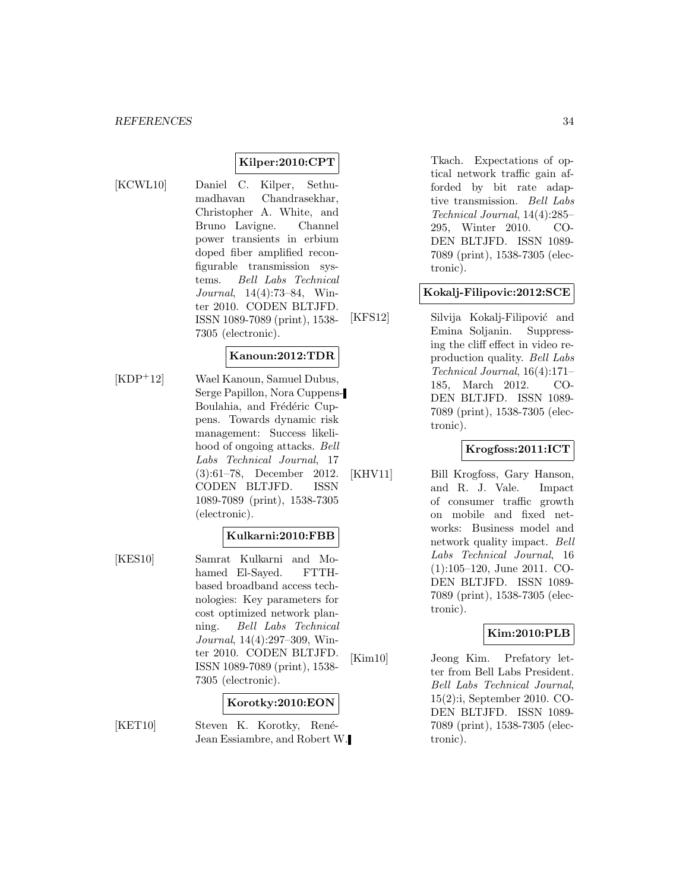**Kilper:2010:CPT**

[KCWL10] Daniel C. Kilper, Sethumadhavan Chandrasekhar, Christopher A. White, and Bruno Lavigne. Channel power transients in erbium doped fiber amplified reconfigurable transmission systems. *Bell Labs Technical Journal*, 14(4):73–84, Winter 2010. CODEN BLTJFD. ISSN 1089-7089 (print), 1538-7305 (electronic).

**Kanoun:2012:TDR**

[KDP+12] Wael Kanoun, Samuel Dubus, Serge Papillon, Nora Cuppens-Boulahia, and Frédéric Cuppens. Towards dynamic risk management: Success likelihood of ongoing attacks. *Bell Labs Technical Journal*, 17 (3):61–78, December 2012. CODEN BLTJFD. ISSN 1089-7089 (print), 1538-7305 (electronic).

**Kulkarni:2010:FBB**

[KES10] Samrat Kulkarni and Mohamed El-Sayed. FTTH-based broadband access technologies: Key parameters for cost optimized network planning. *Bell Labs Technical Journal*, 14(4):297–309, Winter 2010. CODEN BLTJFD. ISSN 1089-7089 (print), 1538-7305 (electronic).

**Korotky:2010:EON**

[KET10] Steven K. Korotky, René-Jean Essiambre, and Robert W. Tkach. Expectations of optical network traffic gain afforded by bit rate adaptive transmission. *Bell Labs Technical Journal*, 14(4):285–295, Winter 2010. CODEN BLTJFD. ISSN 1089-7089 (print), 1538-7305 (electronic).

**Kokalj-Filipovic:2012:SCE**

[KFS12] Silvija Kokalj-Filipović and Emina Soljanin. Suppressing the cliff effect in video reproduction quality. *Bell Labs Technical Journal*, 16(4):171–185, March 2012. CODEN BLTJFD. ISSN 1089-7089 (print), 1538-7305 (electronic).

**Krogfoss:2011:ICT**

[KHV11] Bill Krogfoss, Gary Hanson, and R. J. Vale. Impact of consumer traffic growth on mobile and fixed networks: Business model and network quality impact. *Bell Labs Technical Journal*, 16 (1):105–120, June 2011. CODEN BLTJFD. ISSN 1089-7089 (print), 1538-7305 (electronic).

**Kim:2010:PLB**

[Kim10] Jeong Kim. Prefatory letter from Bell Labs President. *Bell Labs Technical Journal*, 15(2):i, September 2010. CODEN BLTJFD. ISSN 1089-7089 (print), 1538-7305 (electronic).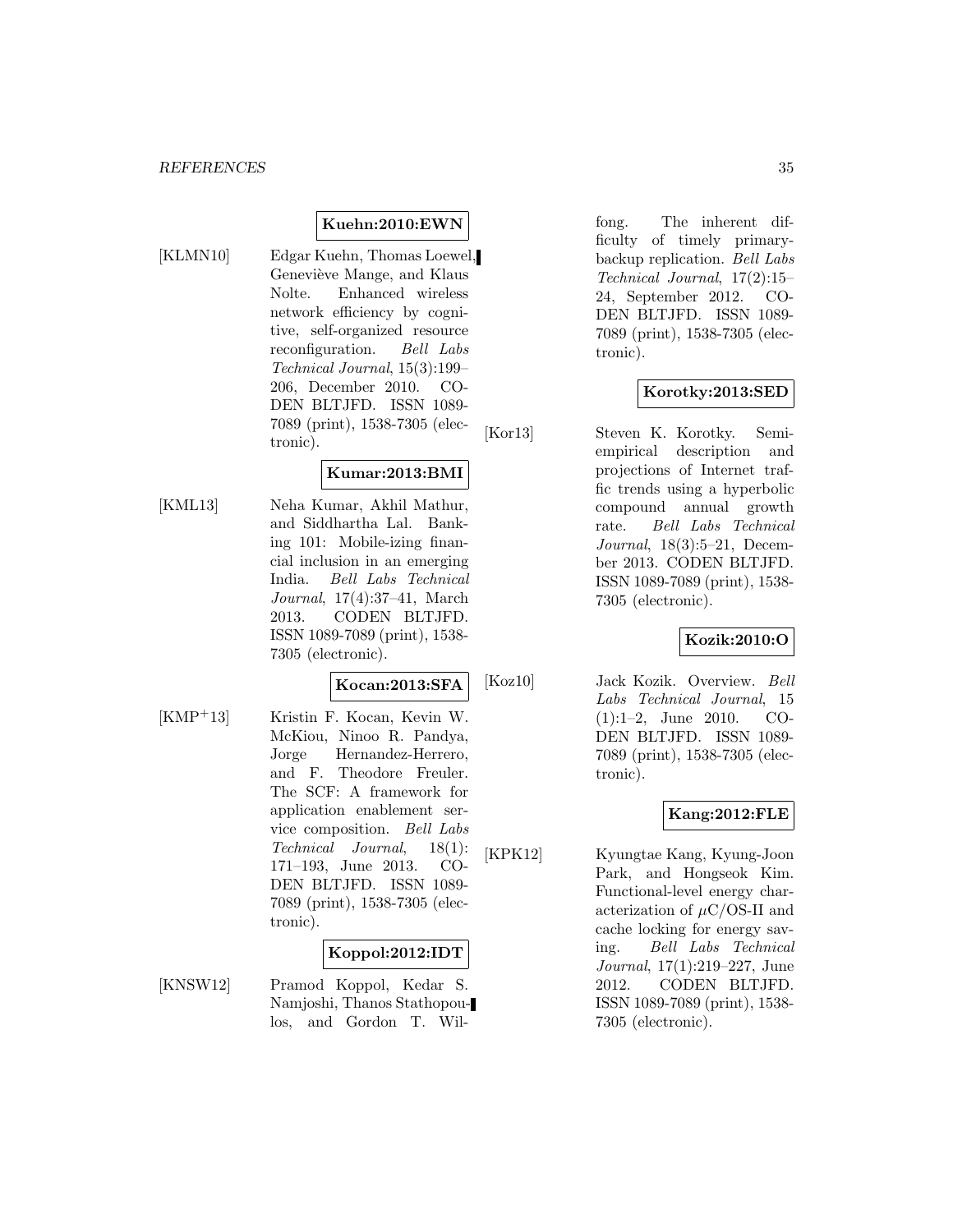**Kuehn:2010:EWN**

[KLMN10] Edgar Kuehn, Thomas Loewel, Geneviève Mange, and Klaus Nolte. Enhanced wireless network efficiency by cognitive, self-organized resource reconfiguration. *Bell Labs Technical Journal*, 15(3):199–206, December 2010. CODEN BLTJFD. ISSN 1089-7089 (print), 1538-7305 (electronic).

**Kumar:2013:BMI**

[KML13] Neha Kumar, Akhil Mathur, and Siddhartha Lal. Banking 101: Mobile-izing financial inclusion in an emerging India. *Bell Labs Technical Journal*, 17(4):37–41, March 2013. CODEN BLTJFD. ISSN 1089-7089 (print), 1538-7305 (electronic).

**Kocan:2013:SFA**

[KMP+13] Kristin F. Kocan, Kevin W. McKiou, Ninoo R. Pandya, Jorge Hernandez-Herrero, and F. Theodore Freuler. The SCF: A framework for application enablement service composition. *Bell Labs Technical Journal*, 18(1): 171–193, June 2013. CODEN BLTJFD. ISSN 1089-7089 (print), 1538-7305 (electronic).

**Koppol:2012:IDT**

[KNSW12] Pramod Koppol, Kedar S. Namjoshi, Thanos Stathopoulos, and Gordon T. Wilfong. The inherent difficulty of timely primary-backup replication. *Bell Labs Technical Journal*, 17(2):15–24, September 2012. CODEN BLTJFD. ISSN 1089-7089 (print), 1538-7305 (electronic).

**Korotky:2013:SED**

[Kor13] Steven K. Korotky. Semi-empirical description and projections of Internet traffic trends using a hyperbolic compound annual growth rate. *Bell Labs Technical Journal*, 18(3):5–21, December 2013. CODEN BLTJFD. ISSN 1089-7089 (print), 1538-7305 (electronic).

**Kozik:2010:O**

[Koz10] Jack Kozik. Overview. *Bell Labs Technical Journal*, 15 (1):1–2, June 2010. CODEN BLTJFD. ISSN 1089-7089 (print), 1538-7305 (electronic).

**Kang:2012:FLE**

[KPK12] Kyungtae Kang, Kyung-Joon Park, and Hongseok Kim. Functional-level energy characterization of $\mu$C/OS-II and cache locking for energy saving. *Bell Labs Technical Journal*, 17(1):219–227, June 2012. CODEN BLTJFD. ISSN 1089-7089 (print), 1538-7305 (electronic).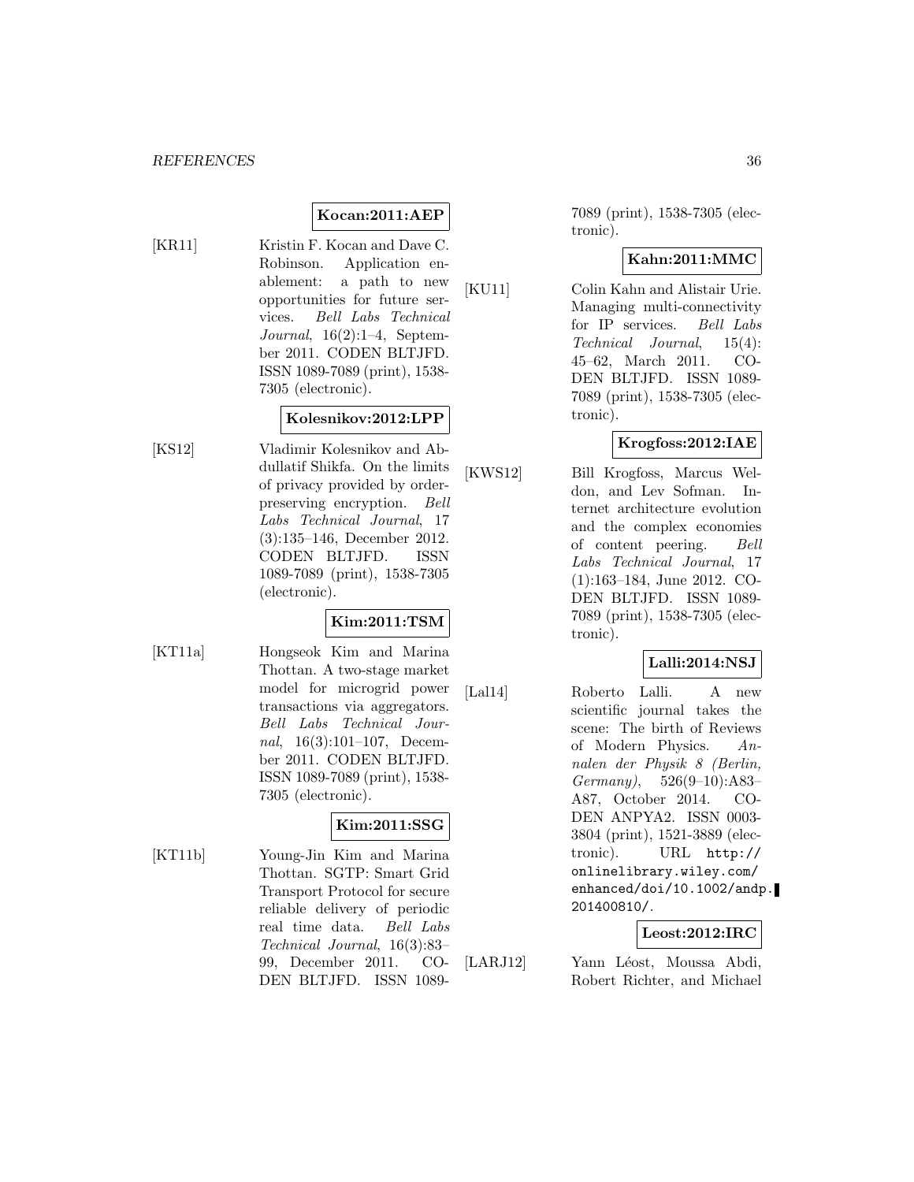**Kocan:2011:AEP**

[KR11] Kristin F. Kocan and Dave C. Robinson. Application enablement: a path to new opportunities for future services. *Bell Labs Technical Journal*, 16(2):1–4, September 2011. CODEN BLTJFD. ISSN 1089-7089 (print), 1538-7305 (electronic).

**Kolesnikov:2012:LPP**

[KS12] Vladimir Kolesnikov and Abdullatif Shikfa. On the limits of privacy provided by order-preserving encryption. *Bell Labs Technical Journal*, 17 (3):135–146, December 2012. CODEN BLTJFD. ISSN 1089-7089 (print), 1538-7305 (electronic).

**Kim:2011:TSM**

[KT11a] Hongseok Kim and Marina Thottan. A two-stage market model for microgrid power transactions via aggregators. *Bell Labs Technical Journal*, 16(3):101–107, December 2011. CODEN BLTJFD. ISSN 1089-7089 (print), 1538-7305 (electronic).

**Kim:2011:SSG**

[KT11b] Young-Jin Kim and Marina Thottan. SGTP: Smart Grid Transport Protocol for secure reliable delivery of periodic real time data. *Bell Labs Technical Journal*, 16(3):83–99, December 2011. CODEN BLTJFD. ISSN 1089-7089 (print), 1538-7305 (electronic).

**Kahn:2011:MMC**

[KU11] Colin Kahn and Alistair Urie. Managing multi-connectivity for IP services. *Bell Labs Technical Journal*, 15(4): 45–62, March 2011. CODEN BLTJFD. ISSN 1089-7089 (print), 1538-7305 (electronic).

**Krogfoss:2012:IAE**

[KWS12] Bill Krogfoss, Marcus Weldon, and Lev Sofman. Internet architecture evolution and the complex economies of content peering. *Bell Labs Technical Journal*, 17 (1):163–184, June 2012. CODEN BLTJFD. ISSN 1089-7089 (print), 1538-7305 (electronic).

**Lalli:2014:NSJ**

[Lal14] Roberto Lalli. A new scientific journal takes the scene: The birth of Reviews of Modern Physics. *Annalen der Physik 8 (Berlin, Germany)*, 526(9–10):A83–A87, October 2014. CODEN ANPYA2. ISSN 0003-3804 (print), 1521-3889 (electronic). URL http://onlinelibrary.wiley.com/enhanced/doi/10.1002/andp.201400810/.

**Leost:2012:IRC**

[LARJ12] Yann Léost, Moussa Abdi, Robert Richter, and Michael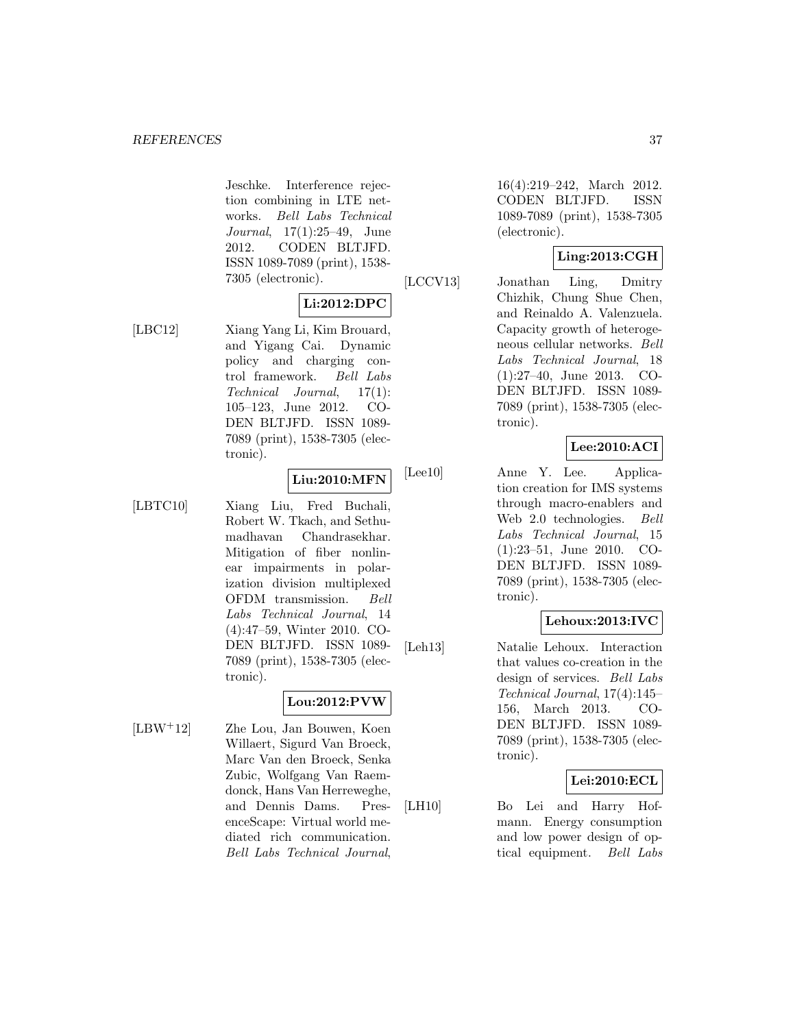Jeschke. Interference rejection combining in LTE networks. *Bell Labs Technical Journal*, 17(1):25–49, June 2012. CODEN BLTJFD. ISSN 1089-7089 (print), 1538-7305 (electronic).

**Li:2012:DPC**

[LBC12] Xiang Yang Li, Kim Brouard, and Yigang Cai. Dynamic policy and charging control framework. *Bell Labs Technical Journal*, 17(1): 105–123, June 2012. CODEN BLTJFD. ISSN 1089-7089 (print), 1538-7305 (electronic).

**Liu:2010:MFN**

[LBTC10] Xiang Liu, Fred Buchali, Robert W. Tkach, and Sethumadhavan Chandrasekhar. Mitigation of fiber nonlinear impairments in polarization division multiplexed OFDM transmission. *Bell Labs Technical Journal*, 14 (4):47–59, Winter 2010. CODEN BLTJFD. ISSN 1089-7089 (print), 1538-7305 (electronic).

**Lou:2012:PVW**

[LBW+12] Zhe Lou, Jan Bouwen, Koen Willaert, Sigurd Van Broeck, Marc Van den Broeck, Senka Zubic, Wolfgang Van Raemdonck, Hans Van Herreweghe, and Dennis Dams. PresenceScape: Virtual world mediated rich communication. *Bell Labs Technical Journal*, 16(4):219–242, March 2012. CODEN BLTJFD. ISSN 1089-7089 (print), 1538-7305 (electronic).

**Ling:2013:CGH**

[LCCV13] Jonathan Ling, Dmitry Chizhik, Chung Shue Chen, and Reinaldo A. Valenzuela. Capacity growth of heterogeneous cellular networks. *Bell Labs Technical Journal*, 18 (1):27–40, June 2013. CODEN BLTJFD. ISSN 1089-7089 (print), 1538-7305 (electronic).

**Lee:2010:ACI**

[Lee10] Anne Y. Lee. Application creation for IMS systems through macro-enablers and Web 2.0 technologies. *Bell Labs Technical Journal*, 15 (1):23–51, June 2010. CODEN BLTJFD. ISSN 1089-7089 (print), 1538-7305 (electronic).

**Lehoux:2013:IVC**

[Leh13] Natalie Lehoux. Interaction that values co-creation in the design of services. *Bell Labs Technical Journal*, 17(4):145–156, March 2013. CODEN BLTJFD. ISSN 1089-7089 (print), 1538-7305 (electronic).

**Lei:2010:ECL**

[LH10] Bo Lei and Harry Hofmann. Energy consumption and low power design of optical equipment. *Bell Labs*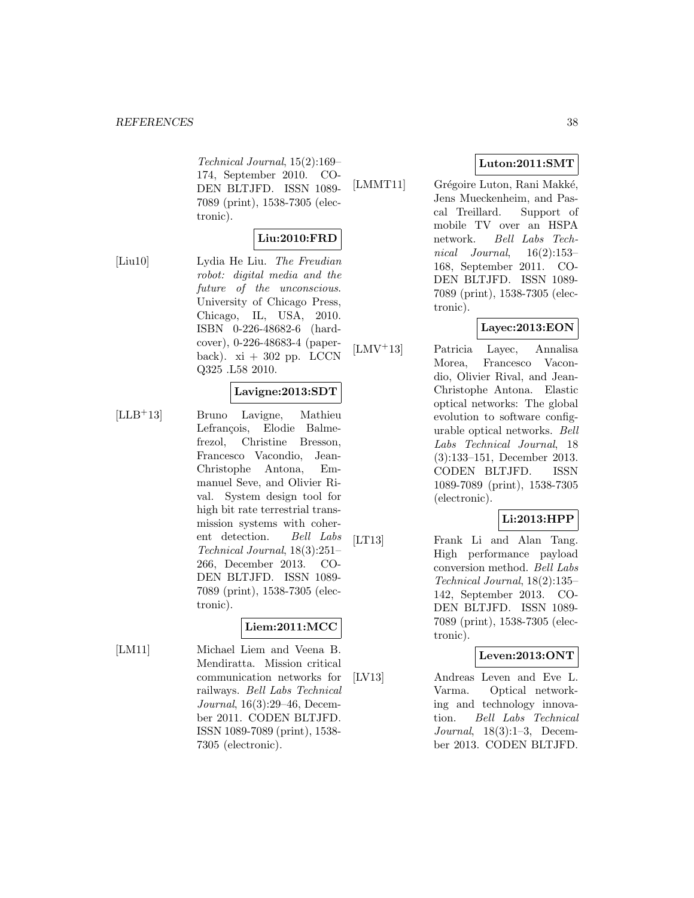*Technical Journal*, 15(2):169–174, September 2010. CODEN BLTJFD. ISSN 1089-7089 (print), 1538-7305 (electronic).

**Liu:2010:FRD**

[Liu10] Lydia He Liu. *The Freudian robot: digital media and the future of the unconscious*. University of Chicago Press, Chicago, IL, USA, 2010. ISBN 0-226-48682-6 (hardcover), 0-226-48683-4 (paperback). xi + 302 pp. LCCN Q325 .L58 2010.

**Lavigne:2013:SDT**

[LLB+13] Bruno Lavigne, Mathieu Lefrançois, Elodie Balmefrezol, Christine Bresson, Francesco Vacondio, Jean-Christophe Antona, Emmanuel Seve, and Olivier Rival. System design tool for high bit rate terrestrial transmission systems with coherent detection. *Bell Labs Technical Journal*, 18(3):251–266, December 2013. CODEN BLTJFD. ISSN 1089-7089 (print), 1538-7305 (electronic).

**Liem:2011:MCC**

[LM11] Michael Liem and Veena B. Mendiratta. Mission critical communication networks for railways. *Bell Labs Technical Journal*, 16(3):29–46, December 2011. CODEN BLTJFD. ISSN 1089-7089 (print), 1538-7305 (electronic).

**Luton:2011:SMT**

[LMMT11] Grégoire Luton, Rani Makké, Jens Mueckenheim, and Pascal Treillard. Support of mobile TV over an HSPA network. *Bell Labs Technical Journal*, 16(2):153–168, September 2011. CODEN BLTJFD. ISSN 1089-7089 (print), 1538-7305 (electronic).

**Layec:2013:EON**

[LMV+13] Patricia Layec, Annalisa Morea, Francesco Vacondio, Olivier Rival, and Jean-Christophe Antona. Elastic optical networks: The global evolution to software configurable optical networks. *Bell Labs Technical Journal*, 18 (3):133–151, December 2013. CODEN BLTJFD. ISSN 1089-7089 (print), 1538-7305 (electronic).

**Li:2013:HPP**

[LT13] Frank Li and Alan Tang. High performance payload conversion method. *Bell Labs Technical Journal*, 18(2):135–142, September 2013. CODEN BLTJFD. ISSN 1089-7089 (print), 1538-7305 (electronic).

**Leven:2013:ONT**

[LV13] Andreas Leven and Eve L. Varma. Optical networking and technology innovation. *Bell Labs Technical Journal*, 18(3):1–3, December 2013. CODEN BLTJFD.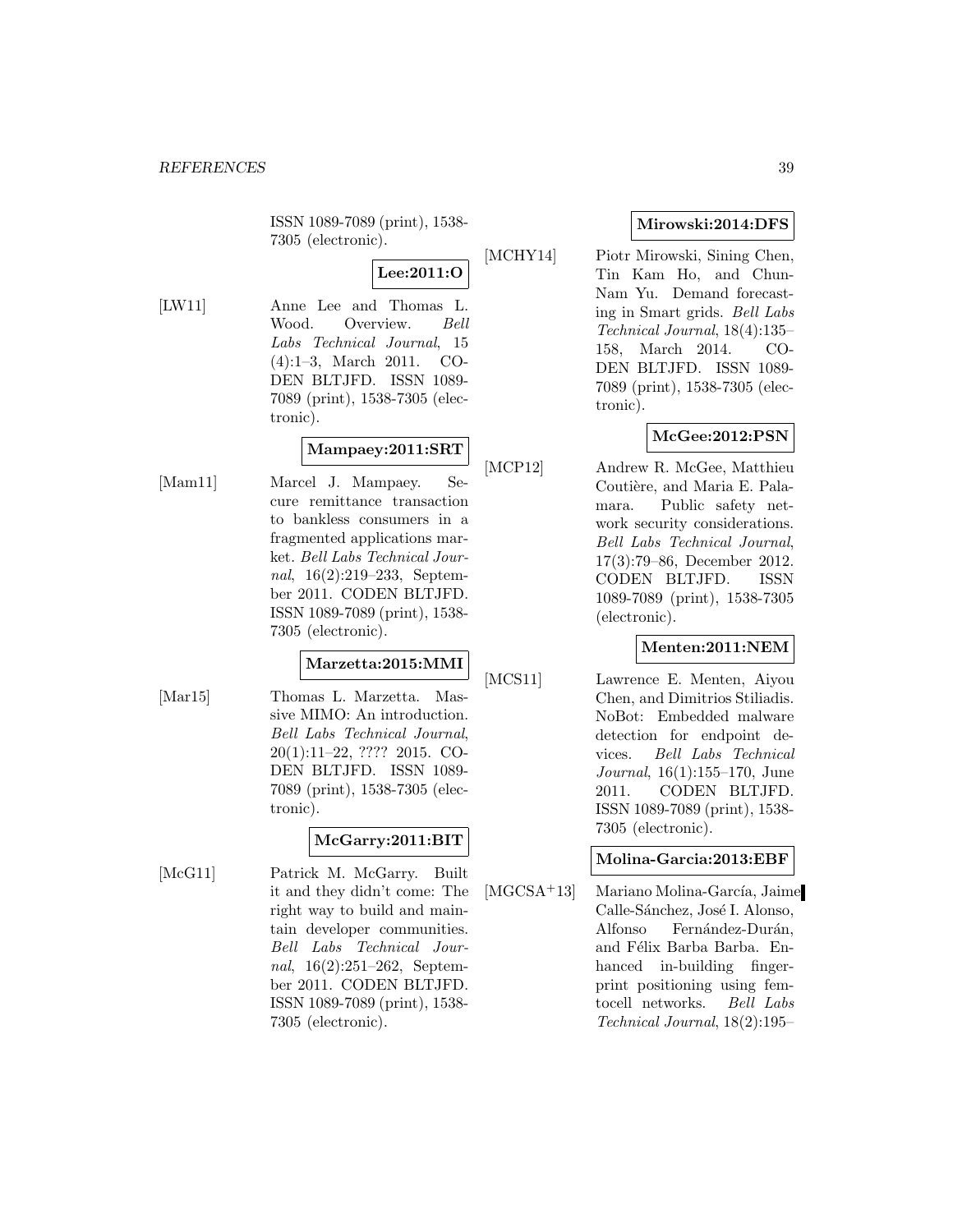ISSN 1089-7089 (print), 1538-7305 (electronic).

**Lee:2011:O**

[LW11] Anne Lee and Thomas L. Wood. Overview. *Bell Labs Technical Journal*, 15 (4):1–3, March 2011. CODEN BLTJFD. ISSN 1089-7089 (print), 1538-7305 (electronic).

**Mampaey:2011:SRT**

[Mam11] Marcel J. Mampaey. Secure remittance transaction to bankless consumers in a fragmented applications market. *Bell Labs Technical Journal*, 16(2):219–233, September 2011. CODEN BLTJFD. ISSN 1089-7089 (print), 1538-7305 (electronic).

**Marzetta:2015:MMI**

[Mar15] Thomas L. Marzetta. Massive MIMO: An introduction. *Bell Labs Technical Journal*, 20(1):11–22, ???? 2015. CODEN BLTJFD. ISSN 1089-7089 (print), 1538-7305 (electronic).

**McGarry:2011:BIT**

[McG11] Patrick M. McGarry. Built it and they didn't come: The right way to build and maintain developer communities. *Bell Labs Technical Journal*, 16(2):251–262, September 2011. CODEN BLTJFD. ISSN 1089-7089 (print), 1538-7305 (electronic).

**Mirowski:2014:DFS**

[MCHY14] Piotr Mirowski, Sining Chen, Tin Kam Ho, and Chun-Nam Yu. Demand forecasting in Smart grids. *Bell Labs Technical Journal*, 18(4):135–158, March 2014. CODEN BLTJFD. ISSN 1089-7089 (print), 1538-7305 (electronic).

**McGee:2012:PSN**

[MCP12] Andrew R. McGee, Matthieu Coutière, and Maria E. Palamara. Public safety network security considerations. *Bell Labs Technical Journal*, 17(3):79–86, December 2012. CODEN BLTJFD. ISSN 1089-7089 (print), 1538-7305 (electronic).

**Menten:2011:NEM**

[MCS11] Lawrence E. Menten, Aiyou Chen, and Dimitrios Stiliadis. NoBot: Embedded malware detection for endpoint devices. *Bell Labs Technical Journal*, 16(1):155–170, June 2011. CODEN BLTJFD. ISSN 1089-7089 (print), 1538-7305 (electronic).

**Molina-Garcia:2013:EBF**

[MGCSA+13] Mariano Molina-García, Jaime Calle-Sánchez, José I. Alonso, Alfonso Fernández-Durán, and Félix Barba Barba. Enhanced in-building fingerprint positioning using femtocell networks. *Bell Labs Technical Journal*, 18(2):195–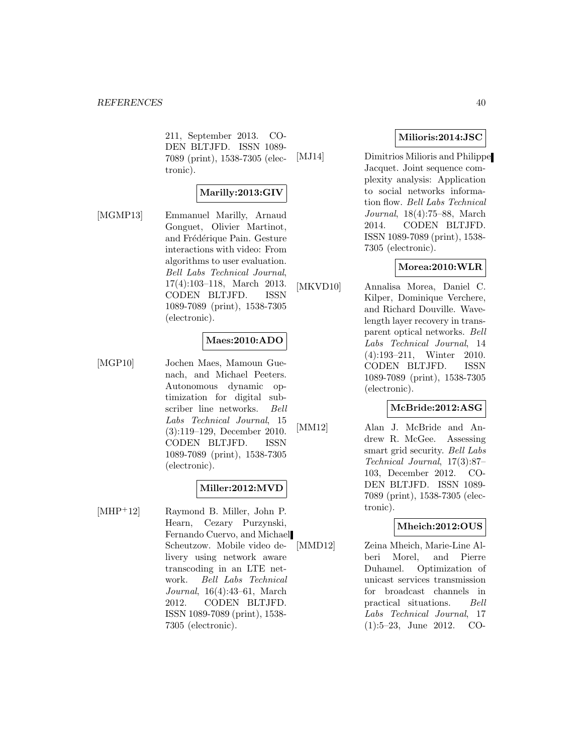211, September 2013. CODEN BLTJFD. ISSN 1089-7089 (print), 1538-7305 (electronic).

**Marilly:2013:GIV**

[MGMP13] Emmanuel Marilly, Arnaud Gonguet, Olivier Martinot, and Frédérique Pain. Gesture interactions with video: From algorithms to user evaluation. *Bell Labs Technical Journal*, 17(4):103–118, March 2013. CODEN BLTJFD. ISSN 1089-7089 (print), 1538-7305 (electronic).

**Maes:2010:ADO**

[MGP10] Jochen Maes, Mamoun Guenach, and Michael Peeters. Autonomous dynamic optimization for digital subscriber line networks. *Bell Labs Technical Journal*, 15 (3):119–129, December 2010. CODEN BLTJFD. ISSN 1089-7089 (print), 1538-7305 (electronic).

**Miller:2012:MVD**

[MHP+12] Raymond B. Miller, John P. Hearn, Cezary Purzynski, Fernando Cuervo, and Michael Scheutzow. Mobile video delivery using network aware transcoding in an LTE network. *Bell Labs Technical Journal*, 16(4):43–61, March 2012. CODEN BLTJFD. ISSN 1089-7089 (print), 1538-7305 (electronic).

**Milioris:2014:JSC**

[MJ14] Dimitrios Milioris and Philippe Jacquet. Joint sequence complexity analysis: Application to social networks information flow. *Bell Labs Technical Journal*, 18(4):75–88, March 2014. CODEN BLTJFD. ISSN 1089-7089 (print), 1538-7305 (electronic).

**Morea:2010:WLR**

[MKVD10] Annalisa Morea, Daniel C. Kilper, Dominique Verchere, and Richard Douville. Wavelength layer recovery in transparent optical networks. *Bell Labs Technical Journal*, 14 (4):193–211, Winter 2010. CODEN BLTJFD. ISSN 1089-7089 (print), 1538-7305 (electronic).

**McBride:2012:ASG**

[MM12] Alan J. McBride and Andrew R. McGee. Assessing smart grid security. *Bell Labs Technical Journal*, 17(3):87–103, December 2012. CODEN BLTJFD. ISSN 1089-7089 (print), 1538-7305 (electronic).

**Mheich:2012:OUS**

[MMD12] Zeina Mheich, Marie-Line Alberi Morel, and Pierre Duhamel. Optimization of unicast services transmission for broadcast channels in practical situations. *Bell Labs Technical Journal*, 17 (1):5–23, June 2012. CO-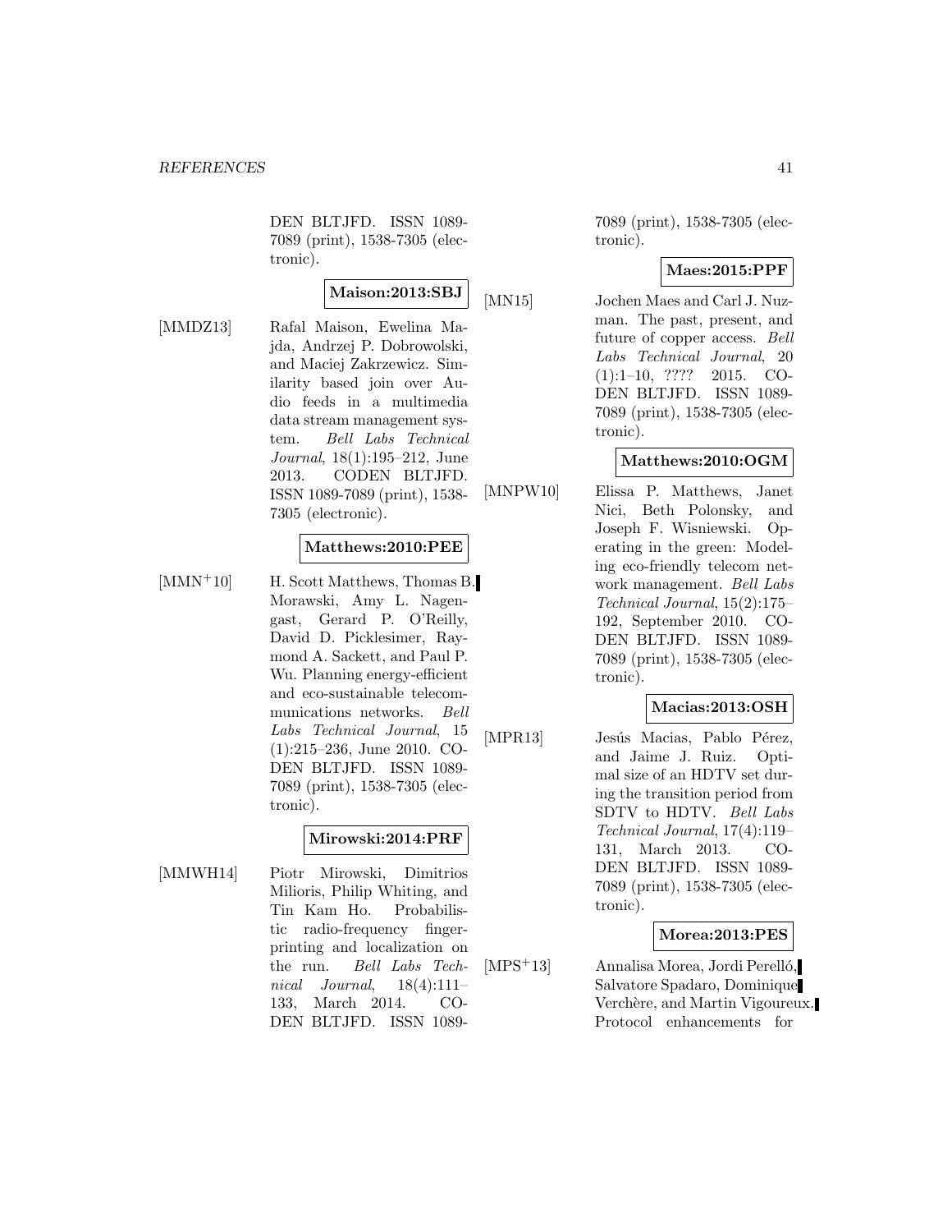DEN BLTJFD. ISSN 1089-7089 (print), 1538-7305 (electronic).

**Maison:2013:SBJ**

[MMDZ13] Rafal Maison, Ewelina Majda, Andrzej P. Dobrowolski, and Maciej Zakrzewicz. Similarity based join over Audio feeds in a multimedia data stream management system. *Bell Labs Technical Journal*, 18(1):195–212, June 2013. CODEN BLTJFD. ISSN 1089-7089 (print), 1538-7305 (electronic).

**Matthews:2010:PEE**

[MMN+10] H. Scott Matthews, Thomas B. Morawski, Amy L. Nagengast, Gerard P. O'Reilly, David D. Picklesimer, Raymond A. Sackett, and Paul P. Wu. Planning energy-efficient and eco-sustainable telecommunications networks. *Bell Labs Technical Journal*, 15 (1):215–236, June 2010. CODEN BLTJFD. ISSN 1089-7089 (print), 1538-7305 (electronic).

**Mirowski:2014:PRF**

[MMWH14] Piotr Mirowski, Dimitrios Milioris, Philip Whiting, and Tin Kam Ho. Probabilistic radio-frequency fingerprinting and localization on the run. *Bell Labs Technical Journal*, 18(4):111–133, March 2014. CODEN BLTJFD. ISSN 1089-7089 (print), 1538-7305 (electronic).

**Maes:2015:PPF**

[MN15] Jochen Maes and Carl J. Nuzman. The past, present, and future of copper access. *Bell Labs Technical Journal*, 20 (1):1–10, ???? 2015. CODEN BLTJFD. ISSN 1089-7089 (print), 1538-7305 (electronic).

**Matthews:2010:OGM**

[MNPW10] Elissa P. Matthews, Janet Nici, Beth Polonsky, and Joseph F. Wisniewski. Operating in the green: Modeling eco-friendly telecom network management. *Bell Labs Technical Journal*, 15(2):175–192, September 2010. CODEN BLTJFD. ISSN 1089-7089 (print), 1538-7305 (electronic).

**Macias:2013:OSH**

[MPR13] Jesús Macias, Pablo Pérez, and Jaime J. Ruiz. Optimal size of an HDTV set during the transition period from SDTV to HDTV. *Bell Labs Technical Journal*, 17(4):119–131, March 2013. CODEN BLTJFD. ISSN 1089-7089 (print), 1538-7305 (electronic).

**Morea:2013:PES**

[MPS+13] Annalisa Morea, Jordi Perelló, Salvatore Spadaro, Dominique Verchère, and Martin Vigoureux. Protocol enhancements for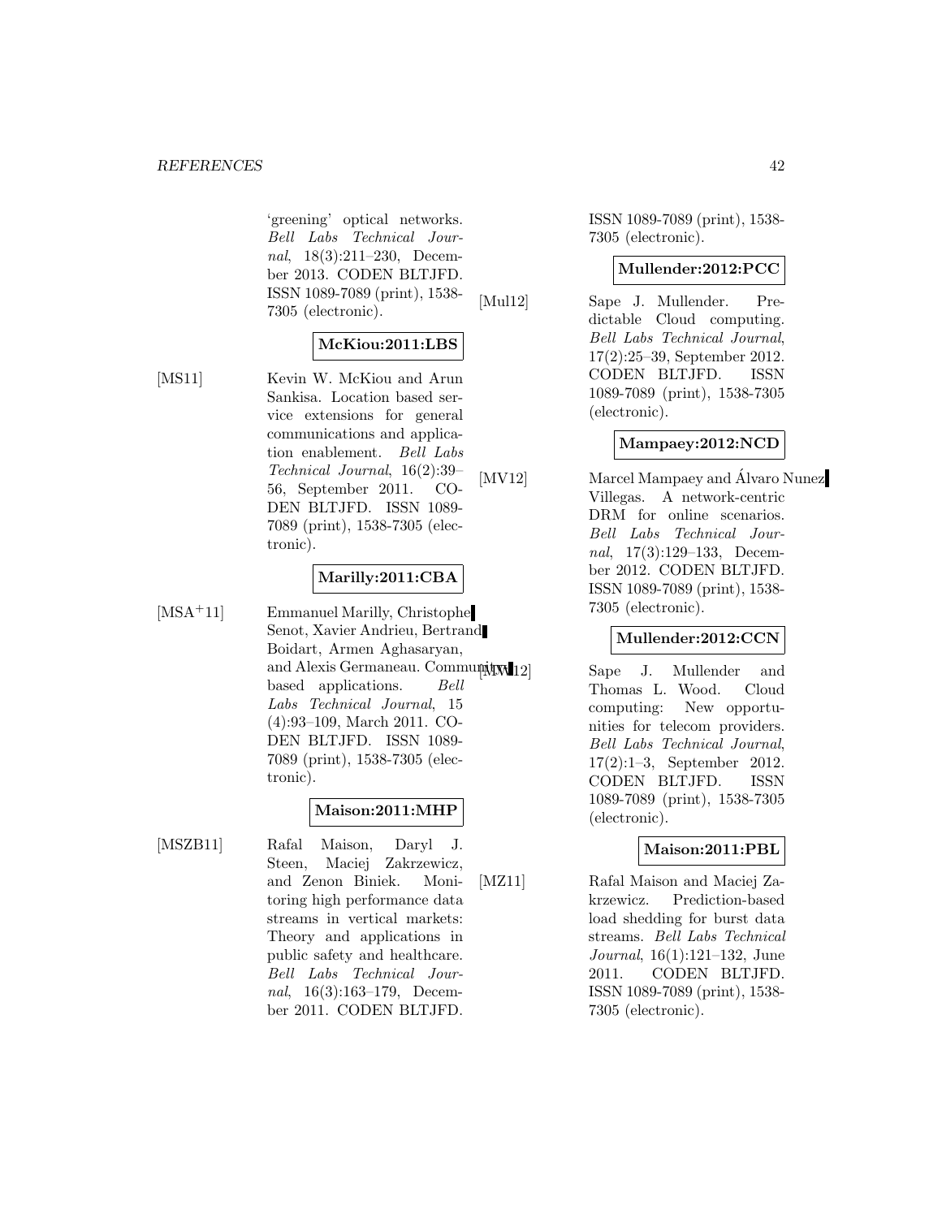'greening' optical networks. *Bell Labs Technical Journal*, 18(3):211–230, December 2013. CODEN BLTJFD. ISSN 1089-7089 (print), 1538-7305 (electronic).

**McKiou:2011:LBS**

[MS11] Kevin W. McKiou and Arun Sankisa. Location based service extensions for general communications and application enablement. *Bell Labs Technical Journal*, 16(2):39–56, September 2011. CODEN BLTJFD. ISSN 1089-7089 (print), 1538-7305 (electronic).

**Marilly:2011:CBA**

[MSA+11] Emmanuel Marilly, Christophe Senot, Xavier Andrieu, Bertrand Boidart, Armen Aghasaryan, and Alexis Germaneau. Community based applications. *Bell Labs Technical Journal*, 15 (4):93–109, March 2011. CODEN BLTJFD. ISSN 1089-7089 (print), 1538-7305 (electronic).

**Maison:2011:MHP**

[MSZB11] Rafal Maison, Daryl J. Steen, Maciej Zakrzewicz, and Zenon Biniek. Monitoring high performance data streams in vertical markets: Theory and applications in public safety and healthcare. *Bell Labs Technical Journal*, 16(3):163–179, December 2011. CODEN BLTJFD. ISSN 1089-7089 (print), 1538-7305 (electronic).

**Mullender:2012:PCC**

[Mul12] Sape J. Mullender. Predictable Cloud computing. *Bell Labs Technical Journal*, 17(2):25–39, September 2012. CODEN BLTJFD. ISSN 1089-7089 (print), 1538-7305 (electronic).

**Mampaey:2012:NCD**

[MV12] Marcel Mampaey and Álvaro Nunez Villegas. A network-centric DRM for online scenarios. *Bell Labs Technical Journal*, 17(3):129–133, December 2012. CODEN BLTJFD. ISSN 1089-7089 (print), 1538-7305 (electronic).

**Mullender:2012:CCN**

[MW12] Sape J. Mullender and Thomas L. Wood. Cloud computing: New opportunities for telecom providers. *Bell Labs Technical Journal*, 17(2):1–3, September 2012. CODEN BLTJFD. ISSN 1089-7089 (print), 1538-7305 (electronic).

**Maison:2011:PBL**

[MZ11] Rafal Maison and Maciej Zakrzewicz. Prediction-based load shedding for burst data streams. *Bell Labs Technical Journal*, 16(1):121–132, June 2011. CODEN BLTJFD. ISSN 1089-7089 (print), 1538-7305 (electronic).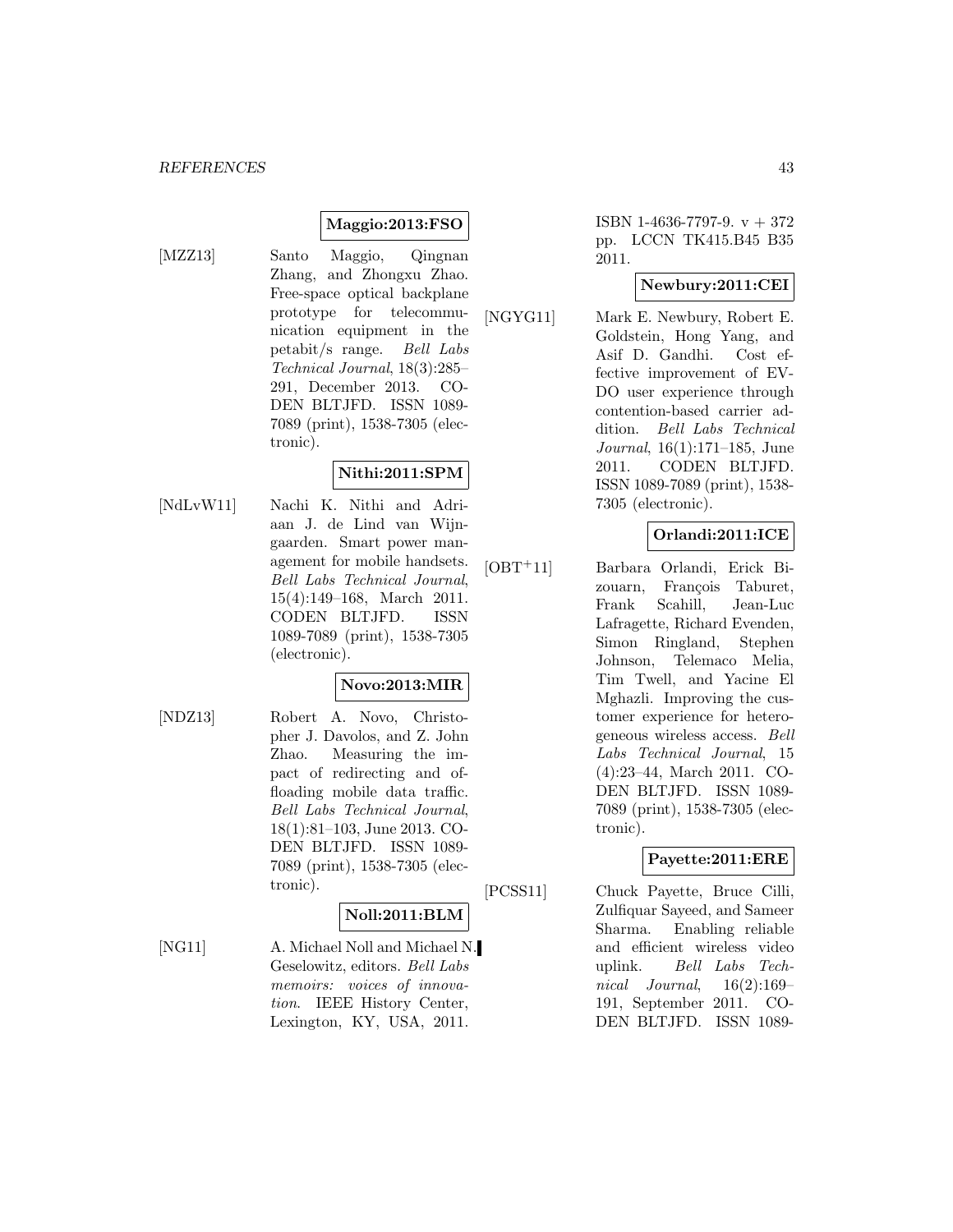**Maggio:2013:FSO**

[MZZ13] Santo Maggio, Qingnan Zhang, and Zhongxu Zhao. Free-space optical backplane prototype for telecommunication equipment in the petabit/s range. *Bell Labs Technical Journal*, 18(3):285–291, December 2013. CODEN BLTJFD. ISSN 1089-7089 (print), 1538-7305 (electronic).

**Nithi:2011:SPM**

[NdLvW11] Nachi K. Nithi and Adriaan J. de Lind van Wijngaarden. Smart power management for mobile handsets. *Bell Labs Technical Journal*, 15(4):149–168, March 2011. CODEN BLTJFD. ISSN 1089-7089 (print), 1538-7305 (electronic).

**Novo:2013:MIR**

[NDZ13] Robert A. Novo, Christopher J. Davolos, and Z. John Zhao. Measuring the impact of redirecting and offloading mobile data traffic. *Bell Labs Technical Journal*, 18(1):81–103, June 2013. CODEN BLTJFD. ISSN 1089-7089 (print), 1538-7305 (electronic).

**Noll:2011:BLM**

[NG11] A. Michael Noll and Michael N. Geselowitz, editors. *Bell Labs memoirs: voices of innovation*. IEEE History Center, Lexington, KY, USA, 2011. ISBN 1-4636-7797-9. v + 372 pp. LCCN TK415.B45 B35 2011.

**Newbury:2011:CEI**

[NGYG11] Mark E. Newbury, Robert E. Goldstein, Hong Yang, and Asif D. Gandhi. Cost effective improvement of EV-DO user experience through contention-based carrier addition. *Bell Labs Technical Journal*, 16(1):171–185, June 2011. CODEN BLTJFD. ISSN 1089-7089 (print), 1538-7305 (electronic).

**Orlandi:2011:ICE**

[OBT+11] Barbara Orlandi, Erick Bizouarn, François Taburet, Frank Scahill, Jean-Luc Lafragette, Richard Evenden, Simon Ringland, Stephen Johnson, Telemaco Melia, Tim Twell, and Yacine El Mghazli. Improving the customer experience for heterogeneous wireless access. *Bell Labs Technical Journal*, 15 (4):23–44, March 2011. CODEN BLTJFD. ISSN 1089-7089 (print), 1538-7305 (electronic).

**Payette:2011:ERE**

[PCSS11] Chuck Payette, Bruce Cilli, Zulfiquar Sayeed, and Sameer Sharma. Enabling reliable and efficient wireless video uplink. *Bell Labs Technical Journal*, 16(2):169–191, September 2011. CODEN BLTJFD. ISSN 1089-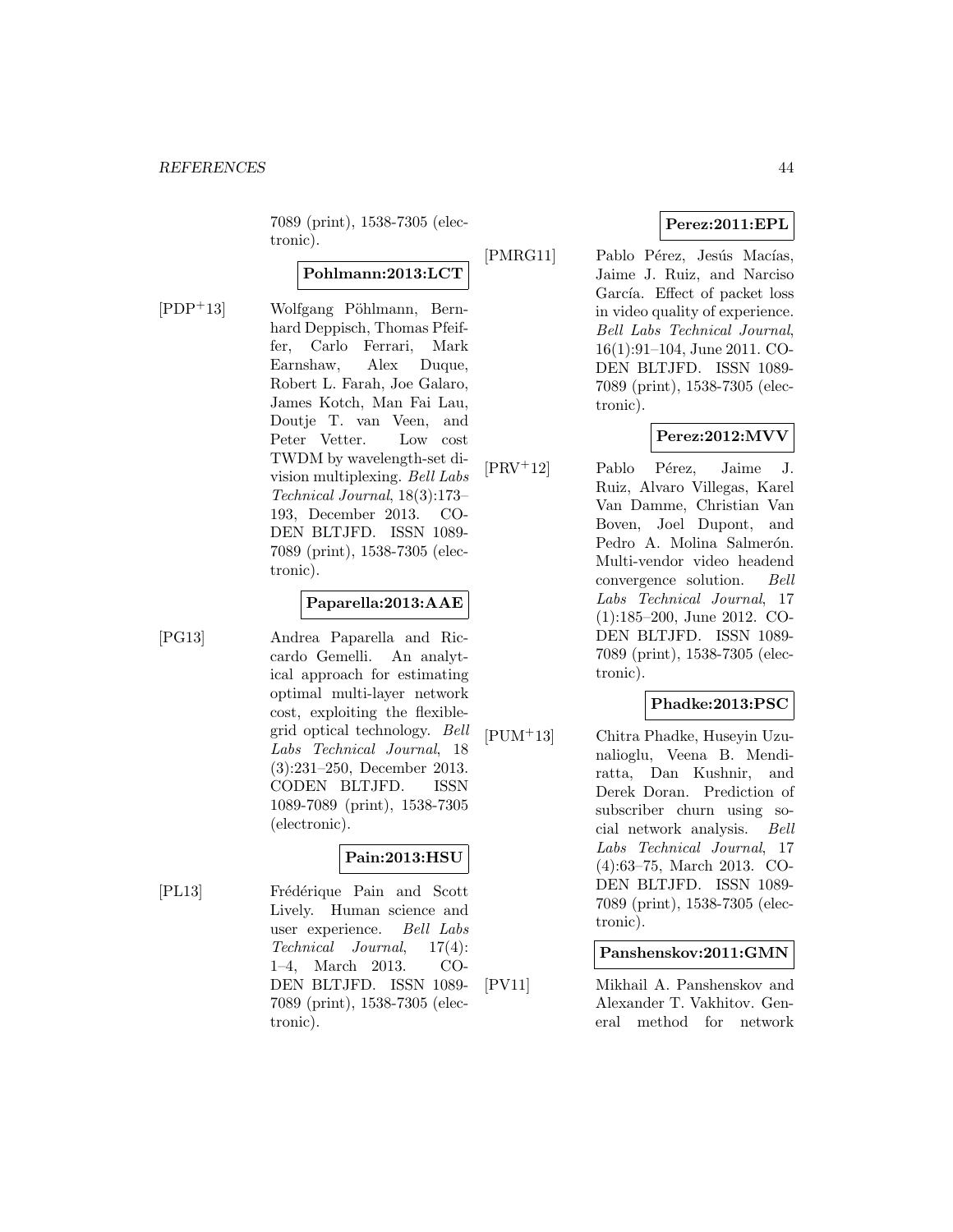7089 (print), 1538-7305 (electronic).

**Pohlmann:2013:LCT**

[PDP+13] Wolfgang Pöhlmann, Bernhard Deppisch, Thomas Pfeiffer, Carlo Ferrari, Mark Earnshaw, Alex Duque, Robert L. Farah, Joe Galaro, James Kotch, Man Fai Lau, Doutje T. van Veen, and Peter Vetter. Low cost TWDM by wavelength-set division multiplexing. *Bell Labs Technical Journal*, 18(3):173–193, December 2013. CODEN BLTJFD. ISSN 1089-7089 (print), 1538-7305 (electronic).

**Paparella:2013:AAE**

[PG13] Andrea Paparella and Riccardo Gemelli. An analytical approach for estimating optimal multi-layer network cost, exploiting the flexible-grid optical technology. *Bell Labs Technical Journal*, 18 (3):231–250, December 2013. CODEN BLTJFD. ISSN 1089-7089 (print), 1538-7305 (electronic).

**Pain:2013:HSU**

[PL13] Frédérique Pain and Scott Lively. Human science and user experience. *Bell Labs Technical Journal*, 17(4): 1–4, March 2013. CODEN BLTJFD. ISSN 1089-7089 (print), 1538-7305 (electronic).

**Perez:2011:EPL**

[PMRG11] Pablo Pérez, Jesús Macías, Jaime J. Ruiz, and Narciso García. Effect of packet loss in video quality of experience. *Bell Labs Technical Journal*, 16(1):91–104, June 2011. CODEN BLTJFD. ISSN 1089-7089 (print), 1538-7305 (electronic).

**Perez:2012:MVV**

[PRV+12] Pablo Pérez, Jaime J. Ruiz, Alvaro Villegas, Karel Van Damme, Christian Van Boven, Joel Dupont, and Pedro A. Molina Salmerón. Multi-vendor video headend convergence solution. *Bell Labs Technical Journal*, 17 (1):185–200, June 2012. CODEN BLTJFD. ISSN 1089-7089 (print), 1538-7305 (electronic).

**Phadke:2013:PSC**

[PUM+13] Chitra Phadke, Huseyin Uzunalioglu, Veena B. Mendiratta, Dan Kushnir, and Derek Doran. Prediction of subscriber churn using social network analysis. *Bell Labs Technical Journal*, 17 (4):63–75, March 2013. CODEN BLTJFD. ISSN 1089-7089 (print), 1538-7305 (electronic).

**Panshenskov:2011:GMN**

[PV11] Mikhail A. Panshenskov and Alexander T. Vakhitov. General method for network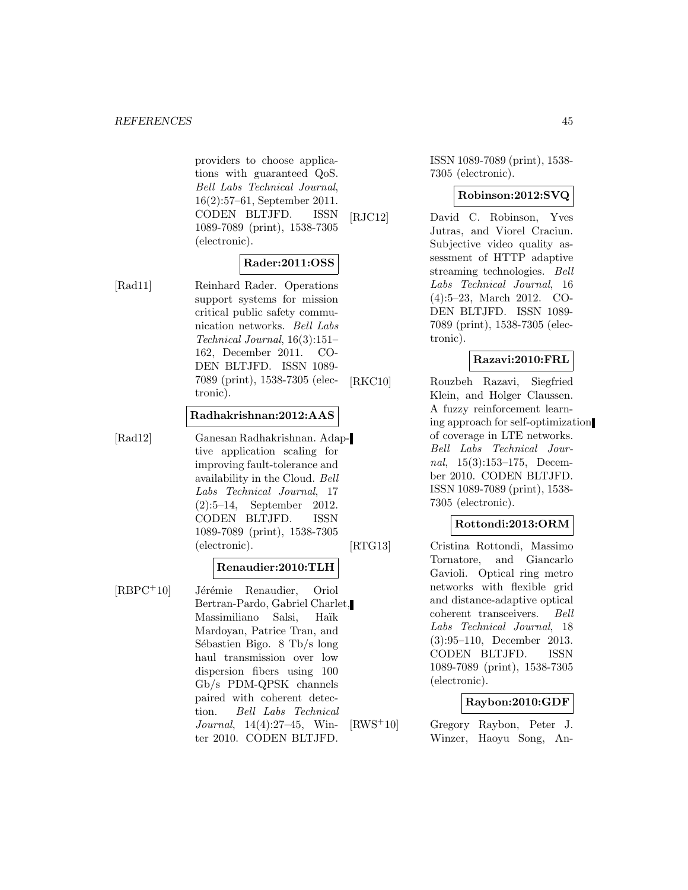providers to choose applications with guaranteed QoS. *Bell Labs Technical Journal*, 16(2):57–61, September 2011. CODEN BLTJFD. ISSN 1089-7089 (print), 1538-7305 (electronic).

**Rader:2011:OSS**

[Rad11] Reinhard Rader. Operations support systems for mission critical public safety communication networks. *Bell Labs Technical Journal*, 16(3):151–162, December 2011. CODEN BLTJFD. ISSN 1089-7089 (print), 1538-7305 (electronic).

**Radhakrishnan:2012:AAS**

[Rad12] Ganesan Radhakrishnan. Adaptive application scaling for improving fault-tolerance and availability in the Cloud. *Bell Labs Technical Journal*, 17 (2):5–14, September 2012. CODEN BLTJFD. ISSN 1089-7089 (print), 1538-7305 (electronic).

**Renaudier:2010:TLH**

[RBPC+10] Jérémie Renaudier, Oriol Bertran-Pardo, Gabriel Charlet, Massimiliano Salsi, Haïk Mardoyan, Patrice Tran, and Sébastien Bigo. 8 Tb/s long haul transmission over low dispersion fibers using 100 Gb/s PDM-QPSK channels paired with coherent detection. *Bell Labs Technical Journal*, 14(4):27–45, Winter 2010. CODEN BLTJFD. ISSN 1089-7089 (print), 1538-7305 (electronic).

**Robinson:2012:SVQ**

[RJC12] David C. Robinson, Yves Jutras, and Viorel Craciun. Subjective video quality assessment of HTTP adaptive streaming technologies. *Bell Labs Technical Journal*, 16 (4):5–23, March 2012. CODEN BLTJFD. ISSN 1089-7089 (print), 1538-7305 (electronic).

**Razavi:2010:FRL**

[RKC10] Rouzbeh Razavi, Siegfried Klein, and Holger Claussen. A fuzzy reinforcement learning approach for self-optimization of coverage in LTE networks. *Bell Labs Technical Journal*, 15(3):153–175, December 2010. CODEN BLTJFD. ISSN 1089-7089 (print), 1538-7305 (electronic).

**Rottondi:2013:ORM**

[RTG13] Cristina Rottondi, Massimo Tornatore, and Giancarlo Gavioli. Optical ring metro networks with flexible grid and distance-adaptive optical coherent transceivers. *Bell Labs Technical Journal*, 18 (3):95–110, December 2013. CODEN BLTJFD. ISSN 1089-7089 (print), 1538-7305 (electronic).

**Raybon:2010:GDF**

[RWS+10] Gregory Raybon, Peter J. Winzer, Haoyu Song, An-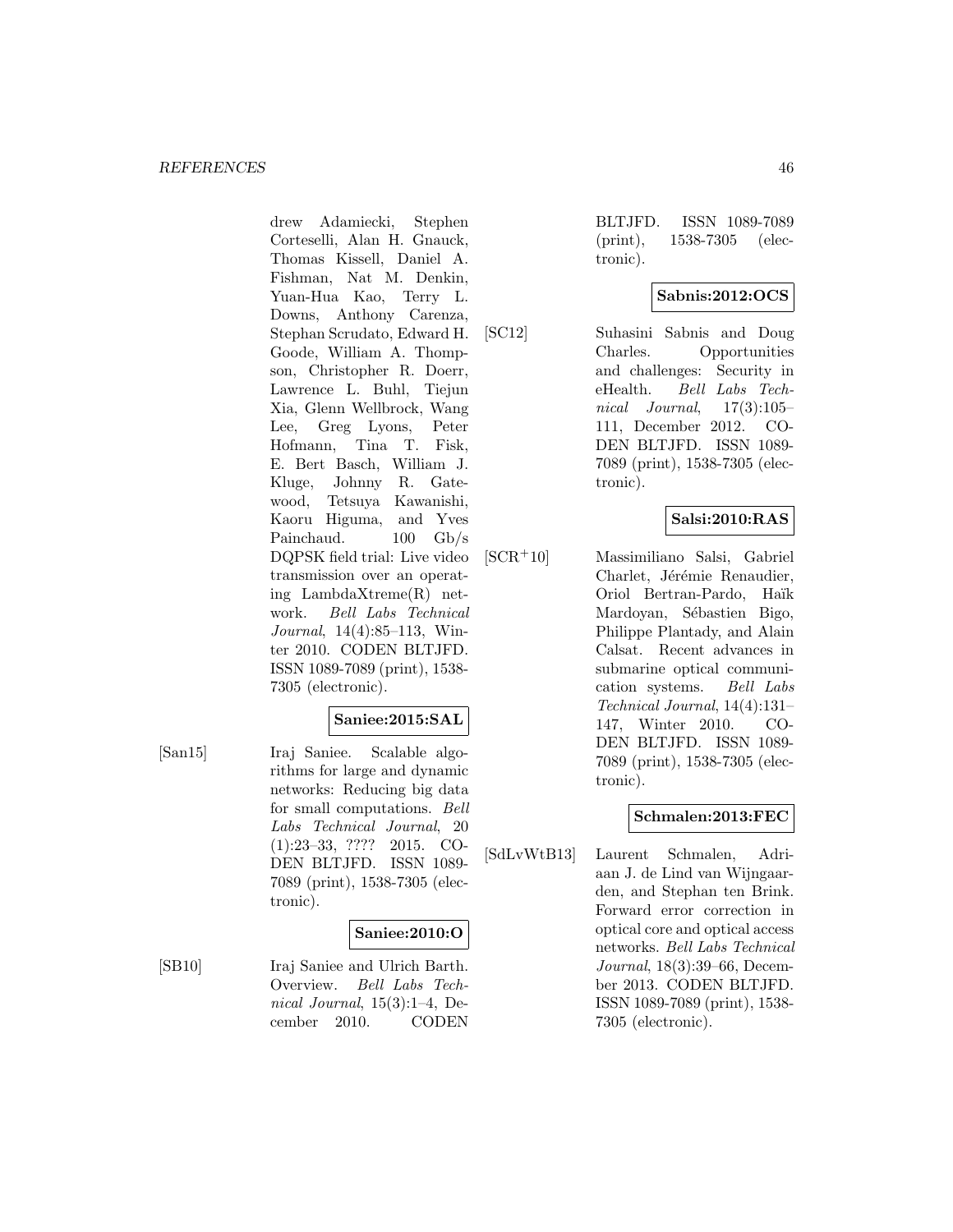drew Adamiecki, Stephen Corteselli, Alan H. Gnauck, Thomas Kissell, Daniel A. Fishman, Nat M. Denkin, Yuan-Hua Kao, Terry L. Downs, Anthony Carenza, Stephan Scrudato, Edward H. Goode, William A. Thompson, Christopher R. Doerr, Lawrence L. Buhl, Tiejun Xia, Glenn Wellbrock, Wang Lee, Greg Lyons, Peter Hofmann, Tina T. Fisk, E. Bert Basch, William J. Kluge, Johnny R. Gatewood, Tetsuya Kawanishi, Kaoru Higuma, and Yves Painchaud. 100 Gb/s DQPSK field trial: Live video transmission over an operating LambdaXtreme(R) network. *Bell Labs Technical Journal*, 14(4):85–113, Winter 2010. CODEN BLTJFD. ISSN 1089-7089 (print), 1538-7305 (electronic).

**Saniee:2015:SAL**

[San15] Iraj Saniee. Scalable algorithms for large and dynamic networks: Reducing big data for small computations. *Bell Labs Technical Journal*, 20 (1):23–33, ???? 2015. CODEN BLTJFD. ISSN 1089-7089 (print), 1538-7305 (electronic).

**Saniee:2010:O**

[SB10] Iraj Saniee and Ulrich Barth. Overview. *Bell Labs Technical Journal*, 15(3):1–4, December 2010. CODEN BLTJFD. ISSN 1089-7089 (print), 1538-7305 (electronic).

**Sabnis:2012:OCS**

[SC12] Suhasini Sabnis and Doug Charles. Opportunities and challenges: Security in eHealth. *Bell Labs Technical Journal*, 17(3):105–111, December 2012. CODEN BLTJFD. ISSN 1089-7089 (print), 1538-7305 (electronic).

**Salsi:2010:RAS**

[SCR+10] Massimiliano Salsi, Gabriel Charlet, Jérémie Renaudier, Oriol Bertran-Pardo, Haïk Mardoyan, Sébastien Bigo, Philippe Plantady, and Alain Calsat. Recent advances in submarine optical communication systems. *Bell Labs Technical Journal*, 14(4):131–147, Winter 2010. CODEN BLTJFD. ISSN 1089-7089 (print), 1538-7305 (electronic).

**Schmalen:2013:FEC**

[SdLvWtB13] Laurent Schmalen, Adriaan J. de Lind van Wijngaarden, and Stephan ten Brink. Forward error correction in optical core and optical access networks. *Bell Labs Technical Journal*, 18(3):39–66, December 2013. CODEN BLTJFD. ISSN 1089-7089 (print), 1538-7305 (electronic).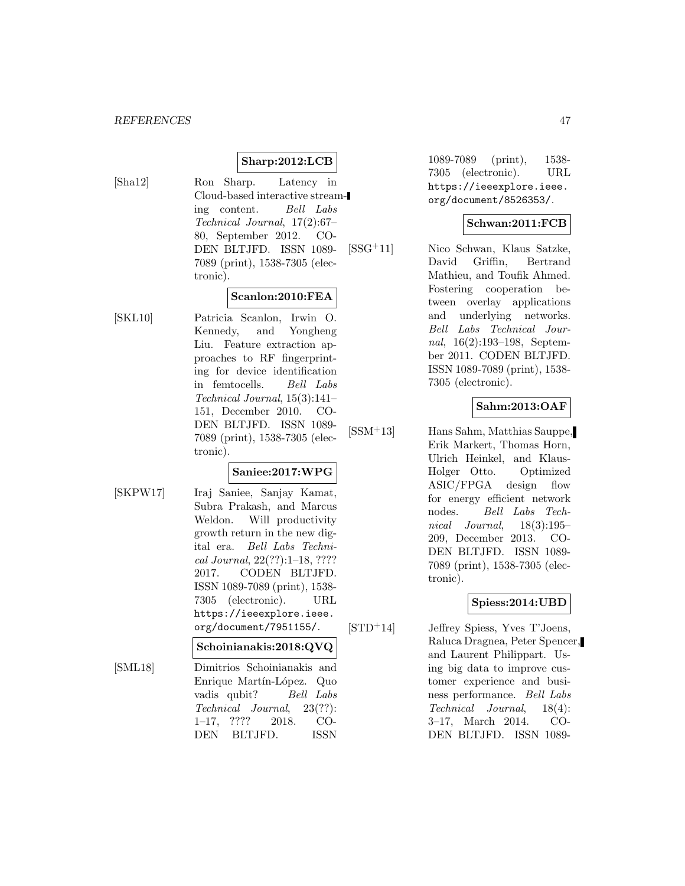**Sharp:2012:LCB**

[Sha12] Ron Sharp. Latency in Cloud-based interactive streaming content. *Bell Labs Technical Journal*, 17(2):67–80, September 2012. CODEN BLTJFD. ISSN 1089-7089 (print), 1538-7305 (electronic).

**Scanlon:2010:FEA**

[SKL10] Patricia Scanlon, Irwin O. Kennedy, and Yongheng Liu. Feature extraction approaches to RF fingerprinting for device identification in femtocells. *Bell Labs Technical Journal*, 15(3):141–151, December 2010. CODEN BLTJFD. ISSN 1089-7089 (print), 1538-7305 (electronic).

**Saniee:2017:WPG**

[SKPW17] Iraj Saniee, Sanjay Kamat, Subra Prakash, and Marcus Weldon. Will productivity growth return in the new digital era. *Bell Labs Technical Journal*, 22(??):1–18, ???? 2017. CODEN BLTJFD. ISSN 1089-7089 (print), 1538-7305 (electronic). URL `https://ieeexplore.ieee.org/document/7951155/`.

**Schoinianakis:2018:QVQ**

[SML18] Dimitrios Schoinianakis and Enrique Martín-López. Quo vadis qubit? *Bell Labs Technical Journal*, 23(??):1–17, ???? 2018. CODEN BLTJFD. ISSN 1089-7089 (print), 1538-7305 (electronic). URL `https://ieeexplore.ieee.org/document/8526353/`.

**Schwan:2011:FCB**

[SSG+11] Nico Schwan, Klaus Satzke, David Griffin, Bertrand Mathieu, and Toufik Ahmed. Fostering cooperation between overlay applications and underlying networks. *Bell Labs Technical Journal*, 16(2):193–198, September 2011. CODEN BLTJFD. ISSN 1089-7089 (print), 1538-7305 (electronic).

**Sahm:2013:OAF**

[SSM+13] Hans Sahm, Matthias Sauppe, Erik Markert, Thomas Horn, Ulrich Heinkel, and Klaus-Holger Otto. Optimized ASIC/FPGA design flow for energy efficient network nodes. *Bell Labs Technical Journal*, 18(3):195–209, December 2013. CODEN BLTJFD. ISSN 1089-7089 (print), 1538-7305 (electronic).

**Spiess:2014:UBD**

[STD+14] Jeffrey Spiess, Yves T'Joens, Raluca Dragnea, Peter Spencer, and Laurent Philippart. Using big data to improve customer experience and business performance. *Bell Labs Technical Journal*, 18(4):3–17, March 2014. CODEN BLTJFD. ISSN 1089-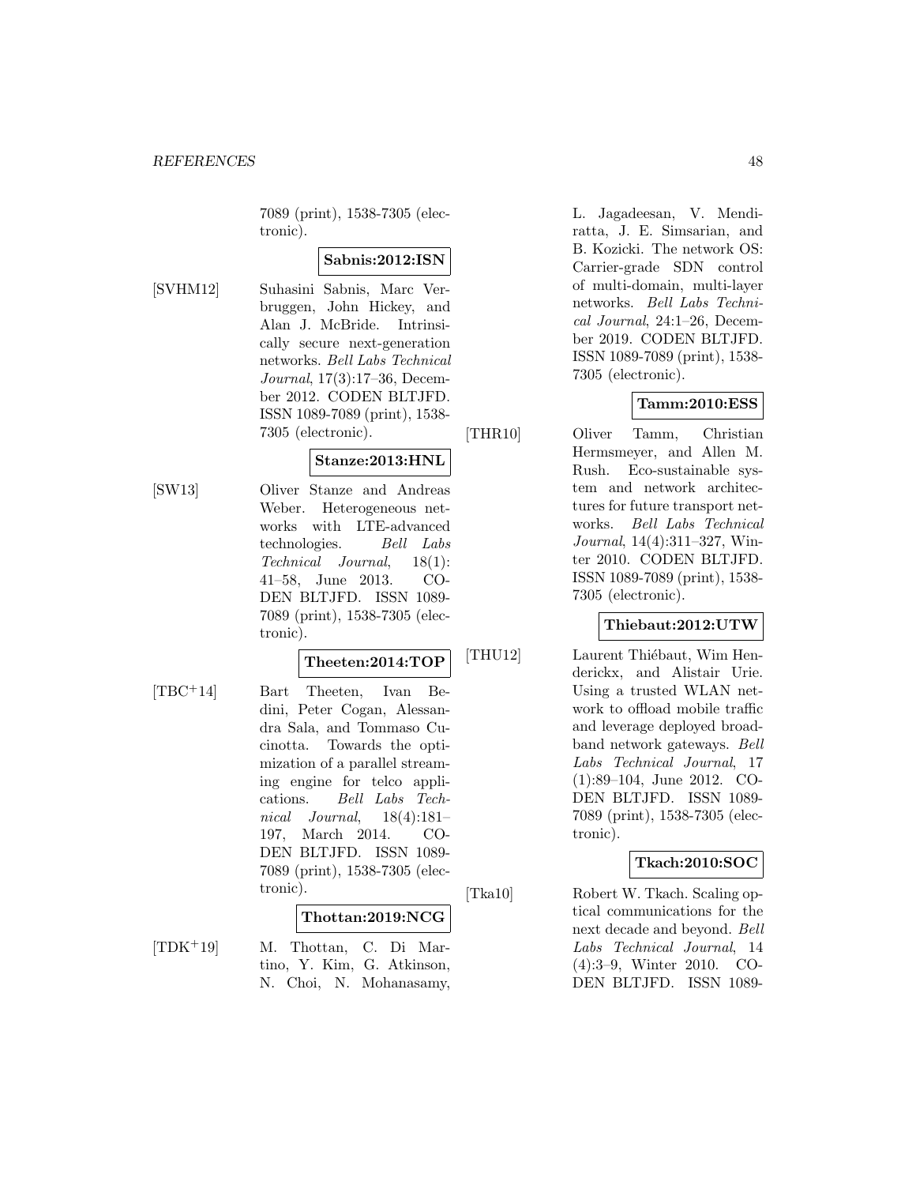7089 (print), 1538-7305 (electronic).

**Sabnis:2012:ISN**

[SVHM12] Suhasini Sabnis, Marc Verbruggen, John Hickey, and Alan J. McBride. Intrinsically secure next-generation networks. *Bell Labs Technical Journal*, 17(3):17–36, December 2012. CODEN BLTJFD. ISSN 1089-7089 (print), 1538-7305 (electronic).

**Stanze:2013:HNL**

[SW13] Oliver Stanze and Andreas Weber. Heterogeneous networks with LTE-advanced technologies. *Bell Labs Technical Journal*, 18(1):41–58, June 2013. CODEN BLTJFD. ISSN 1089-7089 (print), 1538-7305 (electronic).

**Theeten:2014:TOP**

[TBC+14] Bart Theeten, Ivan Bedini, Peter Cogan, Alessandra Sala, and Tommaso Cucinotta. Towards the optimization of a parallel streaming engine for telco applications. *Bell Labs Technical Journal*, 18(4):181–197, March 2014. CODEN BLTJFD. ISSN 1089-7089 (print), 1538-7305 (electronic).

**Thottan:2019:NCG**

[TDK+19] M. Thottan, C. Di Martino, Y. Kim, G. Atkinson, N. Choi, N. Mohanasamy, L. Jagadeesan, V. Mendiratta, J. E. Simsarian, and B. Kozicki. The network OS: Carrier-grade SDN control of multi-domain, multi-layer networks. *Bell Labs Technical Journal*, 24:1–26, December 2019. CODEN BLTJFD. ISSN 1089-7089 (print), 1538-7305 (electronic).

**Tamm:2010:ESS**

[THR10] Oliver Tamm, Christian Hermsmeyer, and Allen M. Rush. Eco-sustainable system and network architectures for future transport networks. *Bell Labs Technical Journal*, 14(4):311–327, Winter 2010. CODEN BLTJFD. ISSN 1089-7089 (print), 1538-7305 (electronic).

**Thiebaut:2012:UTW**

[THU12] Laurent Thiébaut, Wim Henderickx, and Alistair Urie. Using a trusted WLAN network to offload mobile traffic and leverage deployed broadband network gateways. *Bell Labs Technical Journal*, 17(1):89–104, June 2012. CODEN BLTJFD. ISSN 1089-7089 (print), 1538-7305 (electronic).

**Tkach:2010:SOC**

[Tka10] Robert W. Tkach. Scaling optical communications for the next decade and beyond. *Bell Labs Technical Journal*, 14(4):3–9, Winter 2010. CODEN BLTJFD. ISSN 1089-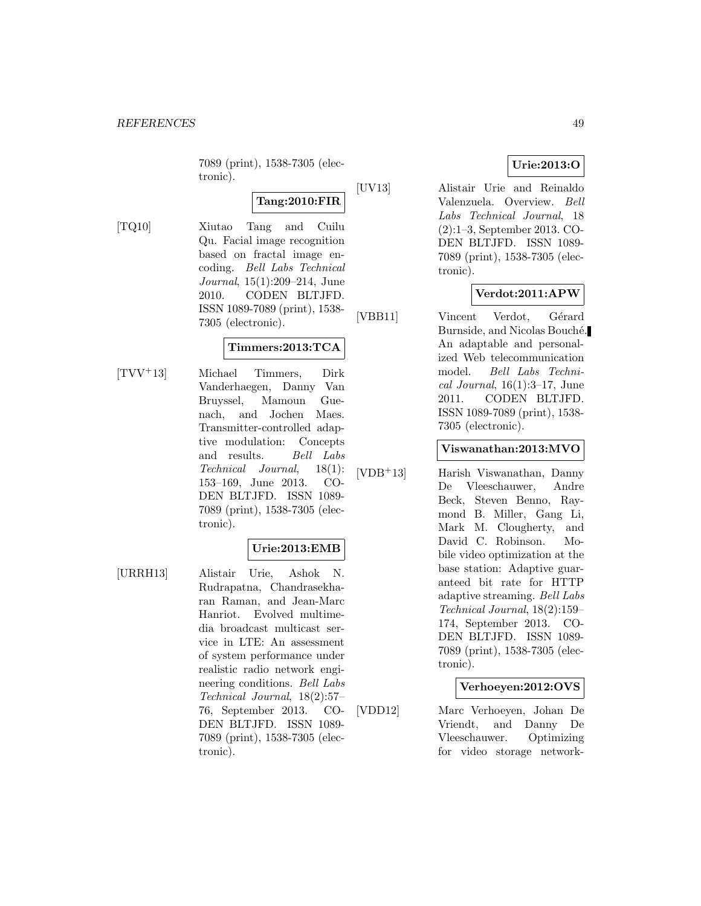7089 (print), 1538-7305 (electronic).

**Tang:2010:FIR**

[TQ10] Xiutao Tang and Cuilu Qu. Facial image recognition based on fractal image encoding. *Bell Labs Technical Journal*, 15(1):209–214, June 2010. CODEN BLTJFD. ISSN 1089-7089 (print), 1538-7305 (electronic).

**Timmers:2013:TCA**

[TVV+13] Michael Timmers, Dirk Vanderhaegen, Danny Van Bruyssel, Mamoun Guenach, and Jochen Maes. Transmitter-controlled adaptive modulation: Concepts and results. *Bell Labs Technical Journal*, 18(1): 153–169, June 2013. CODEN BLTJFD. ISSN 1089-7089 (print), 1538-7305 (electronic).

**Urie:2013:EMB**

[URRH13] Alistair Urie, Ashok N. Rudrapatna, Chandrasekharan Raman, and Jean-Marc Hanriot. Evolved multimedia broadcast multicast service in LTE: An assessment of system performance under realistic radio network engineering conditions. *Bell Labs Technical Journal*, 18(2):57–76, September 2013. CODEN BLTJFD. ISSN 1089-7089 (print), 1538-7305 (electronic).

**Urie:2013:O**

[UV13] Alistair Urie and Reinaldo Valenzuela. Overview. *Bell Labs Technical Journal*, 18 (2):1–3, September 2013. CODEN BLTJFD. ISSN 1089-7089 (print), 1538-7305 (electronic).

**Verdot:2011:APW**

[VBB11] Vincent Verdot, Gérard Burnside, and Nicolas Bouché. An adaptable and personalized Web telecommunication model. *Bell Labs Technical Journal*, 16(1):3–17, June 2011. CODEN BLTJFD. ISSN 1089-7089 (print), 1538-7305 (electronic).

**Viswanathan:2013:MVO**

[VDB+13] Harish Viswanathan, Danny De Vleeschauwer, Andre Beck, Steven Benno, Raymond B. Miller, Gang Li, Mark M. Clougherty, and David C. Robinson. Mobile video optimization at the base station: Adaptive guaranteed bit rate for HTTP adaptive streaming. *Bell Labs Technical Journal*, 18(2):159–174, September 2013. CODEN BLTJFD. ISSN 1089-7089 (print), 1538-7305 (electronic).

**Verhoeyen:2012:OVS**

[VDD12] Marc Verhoeyen, Johan De Vriendt, and Danny De Vleeschauwer. Optimizing for video storage network-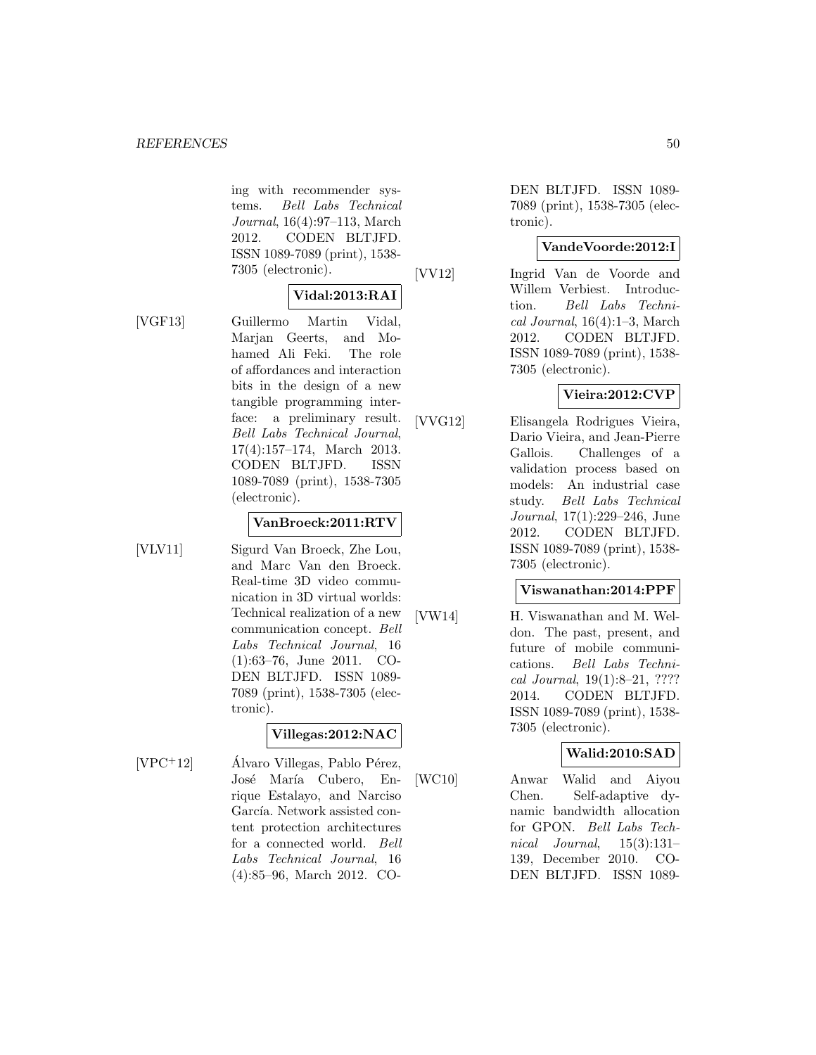ing with recommender systems. *Bell Labs Technical Journal*, 16(4):97–113, March 2012. CODEN BLTJFD. ISSN 1089-7089 (print), 1538-7305 (electronic).

**Vidal:2013:RAI**

[VGF13] Guillermo Martin Vidal, Marjan Geerts, and Mohamed Ali Feki. The role of affordances and interaction bits in the design of a new tangible programming interface: a preliminary result. *Bell Labs Technical Journal*, 17(4):157–174, March 2013. CODEN BLTJFD. ISSN 1089-7089 (print), 1538-7305 (electronic).

**VanBroeck:2011:RTV**

[VLV11] Sigurd Van Broeck, Zhe Lou, and Marc Van den Broeck. Real-time 3D video communication in 3D virtual worlds: Technical realization of a new communication concept. *Bell Labs Technical Journal*, 16 (1):63–76, June 2011. CODEN BLTJFD. ISSN 1089-7089 (print), 1538-7305 (electronic).

**Villegas:2012:NAC**

[VPC+12] Álvaro Villegas, Pablo Pérez, José María Cubero, Enrique Estalayo, and Narciso García. Network assisted content protection architectures for a connected world. *Bell Labs Technical Journal*, 16 (4):85–96, March 2012. CODEN BLTJFD. ISSN 1089-7089 (print), 1538-7305 (electronic).

**VandeVoorde:2012:I**

[VV12] Ingrid Van de Voorde and Willem Verbiest. Introduction. *Bell Labs Technical Journal*, 16(4):1–3, March 2012. CODEN BLTJFD. ISSN 1089-7089 (print), 1538-7305 (electronic).

**Vieira:2012:CVP**

[VVG12] Elisangela Rodrigues Vieira, Dario Vieira, and Jean-Pierre Gallois. Challenges of a validation process based on models: An industrial case study. *Bell Labs Technical Journal*, 17(1):229–246, June 2012. CODEN BLTJFD. ISSN 1089-7089 (print), 1538-7305 (electronic).

**Viswanathan:2014:PPF**

[VW14] H. Viswanathan and M. Weldon. The past, present, and future of mobile communications. *Bell Labs Technical Journal*, 19(1):8–21, ???? 2014. CODEN BLTJFD. ISSN 1089-7089 (print), 1538-7305 (electronic).

**Walid:2010:SAD**

[WC10] Anwar Walid and Aiyou Chen. Self-adaptive dynamic bandwidth allocation for GPON. *Bell Labs Technical Journal*, 15(3):131–139, December 2010. CODEN BLTJFD. ISSN 1089-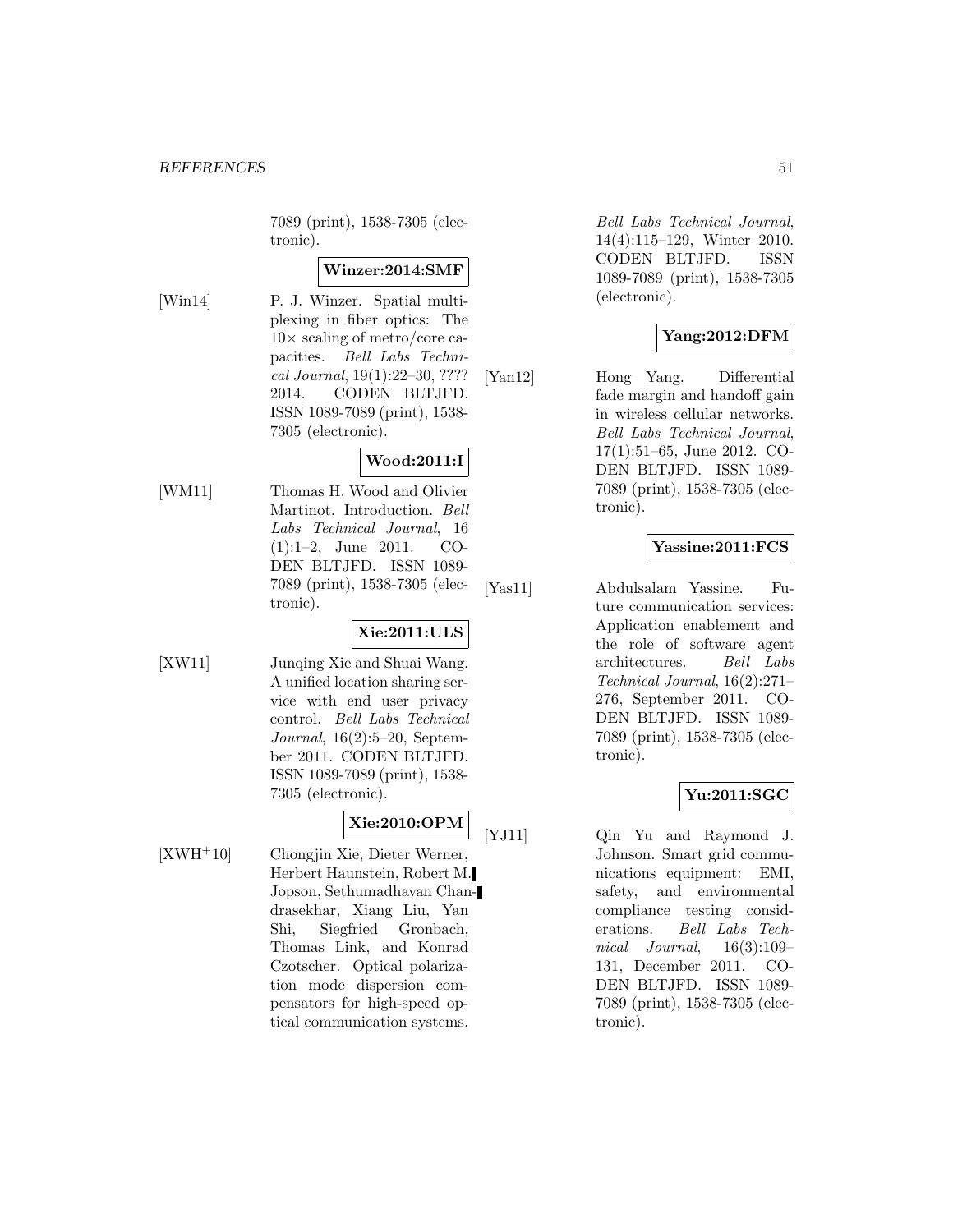7089 (print), 1538-7305 (electronic).

**Winzer:2014:SMF**

[Win14] P. J. Winzer. Spatial multiplexing in fiber optics: The $10\times$ scaling of metro/core capacities. *Bell Labs Technical Journal*, 19(1):22–30, ???? 2014. CODEN BLTJFD. ISSN 1089-7089 (print), 1538-7305 (electronic).

**Wood:2011:I**

[WM11] Thomas H. Wood and Olivier Martinot. Introduction. *Bell Labs Technical Journal*, 16 (1):1–2, June 2011. CODEN BLTJFD. ISSN 1089-7089 (print), 1538-7305 (electronic).

**Xie:2011:ULS**

[XW11] Junqing Xie and Shuai Wang. A unified location sharing service with end user privacy control. *Bell Labs Technical Journal*, 16(2):5–20, September 2011. CODEN BLTJFD. ISSN 1089-7089 (print), 1538-7305 (electronic).

**Xie:2010:OPM**

[XWH+10] Chongjin Xie, Dieter Werner, Herbert Haunstein, Robert M. Jopson, Sethumadhavan Chandrasekhar, Xiang Liu, Yan Shi, Siegfried Gronbach, Thomas Link, and Konrad Czotscher. Optical polarization mode dispersion compensators for high-speed optical communication systems. *Bell Labs Technical Journal*, 14(4):115–129, Winter 2010. CODEN BLTJFD. ISSN 1089-7089 (print), 1538-7305 (electronic).

**Yang:2012:DFM**

[Yan12] Hong Yang. Differential fade margin and handoff gain in wireless cellular networks. *Bell Labs Technical Journal*, 17(1):51–65, June 2012. CODEN BLTJFD. ISSN 1089-7089 (print), 1538-7305 (electronic).

**Yassine:2011:FCS**

[Yas11] Abdulsalam Yassine. Future communication services: Application enablement and the role of software agent architectures. *Bell Labs Technical Journal*, 16(2):271–276, September 2011. CODEN BLTJFD. ISSN 1089-7089 (print), 1538-7305 (electronic).

**Yu:2011:SGC**

[YJ11] Qin Yu and Raymond J. Johnson. Smart grid communications equipment: EMI, safety, and environmental compliance testing considerations. *Bell Labs Technical Journal*, 16(3):109–131, December 2011. CODEN BLTJFD. ISSN 1089-7089 (print), 1538-7305 (electronic).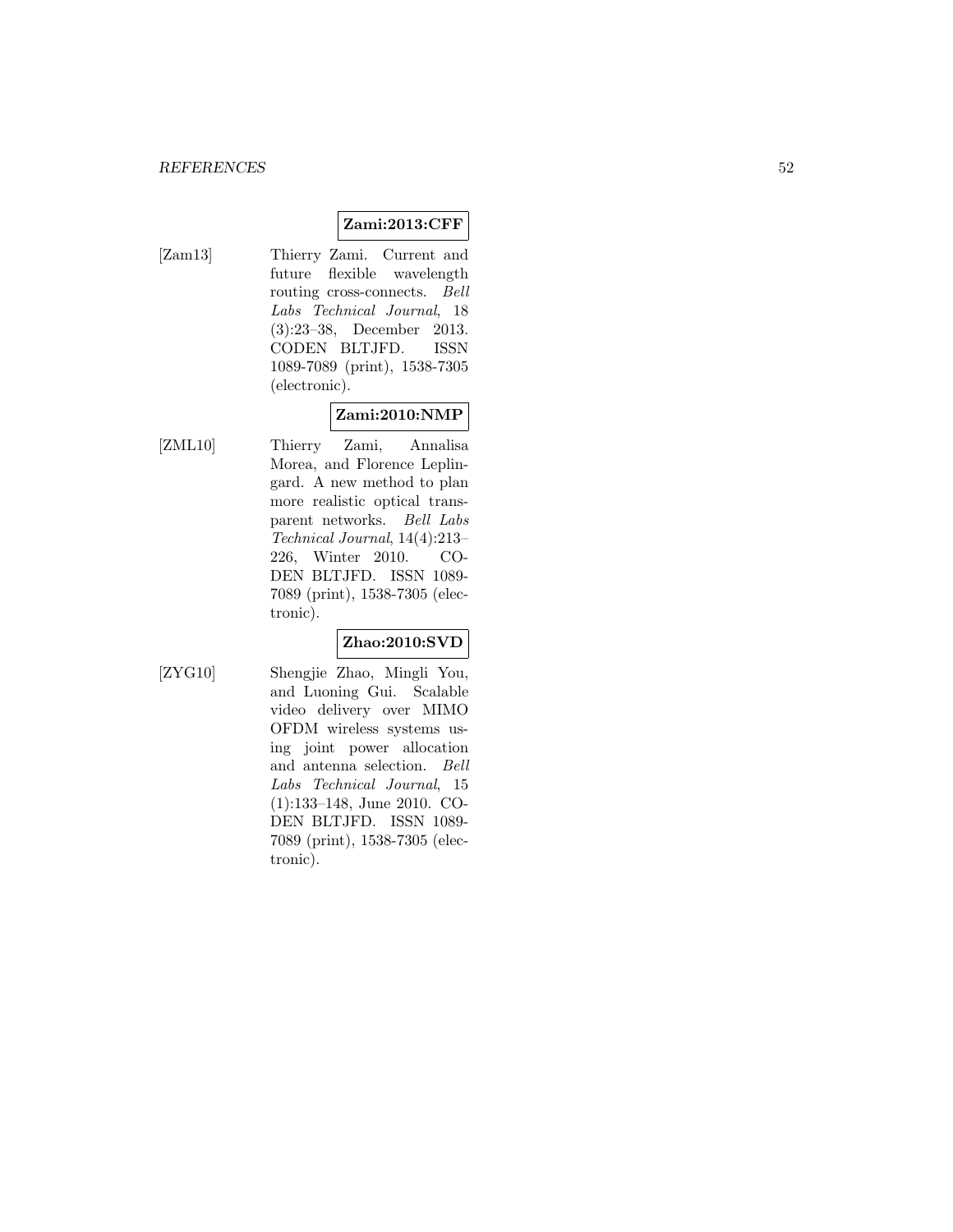**Zami:2013:CFF**

[Zam13] Thierry Zami. Current and future flexible wavelength routing cross-connects. *Bell Labs Technical Journal*, 18 (3):23–38, December 2013. CODEN BLTJFD. ISSN 1089-7089 (print), 1538-7305 (electronic).

**Zami:2010:NMP**

[ZML10] Thierry Zami, Annalisa Morea, and Florence Leplingard. A new method to plan more realistic optical transparent networks. *Bell Labs Technical Journal*, 14(4):213–226, Winter 2010. CODEN BLTJFD. ISSN 1089-7089 (print), 1538-7305 (electronic).

**Zhao:2010:SVD**

[ZYG10] Shengjie Zhao, Mingli You, and Luoning Gui. Scalable video delivery over MIMO OFDM wireless systems using joint power allocation and antenna selection. *Bell Labs Technical Journal*, 15 (1):133–148, June 2010. CODEN BLTJFD. ISSN 1089-7089 (print), 1538-7305 (electronic).